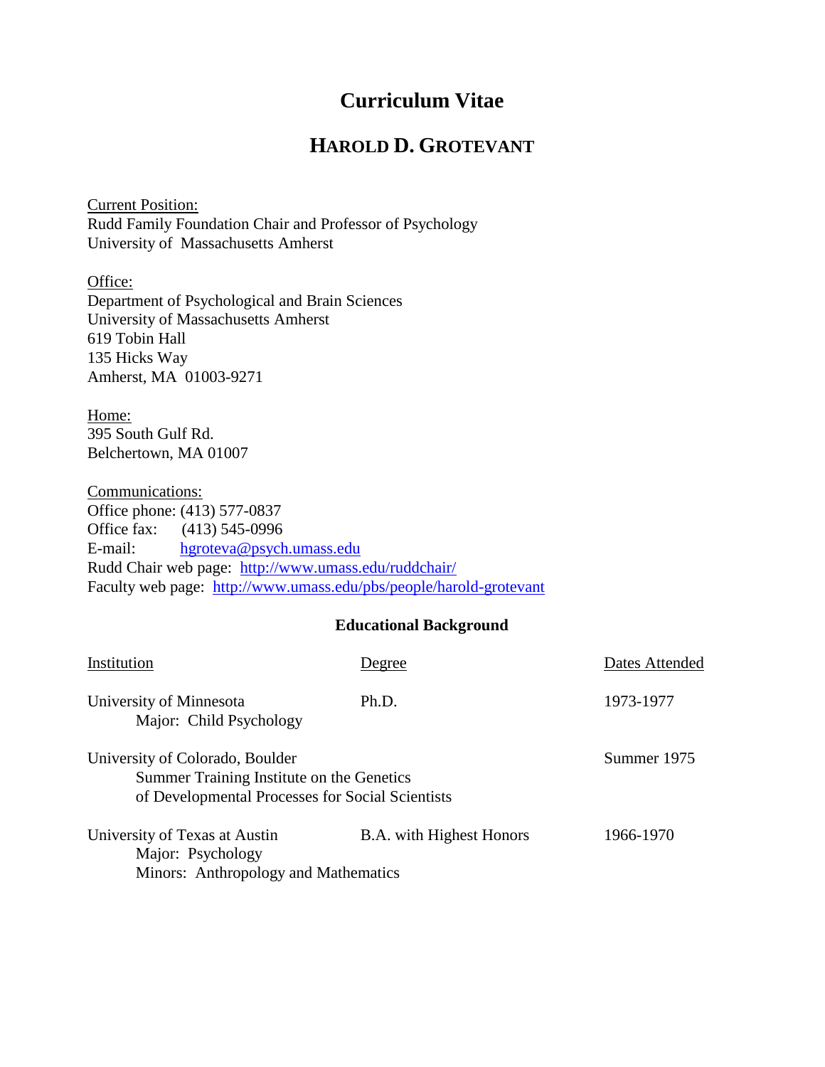# Curriculum Vitae

## HAROLD D. GROTEVANT

Current Position:
Rudd Family Foundation Chair and Professor of Psychology
University of Massachusetts Amherst

Office:
Department of Psychological and Brain Sciences
University of Massachusetts Amherst
619 Tobin Hall
135 Hicks Way
Amherst, MA 01003-9271

Home:
395 South Gulf Rd.
Belchertown, MA 01007

Communications:
Office phone: (413) 577-0837
Office fax: (413) 545-0996
E-mail: hgroteva@psych.umass.edu
Rudd Chair web page: http://www.umass.edu/ruddchair/
Faculty web page: http://www.umass.edu/pbs/people/harold-grotevant

### Educational Background

| Institution | Degree | Dates Attended |
|---|---|---|
| University of Minnesota<br>Major: Child Psychology | Ph.D. | 1973-1977 |
| University of Colorado, Boulder<br>Summer Training Institute on the Genetics of Developmental Processes for Social Scientists | | Summer 1975 |
| University of Texas at Austin<br>Major: Psychology<br>Minors: Anthropology and Mathematics | B.A. with Highest Honors | 1966-1970 |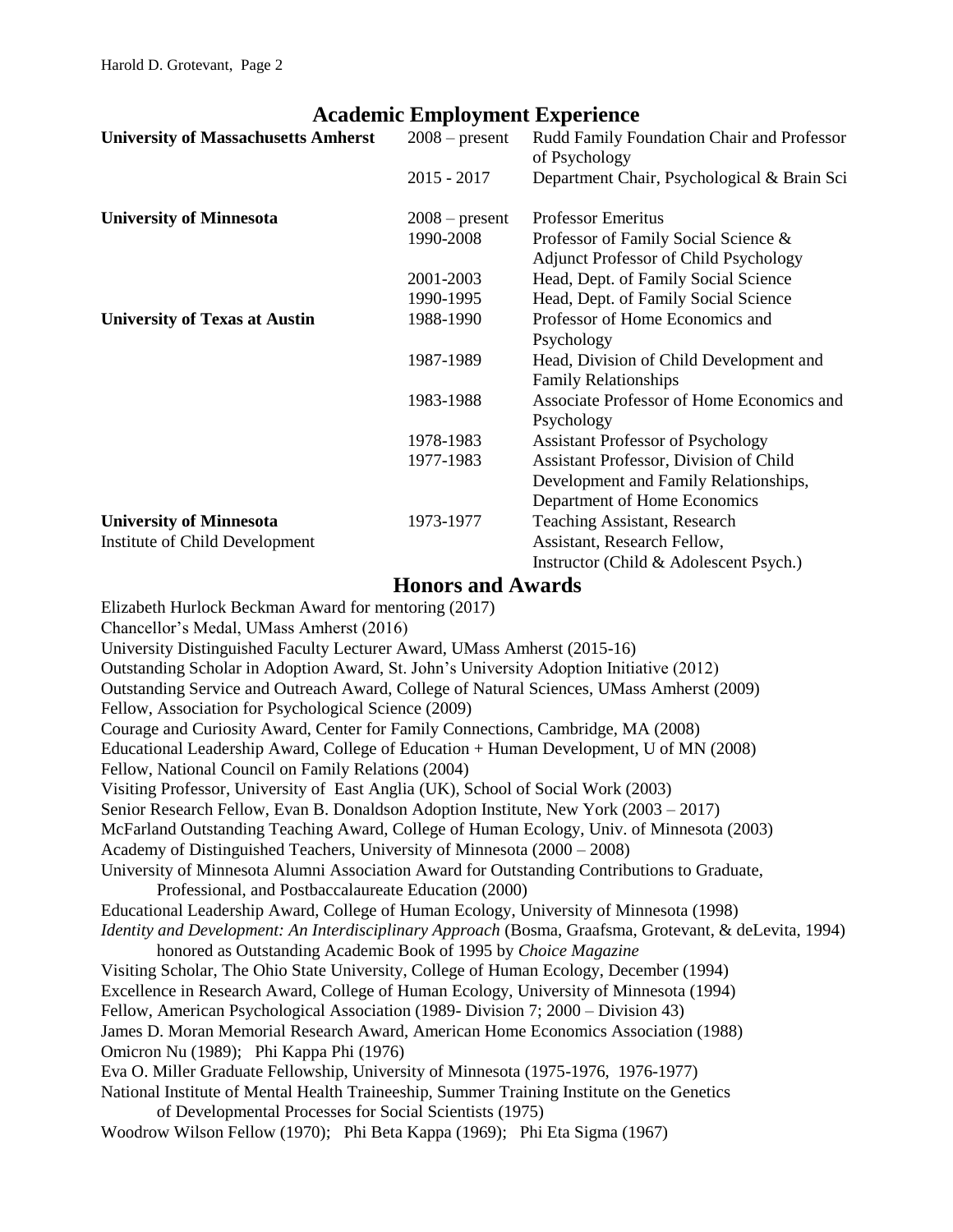## Academic Employment Experience

| | | |
|---|---|---|
| **University of Massachusetts Amherst** | 2008 – present | Rudd Family Foundation Chair and Professor of Psychology |
| | 2015 - 2017 | Department Chair, Psychological & Brain Sci |
| **University of Minnesota** | 2008 – present | Professor Emeritus |
| | 1990-2008 | Professor of Family Social Science & Adjunct Professor of Child Psychology |
| | 2001-2003 | Head, Dept. of Family Social Science |
| | 1990-1995 | Head, Dept. of Family Social Science |
| **University of Texas at Austin** | 1988-1990 | Professor of Home Economics and Psychology |
| | 1987-1989 | Head, Division of Child Development and Family Relationships |
| | 1983-1988 | Associate Professor of Home Economics and Psychology |
| | 1978-1983 | Assistant Professor of Psychology |
| | 1977-1983 | Assistant Professor, Division of Child Development and Family Relationships, Department of Home Economics |
| **University of Minnesota** Institute of Child Development | 1973-1977 | Teaching Assistant, Research Assistant, Research Fellow, Instructor (Child & Adolescent Psych.) |

## Honors and Awards

Elizabeth Hurlock Beckman Award for mentoring (2017)
Chancellor's Medal, UMass Amherst (2016)
University Distinguished Faculty Lecturer Award, UMass Amherst (2015-16)
Outstanding Scholar in Adoption Award, St. John's University Adoption Initiative (2012)
Outstanding Service and Outreach Award, College of Natural Sciences, UMass Amherst (2009)
Fellow, Association for Psychological Science (2009)
Courage and Curiosity Award, Center for Family Connections, Cambridge, MA (2008)
Educational Leadership Award, College of Education + Human Development, U of MN (2008)
Fellow, National Council on Family Relations (2004)
Visiting Professor, University of East Anglia (UK), School of Social Work (2003)
Senior Research Fellow, Evan B. Donaldson Adoption Institute, New York (2003 – 2017)
McFarland Outstanding Teaching Award, College of Human Ecology, Univ. of Minnesota (2003)
Academy of Distinguished Teachers, University of Minnesota (2000 – 2008)
University of Minnesota Alumni Association Award for Outstanding Contributions to Graduate, Professional, and Postbaccalaureate Education (2000)
Educational Leadership Award, College of Human Ecology, University of Minnesota (1998)
*Identity and Development: An Interdisciplinary Approach* (Bosma, Graafsma, Grotevant, & deLevita, 1994) honored as Outstanding Academic Book of 1995 by *Choice Magazine*
Visiting Scholar, The Ohio State University, College of Human Ecology, December (1994)
Excellence in Research Award, College of Human Ecology, University of Minnesota (1994)
Fellow, American Psychological Association (1989- Division 7; 2000 – Division 43)
James D. Moran Memorial Research Award, American Home Economics Association (1988)
Omicron Nu (1989); Phi Kappa Phi (1976)
Eva O. Miller Graduate Fellowship, University of Minnesota (1975-1976, 1976-1977)
National Institute of Mental Health Traineeship, Summer Training Institute on the Genetics of Developmental Processes for Social Scientists (1975)
Woodrow Wilson Fellow (1970); Phi Beta Kappa (1969); Phi Eta Sigma (1967)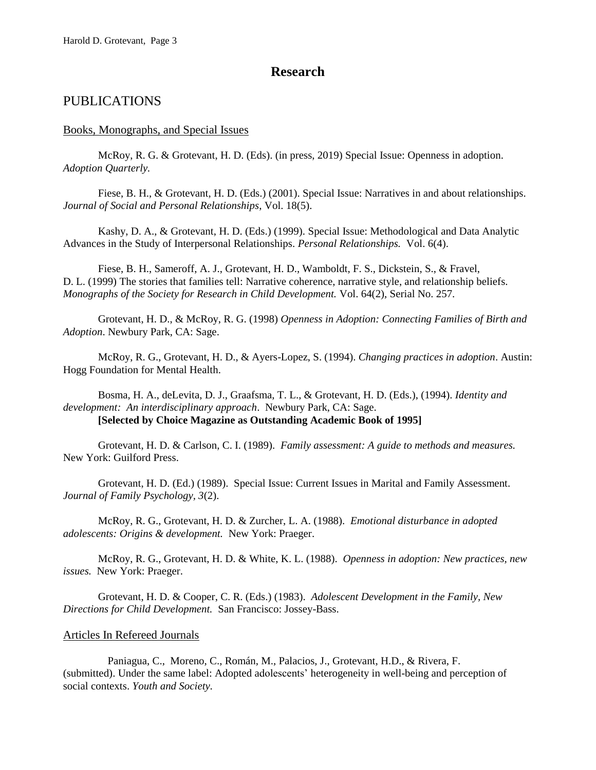# Research

## PUBLICATIONS

### Books, Monographs, and Special Issues

McRoy, R. G. & Grotevant, H. D. (Eds). (in press, 2019) Special Issue: Openness in adoption. *Adoption Quarterly.*

Fiese, B. H., & Grotevant, H. D. (Eds.) (2001). Special Issue: Narratives in and about relationships. *Journal of Social and Personal Relationships*, Vol. 18(5).

Kashy, D. A., & Grotevant, H. D. (Eds.) (1999). Special Issue: Methodological and Data Analytic Advances in the Study of Interpersonal Relationships. *Personal Relationships.* Vol. 6(4).

Fiese, B. H., Sameroff, A. J., Grotevant, H. D., Wamboldt, F. S., Dickstein, S., & Fravel, D. L. (1999) The stories that families tell: Narrative coherence, narrative style, and relationship beliefs. *Monographs of the Society for Research in Child Development.* Vol. 64(2), Serial No. 257.

Grotevant, H. D., & McRoy, R. G. (1998) *Openness in Adoption: Connecting Families of Birth and Adoption*. Newbury Park, CA: Sage.

McRoy, R. G., Grotevant, H. D., & Ayers-Lopez, S. (1994). *Changing practices in adoption*. Austin: Hogg Foundation for Mental Health.

Bosma, H. A., deLevita, D. J., Graafsma, T. L., & Grotevant, H. D. (Eds.), (1994). *Identity and development: An interdisciplinary approach*. Newbury Park, CA: Sage.
**[Selected by Choice Magazine as Outstanding Academic Book of 1995]**

Grotevant, H. D. & Carlson, C. I. (1989). *Family assessment: A guide to methods and measures.* New York: Guilford Press.

Grotevant, H. D. (Ed.) (1989). Special Issue: Current Issues in Marital and Family Assessment. *Journal of Family Psychology, 3*(2).

McRoy, R. G., Grotevant, H. D. & Zurcher, L. A. (1988). *Emotional disturbance in adopted adolescents: Origins & development.* New York: Praeger.

McRoy, R. G., Grotevant, H. D. & White, K. L. (1988). *Openness in adoption: New practices, new issues.* New York: Praeger.

Grotevant, H. D. & Cooper, C. R. (Eds.) (1983). *Adolescent Development in the Family, New Directions for Child Development.* San Francisco: Jossey-Bass.

### Articles In Refereed Journals

Paniagua, C., Moreno, C., Román, M., Palacios, J., Grotevant, H.D., & Rivera, F. (submitted). Under the same label: Adopted adolescents' heterogeneity in well-being and perception of social contexts. *Youth and Society.*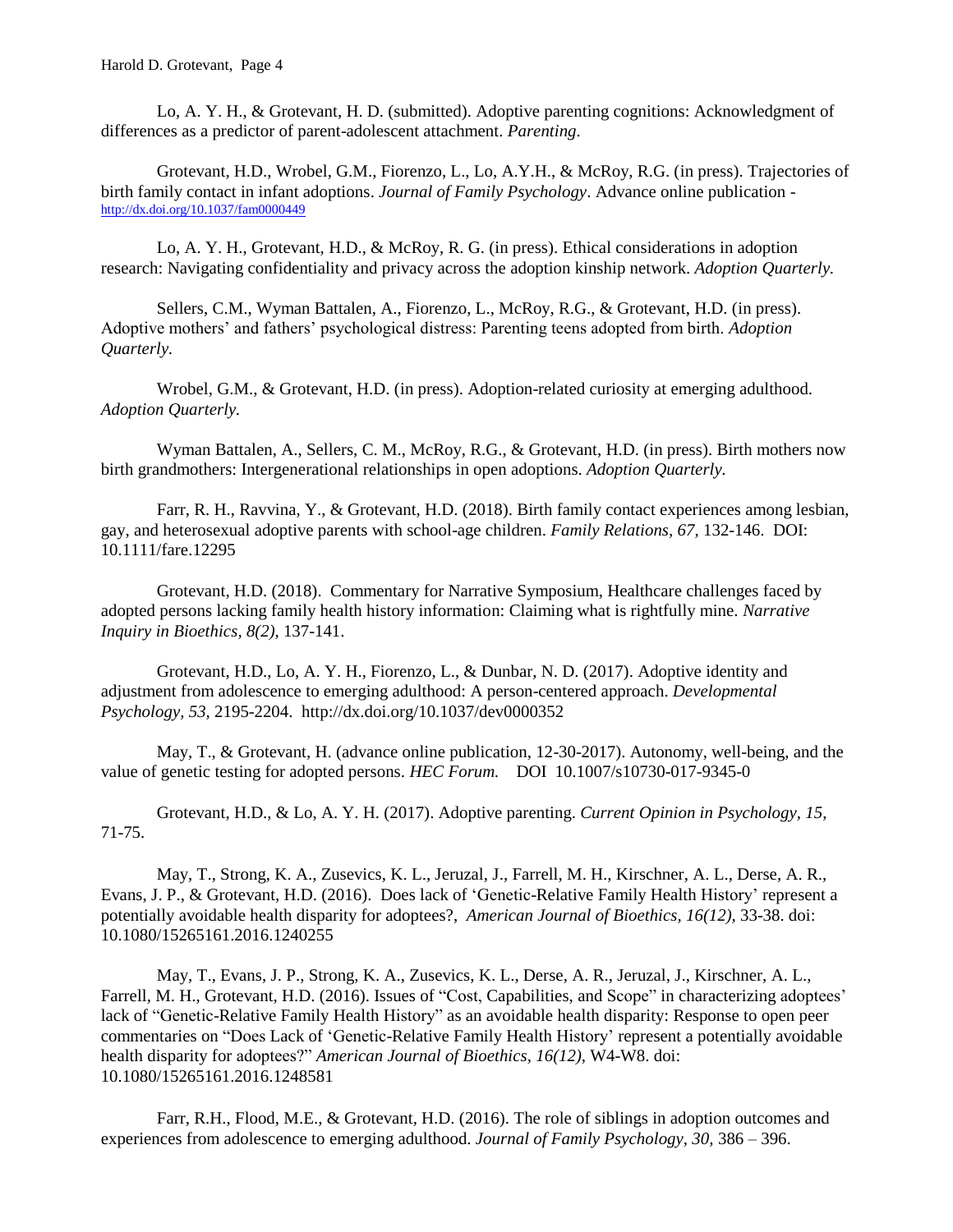Lo, A. Y. H., & Grotevant, H. D. (submitted). Adoptive parenting cognitions: Acknowledgment of differences as a predictor of parent-adolescent attachment. *Parenting*.

Grotevant, H.D., Wrobel, G.M., Fiorenzo, L., Lo, A.Y.H., & McRoy, R.G. (in press). Trajectories of birth family contact in infant adoptions. *Journal of Family Psychology*. Advance online publication - http://dx.doi.org/10.1037/fam0000449

Lo, A. Y. H., Grotevant, H.D., & McRoy, R. G. (in press). Ethical considerations in adoption research: Navigating confidentiality and privacy across the adoption kinship network. *Adoption Quarterly.*

Sellers, C.M., Wyman Battalen, A., Fiorenzo, L., McRoy, R.G., & Grotevant, H.D. (in press). Adoptive mothers' and fathers' psychological distress: Parenting teens adopted from birth. *Adoption Quarterly.*

Wrobel, G.M., & Grotevant, H.D. (in press). Adoption-related curiosity at emerging adulthood. *Adoption Quarterly.*

Wyman Battalen, A., Sellers, C. M., McRoy, R.G., & Grotevant, H.D. (in press). Birth mothers now birth grandmothers: Intergenerational relationships in open adoptions. *Adoption Quarterly.*

Farr, R. H., Ravvina, Y., & Grotevant, H.D. (2018). Birth family contact experiences among lesbian, gay, and heterosexual adoptive parents with school-age children. *Family Relations, 67,* 132-146. DOI: 10.1111/fare.12295

Grotevant, H.D. (2018). Commentary for Narrative Symposium, Healthcare challenges faced by adopted persons lacking family health history information: Claiming what is rightfully mine. *Narrative Inquiry in Bioethics, 8(2),* 137-141.

Grotevant, H.D., Lo, A. Y. H., Fiorenzo, L., & Dunbar, N. D. (2017). Adoptive identity and adjustment from adolescence to emerging adulthood: A person-centered approach. *Developmental Psychology, 53,* 2195-2204. http://dx.doi.org/10.1037/dev0000352

May, T., & Grotevant, H. (advance online publication, 12-30-2017). Autonomy, well-being, and the value of genetic testing for adopted persons. *HEC Forum.* DOI 10.1007/s10730-017-9345-0

Grotevant, H.D., & Lo, A. Y. H. (2017). Adoptive parenting. *Current Opinion in Psychology, 15,* 71-75.

May, T., Strong, K. A., Zusevics, K. L., Jeruzal, J., Farrell, M. H., Kirschner, A. L., Derse, A. R., Evans, J. P., & Grotevant, H.D. (2016). Does lack of 'Genetic-Relative Family Health History' represent a potentially avoidable health disparity for adoptees?, *American Journal of Bioethics, 16(12),* 33-38. doi: 10.1080/15265161.2016.1240255

May, T., Evans, J. P., Strong, K. A., Zusevics, K. L., Derse, A. R., Jeruzal, J., Kirschner, A. L., Farrell, M. H., Grotevant, H.D. (2016). Issues of "Cost, Capabilities, and Scope" in characterizing adoptees' lack of "Genetic-Relative Family Health History" as an avoidable health disparity: Response to open peer commentaries on "Does Lack of 'Genetic-Relative Family Health History' represent a potentially avoidable health disparity for adoptees?" *American Journal of Bioethics, 16(12),* W4-W8. doi: 10.1080/15265161.2016.1248581

Farr, R.H., Flood, M.E., & Grotevant, H.D. (2016). The role of siblings in adoption outcomes and experiences from adolescence to emerging adulthood. *Journal of Family Psychology, 30,* 386 – 396.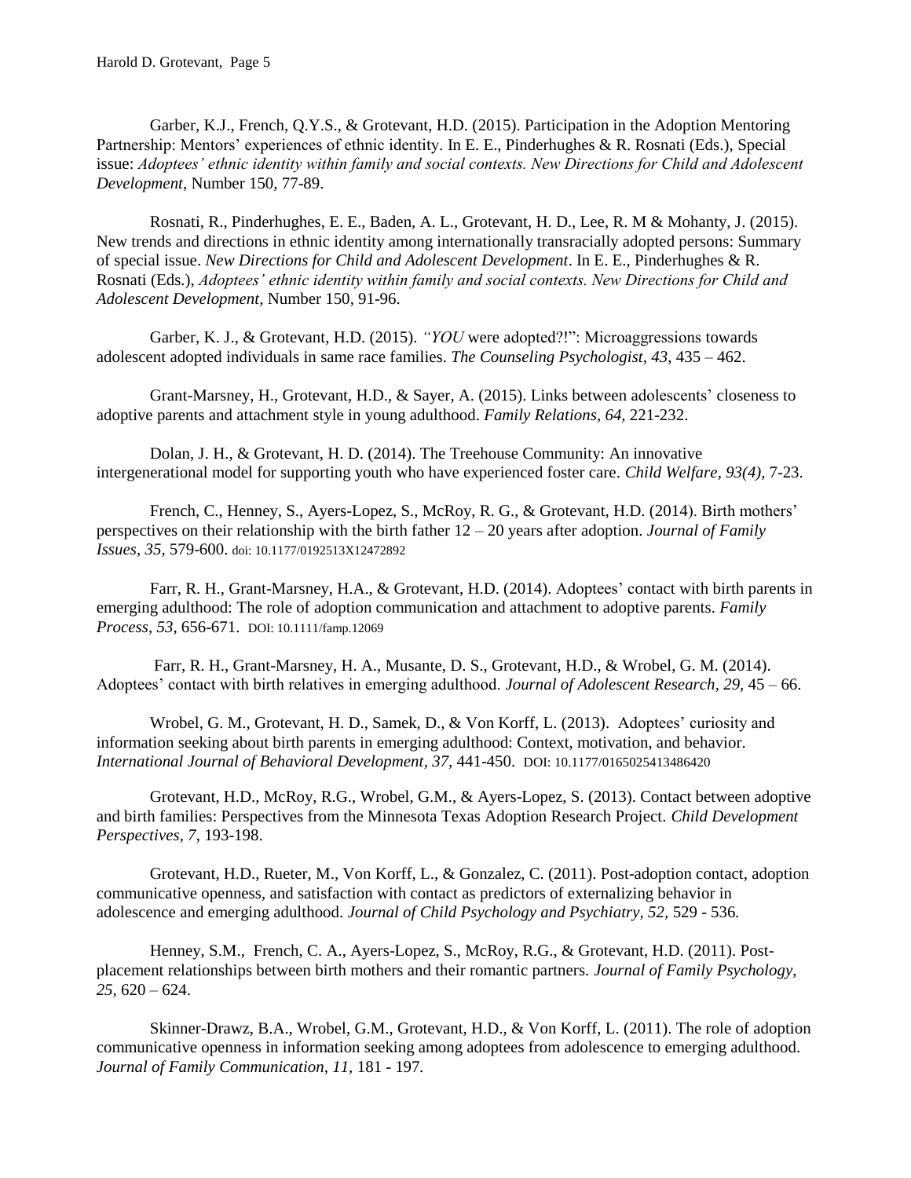Garber, K.J., French, Q.Y.S., & Grotevant, H.D. (2015). Participation in the Adoption Mentoring Partnership: Mentors' experiences of ethnic identity. In E. E., Pinderhughes & R. Rosnati (Eds.), Special issue: *Adoptees' ethnic identity within family and social contexts. New Directions for Child and Adolescent Development*, Number 150, 77-89.

Rosnati, R., Pinderhughes, E. E., Baden, A. L., Grotevant, H. D., Lee, R. M & Mohanty, J. (2015). New trends and directions in ethnic identity among internationally transracially adopted persons: Summary of special issue. *New Directions for Child and Adolescent Development*. In E. E., Pinderhughes & R. Rosnati (Eds.), *Adoptees' ethnic identity within family and social contexts. New Directions for Child and Adolescent Development*, Number 150, 91-96.

Garber, K. J., & Grotevant, H.D. (2015). *"YOU* were adopted?!": Microaggressions towards adolescent adopted individuals in same race families. *The Counseling Psychologist, 43*, 435 – 462.

Grant-Marsney, H., Grotevant, H.D., & Sayer, A. (2015). Links between adolescents' closeness to adoptive parents and attachment style in young adulthood. *Family Relations, 64*, 221-232.

Dolan, J. H., & Grotevant, H. D. (2014). The Treehouse Community: An innovative intergenerational model for supporting youth who have experienced foster care. *Child Welfare, 93(4),* 7-23.

French, C., Henney, S., Ayers-Lopez, S., McRoy, R. G., & Grotevant, H.D. (2014). Birth mothers' perspectives on their relationship with the birth father 12 – 20 years after adoption. *Journal of Family Issues, 35,* 579-600. doi: 10.1177/0192513X12472892

Farr, R. H., Grant-Marsney, H.A., & Grotevant, H.D. (2014). Adoptees' contact with birth parents in emerging adulthood: The role of adoption communication and attachment to adoptive parents. *Family Process, 53*, 656-671. DOI: 10.1111/famp.12069

Farr, R. H., Grant-Marsney, H. A., Musante, D. S., Grotevant, H.D., & Wrobel, G. M. (2014). Adoptees' contact with birth relatives in emerging adulthood. *Journal of Adolescent Research, 29*, 45 – 66.

Wrobel, G. M., Grotevant, H. D., Samek, D., & Von Korff, L. (2013). Adoptees' curiosity and information seeking about birth parents in emerging adulthood: Context, motivation, and behavior. *International Journal of Behavioral Development, 37,* 441-450. DOI: 10.1177/0165025413486420

Grotevant, H.D., McRoy, R.G., Wrobel, G.M., & Ayers-Lopez, S. (2013). Contact between adoptive and birth families: Perspectives from the Minnesota Texas Adoption Research Project. *Child Development Perspectives, 7*, 193-198.

Grotevant, H.D., Rueter, M., Von Korff, L., & Gonzalez, C. (2011). Post-adoption contact, adoption communicative openness, and satisfaction with contact as predictors of externalizing behavior in adolescence and emerging adulthood. *Journal of Child Psychology and Psychiatry, 52,* 529 - 536.

Henney, S.M., French, C. A., Ayers-Lopez, S., McRoy, R.G., & Grotevant, H.D. (2011). Post-placement relationships between birth mothers and their romantic partners. *Journal of Family Psychology, 25,* 620 – 624.

Skinner-Drawz, B.A., Wrobel, G.M., Grotevant, H.D., & Von Korff, L. (2011). The role of adoption communicative openness in information seeking among adoptees from adolescence to emerging adulthood. *Journal of Family Communication, 11,* 181 - 197.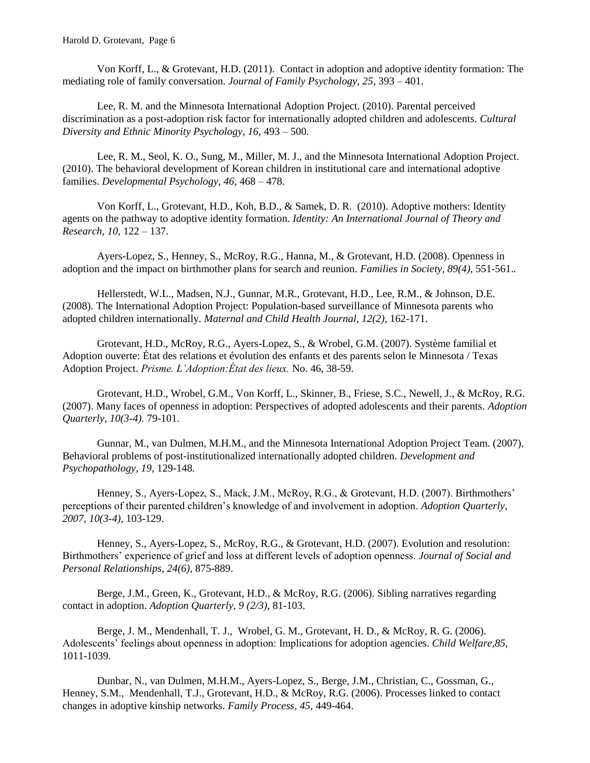Von Korff, L., & Grotevant, H.D. (2011). Contact in adoption and adoptive identity formation: The mediating role of family conversation. *Journal of Family Psychology, 25*, 393 – 401.

Lee, R. M. and the Minnesota International Adoption Project. (2010). Parental perceived discrimination as a post-adoption risk factor for internationally adopted children and adolescents. *Cultural Diversity and Ethnic Minority Psychology, 16,* 493 – 500*.*

Lee, R. M., Seol, K. O., Sung, M., Miller, M. J., and the Minnesota International Adoption Project. (2010). The behavioral development of Korean children in institutional care and international adoptive families. *Developmental Psychology, 46*, 468 – 478.

Von Korff, L., Grotevant, H.D., Koh, B.D., & Samek, D. R. (2010). Adoptive mothers: Identity agents on the pathway to adoptive identity formation. *Identity: An International Journal of Theory and Research, 10,* 122 – 137.

Ayers-Lopez, S., Henney, S., McRoy, R.G., Hanna, M., & Grotevant, H.D. (2008). Openness in adoption and the impact on birthmother plans for search and reunion. *Families in Society, 89(4),* 551-561..

Hellerstedt, W.L., Madsen, N.J., Gunnar, M.R., Grotevant, H.D., Lee, R.M., & Johnson, D.E. (2008). The International Adoption Project: Population-based surveillance of Minnesota parents who adopted children internationally. *Maternal and Child Health Journal, 12(2),* 162-171.

Grotevant, H.D., McRoy, R.G., Ayers-Lopez, S., & Wrobel, G.M. (2007). Système familial et Adoption ouverte: État des relations et évolution des enfants et des parents selon le Minnesota / Texas Adoption Project. *Prisme. L'Adoption:État des lieux.* No. 46, 38-59.

Grotevant, H.D., Wrobel, G.M., Von Korff, L., Skinner, B., Friese, S.C., Newell, J., & McRoy, R.G. (2007). Many faces of openness in adoption: Perspectives of adopted adolescents and their parents. *Adoption Quarterly, 10(3-4).* 79-101.

Gunnar, M., van Dulmen, M.H.M., and the Minnesota International Adoption Project Team. (2007). Behavioral problems of post-institutionalized internationally adopted children. *Development and Psychopathology, 19,* 129-148*.*

Henney, S., Ayers-Lopez, S., Mack, J.M., McRoy, R.G., & Grotevant, H.D. (2007). Birthmothers' perceptions of their parented children's knowledge of and involvement in adoption. *Adoption Quarterly, 2007, 10(3-4),* 103-129.

Henney, S., Ayers-Lopez, S., McRoy, R.G., & Grotevant, H.D. (2007). Evolution and resolution: Birthmothers' experience of grief and loss at different levels of adoption openness. *Journal of Social and Personal Relationships, 24(6),* 875-889.

Berge, J.M., Green, K., Grotevant, H.D., & McRoy, R.G. (2006). Sibling narratives regarding contact in adoption. *Adoption Quarterly, 9 (2/3),* 81-103.

Berge, J. M., Mendenhall, T. J., Wrobel, G. M., Grotevant, H. D., & McRoy, R. G. (2006). Adolescents' feelings about openness in adoption: Implications for adoption agencies. *Child Welfare,85,* 1011-1039.

Dunbar, N., van Dulmen, M.H.M., Ayers-Lopez, S., Berge, J.M., Christian, C., Gossman, G., Henney, S.M., Mendenhall, T.J., Grotevant, H.D., & McRoy, R.G. (2006). Processes linked to contact changes in adoptive kinship networks. *Family Process, 45,* 449-464.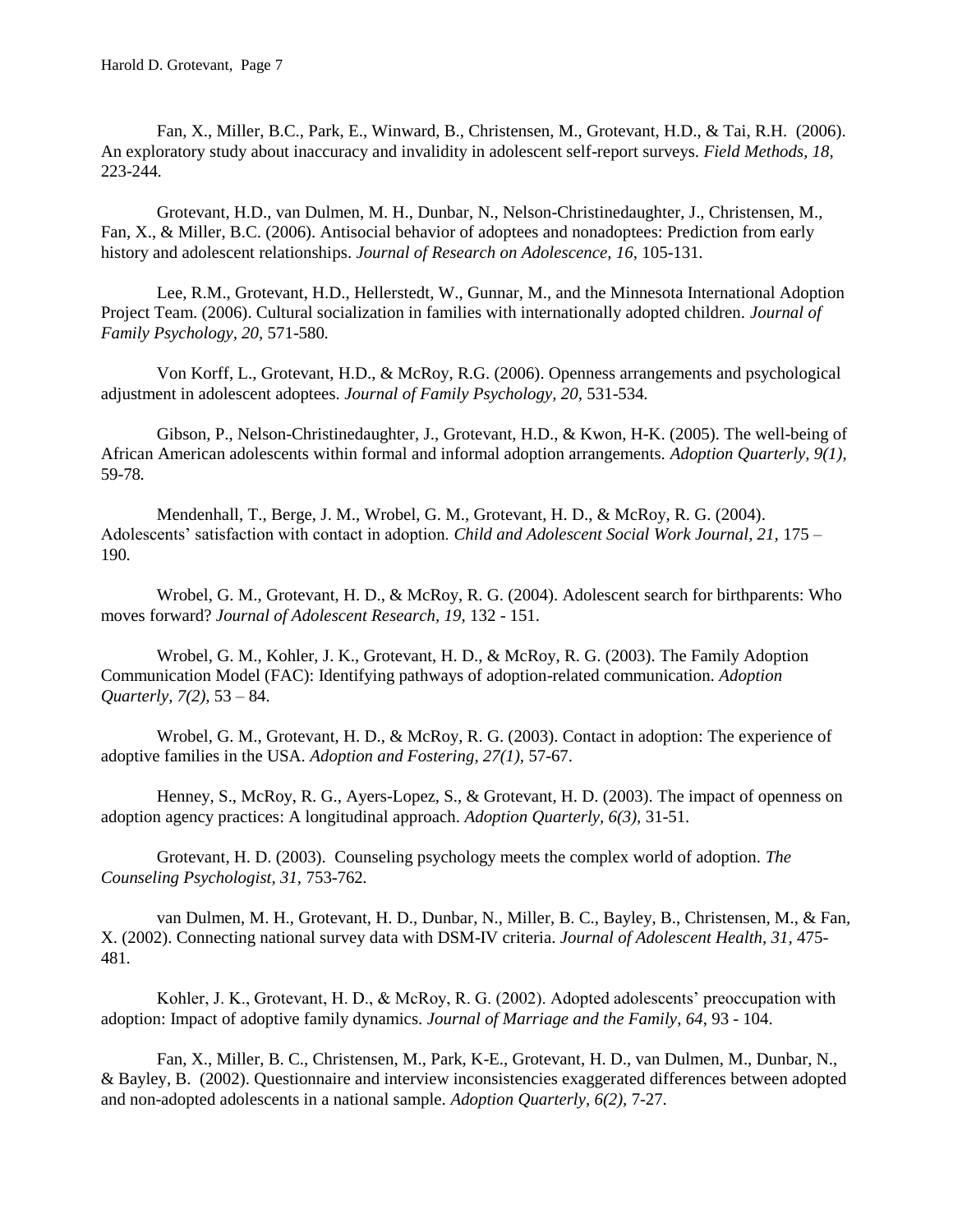Fan, X., Miller, B.C., Park, E., Winward, B., Christensen, M., Grotevant, H.D., & Tai, R.H. (2006). An exploratory study about inaccuracy and invalidity in adolescent self-report surveys. *Field Methods, 18,* 223-244.

Grotevant, H.D., van Dulmen, M. H., Dunbar, N., Nelson-Christinedaughter, J., Christensen, M., Fan, X., & Miller, B.C. (2006). Antisocial behavior of adoptees and nonadoptees: Prediction from early history and adolescent relationships. *Journal of Research on Adolescence, 16,* 105-131.

Lee, R.M., Grotevant, H.D., Hellerstedt, W., Gunnar, M., and the Minnesota International Adoption Project Team. (2006). Cultural socialization in families with internationally adopted children. *Journal of Family Psychology, 20,* 571-580.

Von Korff, L., Grotevant, H.D., & McRoy, R.G. (2006). Openness arrangements and psychological adjustment in adolescent adoptees. *Journal of Family Psychology, 20,* 531-534.

Gibson, P., Nelson-Christinedaughter, J., Grotevant, H.D., & Kwon, H-K. (2005). The well-being of African American adolescents within formal and informal adoption arrangements. *Adoption Quarterly, 9(1),* 59-78.

Mendenhall, T., Berge, J. M., Wrobel, G. M., Grotevant, H. D., & McRoy, R. G. (2004). Adolescents' satisfaction with contact in adoption. *Child and Adolescent Social Work Journal, 21,* 175 – 190.

Wrobel, G. M., Grotevant, H. D., & McRoy, R. G. (2004). Adolescent search for birthparents: Who moves forward? *Journal of Adolescent Research, 19,* 132 - 151.

Wrobel, G. M., Kohler, J. K., Grotevant, H. D., & McRoy, R. G. (2003). The Family Adoption Communication Model (FAC): Identifying pathways of adoption-related communication. *Adoption Quarterly, 7(2),* 53 – 84.

Wrobel, G. M., Grotevant, H. D., & McRoy, R. G. (2003). Contact in adoption: The experience of adoptive families in the USA. *Adoption and Fostering, 27(1),* 57-67.

Henney, S., McRoy, R. G., Ayers-Lopez, S., & Grotevant, H. D. (2003). The impact of openness on adoption agency practices: A longitudinal approach. *Adoption Quarterly, 6(3),* 31-51.

Grotevant, H. D. (2003). Counseling psychology meets the complex world of adoption. *The Counseling Psychologist, 31,* 753-762.

van Dulmen, M. H., Grotevant, H. D., Dunbar, N., Miller, B. C., Bayley, B., Christensen, M., & Fan, X. (2002). Connecting national survey data with DSM-IV criteria. *Journal of Adolescent Health, 31,* 475-481.

Kohler, J. K., Grotevant, H. D., & McRoy, R. G. (2002). Adopted adolescents' preoccupation with adoption: Impact of adoptive family dynamics. *Journal of Marriage and the Family, 64,* 93 - 104.

Fan, X., Miller, B. C., Christensen, M., Park, K-E., Grotevant, H. D., van Dulmen, M., Dunbar, N., & Bayley, B. (2002). Questionnaire and interview inconsistencies exaggerated differences between adopted and non-adopted adolescents in a national sample. *Adoption Quarterly, 6(2),* 7-27.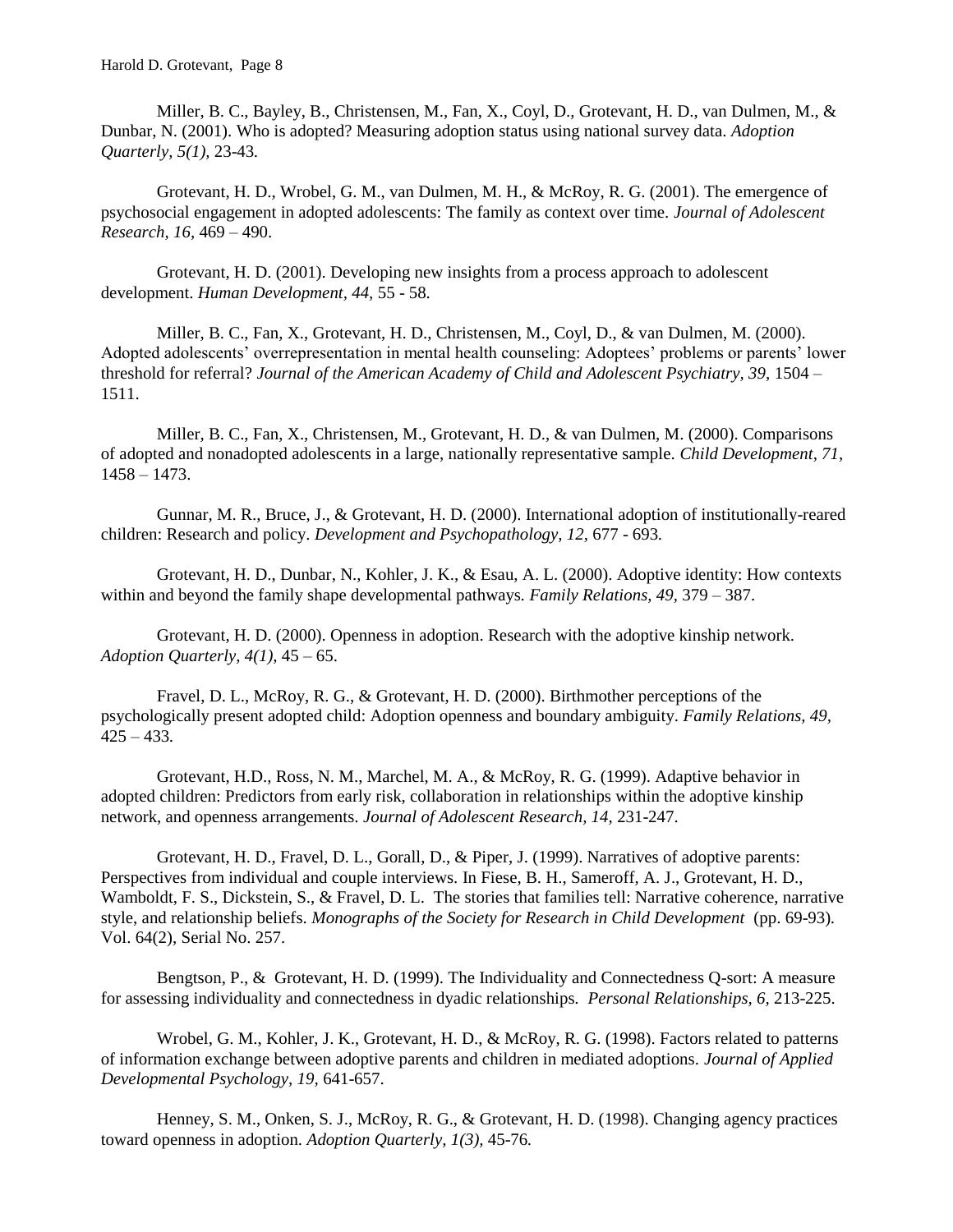Miller, B. C., Bayley, B., Christensen, M., Fan, X., Coyl, D., Grotevant, H. D., van Dulmen, M., & Dunbar, N. (2001). Who is adopted? Measuring adoption status using national survey data. *Adoption Quarterly, 5(1),* 23-43.

Grotevant, H. D., Wrobel, G. M., van Dulmen, M. H., & McRoy, R. G. (2001). The emergence of psychosocial engagement in adopted adolescents: The family as context over time. *Journal of Adolescent Research, 16,* 469 – 490.

Grotevant, H. D. (2001). Developing new insights from a process approach to adolescent development. *Human Development, 44,* 55 - 58.

Miller, B. C., Fan, X., Grotevant, H. D., Christensen, M., Coyl, D., & van Dulmen, M. (2000). Adopted adolescents' overrepresentation in mental health counseling: Adoptees' problems or parents' lower threshold for referral? *Journal of the American Academy of Child and Adolescent Psychiatry, 39,* 1504 – 1511.

Miller, B. C., Fan, X., Christensen, M., Grotevant, H. D., & van Dulmen, M. (2000). Comparisons of adopted and nonadopted adolescents in a large, nationally representative sample. *Child Development, 71,* 1458 – 1473.

Gunnar, M. R., Bruce, J., & Grotevant, H. D. (2000). International adoption of institutionally-reared children: Research and policy. *Development and Psychopathology, 12,* 677 - 693.

Grotevant, H. D., Dunbar, N., Kohler, J. K., & Esau, A. L. (2000). Adoptive identity: How contexts within and beyond the family shape developmental pathways. *Family Relations, 49,* 379 – 387.

Grotevant, H. D. (2000). Openness in adoption. Research with the adoptive kinship network. *Adoption Quarterly, 4(1),* 45 – 65.

Fravel, D. L., McRoy, R. G., & Grotevant, H. D. (2000). Birthmother perceptions of the psychologically present adopted child: Adoption openness and boundary ambiguity. *Family Relations, 49,* 425 – 433.

Grotevant, H.D., Ross, N. M., Marchel, M. A., & McRoy, R. G. (1999). Adaptive behavior in adopted children: Predictors from early risk, collaboration in relationships within the adoptive kinship network, and openness arrangements. *Journal of Adolescent Research, 14,* 231-247.

Grotevant, H. D., Fravel, D. L., Gorall, D., & Piper, J. (1999). Narratives of adoptive parents: Perspectives from individual and couple interviews. In Fiese, B. H., Sameroff, A. J., Grotevant, H. D., Wamboldt, F. S., Dickstein, S., & Fravel, D. L. The stories that families tell: Narrative coherence, narrative style, and relationship beliefs. *Monographs of the Society for Research in Child Development* (pp. 69-93). Vol. 64(2), Serial No. 257.

Bengtson, P., & Grotevant, H. D. (1999). The Individuality and Connectedness Q-sort: A measure for assessing individuality and connectedness in dyadic relationships. *Personal Relationships, 6,* 213-225.

Wrobel, G. M., Kohler, J. K., Grotevant, H. D., & McRoy, R. G. (1998). Factors related to patterns of information exchange between adoptive parents and children in mediated adoptions. *Journal of Applied Developmental Psychology, 19,* 641-657.

Henney, S. M., Onken, S. J., McRoy, R. G., & Grotevant, H. D. (1998). Changing agency practices toward openness in adoption. *Adoption Quarterly, 1(3),* 45-76.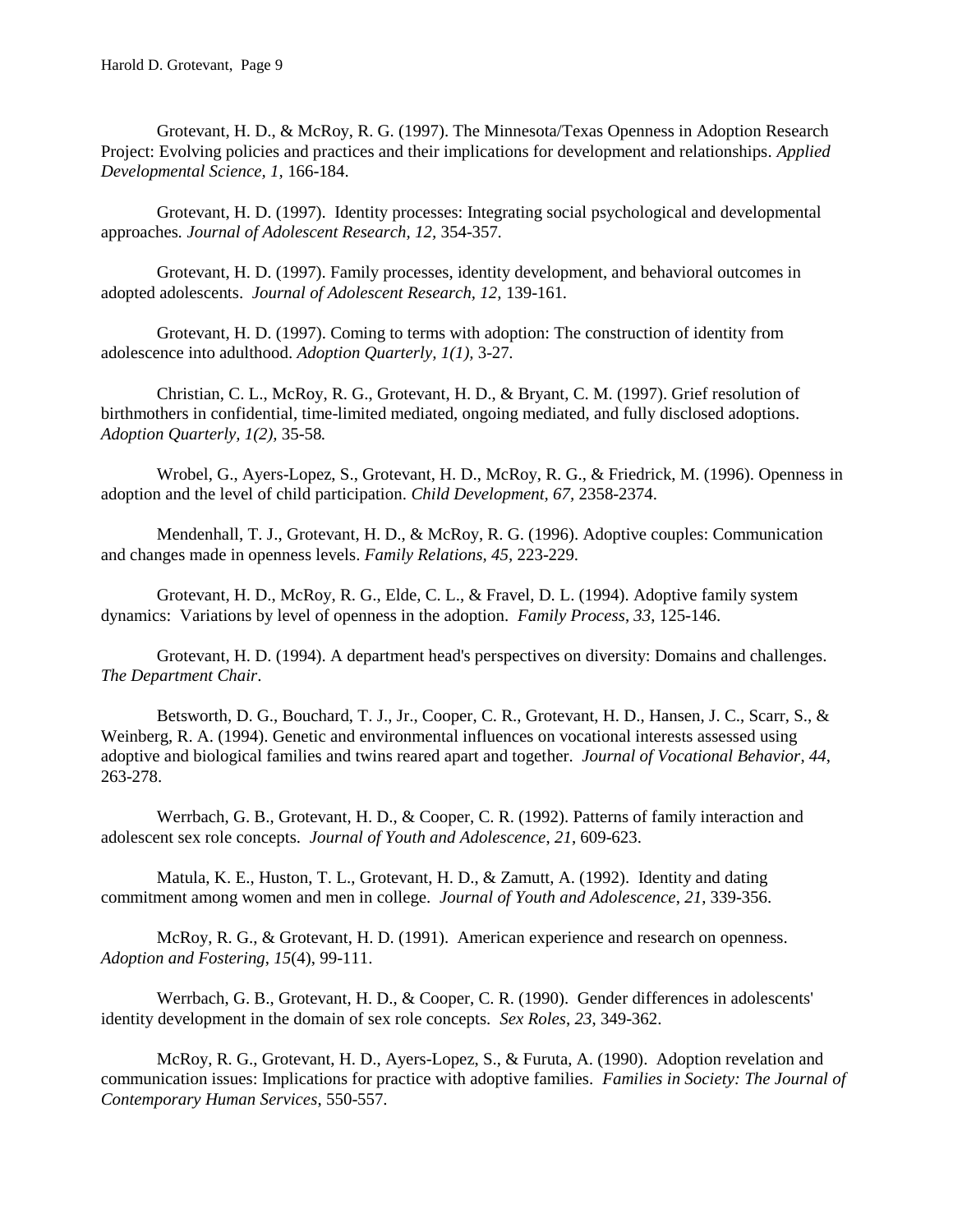Grotevant, H. D., & McRoy, R. G. (1997). The Minnesota/Texas Openness in Adoption Research Project: Evolving policies and practices and their implications for development and relationships. *Applied Developmental Science, 1,* 166-184.

Grotevant, H. D. (1997). Identity processes: Integrating social psychological and developmental approaches. *Journal of Adolescent Research, 12,* 354-357.

Grotevant, H. D. (1997). Family processes, identity development, and behavioral outcomes in adopted adolescents. *Journal of Adolescent Research, 12,* 139-161.

Grotevant, H. D. (1997). Coming to terms with adoption: The construction of identity from adolescence into adulthood. *Adoption Quarterly, 1(1),* 3-27.

Christian, C. L., McRoy, R. G., Grotevant, H. D., & Bryant, C. M. (1997). Grief resolution of birthmothers in confidential, time-limited mediated, ongoing mediated, and fully disclosed adoptions. *Adoption Quarterly, 1(2),* 35-58*.*

Wrobel, G., Ayers-Lopez, S., Grotevant, H. D., McRoy, R. G., & Friedrick, M. (1996). Openness in adoption and the level of child participation. *Child Development, 67,* 2358-2374.

Mendenhall, T. J., Grotevant, H. D., & McRoy, R. G. (1996). Adoptive couples: Communication and changes made in openness levels. *Family Relations, 45*, 223-229.

Grotevant, H. D., McRoy, R. G., Elde, C. L., & Fravel, D. L. (1994). Adoptive family system dynamics: Variations by level of openness in the adoption. *Family Process*, *33*, 125-146.

Grotevant, H. D. (1994). A department head's perspectives on diversity: Domains and challenges. *The Department Chair*.

Betsworth, D. G., Bouchard, T. J., Jr., Cooper, C. R., Grotevant, H. D., Hansen, J. C., Scarr, S., & Weinberg, R. A. (1994). Genetic and environmental influences on vocational interests assessed using adoptive and biological families and twins reared apart and together. *Journal of Vocational Behavior*, *44*, 263-278.

Werrbach, G. B., Grotevant, H. D., & Cooper, C. R. (1992). Patterns of family interaction and adolescent sex role concepts. *Journal of Youth and Adolescence*, *21*, 609-623.

Matula, K. E., Huston, T. L., Grotevant, H. D., & Zamutt, A. (1992). Identity and dating commitment among women and men in college. *Journal of Youth and Adolescence*, *21*, 339-356.

McRoy, R. G., & Grotevant, H. D. (1991). American experience and research on openness. *Adoption and Fostering*, *15*(4), 99-111.

Werrbach, G. B., Grotevant, H. D., & Cooper, C. R. (1990). Gender differences in adolescents' identity development in the domain of sex role concepts. *Sex Roles*, *23*, 349-362.

McRoy, R. G., Grotevant, H. D., Ayers-Lopez, S., & Furuta, A. (1990). Adoption revelation and communication issues: Implications for practice with adoptive families. *Families in Society: The Journal of Contemporary Human Services*, 550-557.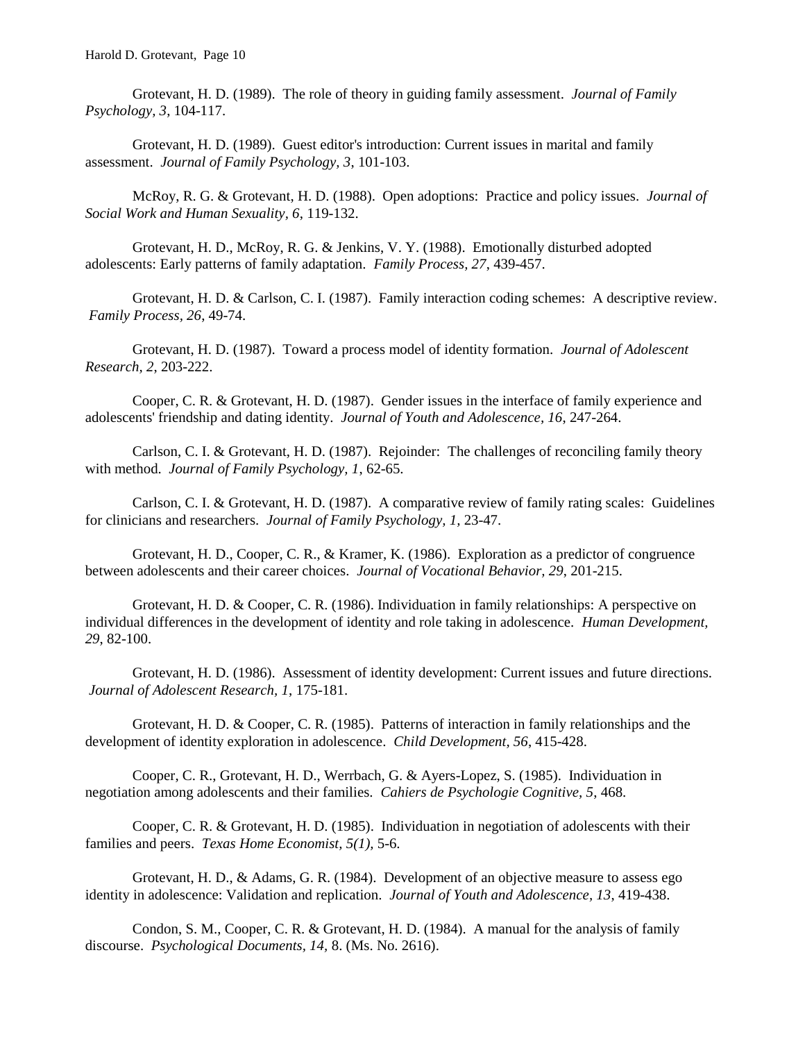Grotevant, H. D. (1989). The role of theory in guiding family assessment. *Journal of Family Psychology, 3*, 104-117.

Grotevant, H. D. (1989). Guest editor's introduction: Current issues in marital and family assessment. *Journal of Family Psychology, 3*, 101-103.

McRoy, R. G. & Grotevant, H. D. (1988). Open adoptions: Practice and policy issues. *Journal of Social Work and Human Sexuality, 6*, 119-132.

Grotevant, H. D., McRoy, R. G. & Jenkins, V. Y. (1988). Emotionally disturbed adopted adolescents: Early patterns of family adaptation. *Family Process, 27*, 439-457.

Grotevant, H. D. & Carlson, C. I. (1987). Family interaction coding schemes: A descriptive review. *Family Process, 26*, 49-74.

Grotevant, H. D. (1987). Toward a process model of identity formation. *Journal of Adolescent Research, 2*, 203-222.

Cooper, C. R. & Grotevant, H. D. (1987). Gender issues in the interface of family experience and adolescents' friendship and dating identity. *Journal of Youth and Adolescence, 16*, 247-264.

Carlson, C. I. & Grotevant, H. D. (1987). Rejoinder: The challenges of reconciling family theory with method. *Journal of Family Psychology, 1*, 62-65.

Carlson, C. I. & Grotevant, H. D. (1987). A comparative review of family rating scales: Guidelines for clinicians and researchers. *Journal of Family Psychology, 1*, 23-47.

Grotevant, H. D., Cooper, C. R., & Kramer, K. (1986). Exploration as a predictor of congruence between adolescents and their career choices. *Journal of Vocational Behavior, 29*, 201-215.

Grotevant, H. D. & Cooper, C. R. (1986). Individuation in family relationships: A perspective on individual differences in the development of identity and role taking in adolescence. *Human Development, 29*, 82-100.

Grotevant, H. D. (1986). Assessment of identity development: Current issues and future directions. *Journal of Adolescent Research, 1*, 175-181.

Grotevant, H. D. & Cooper, C. R. (1985). Patterns of interaction in family relationships and the development of identity exploration in adolescence. *Child Development, 56*, 415-428.

Cooper, C. R., Grotevant, H. D., Werrbach, G. & Ayers-Lopez, S. (1985). Individuation in negotiation among adolescents and their families. *Cahiers de Psychologie Cognitive, 5*, 468.

Cooper, C. R. & Grotevant, H. D. (1985). Individuation in negotiation of adolescents with their families and peers. *Texas Home Economist, 5(1),* 5-6.

Grotevant, H. D., & Adams, G. R. (1984). Development of an objective measure to assess ego identity in adolescence: Validation and replication. *Journal of Youth and Adolescence, 13*, 419-438.

Condon, S. M., Cooper, C. R. & Grotevant, H. D. (1984). A manual for the analysis of family discourse. *Psychological Documents, 14,* 8. (Ms. No. 2616).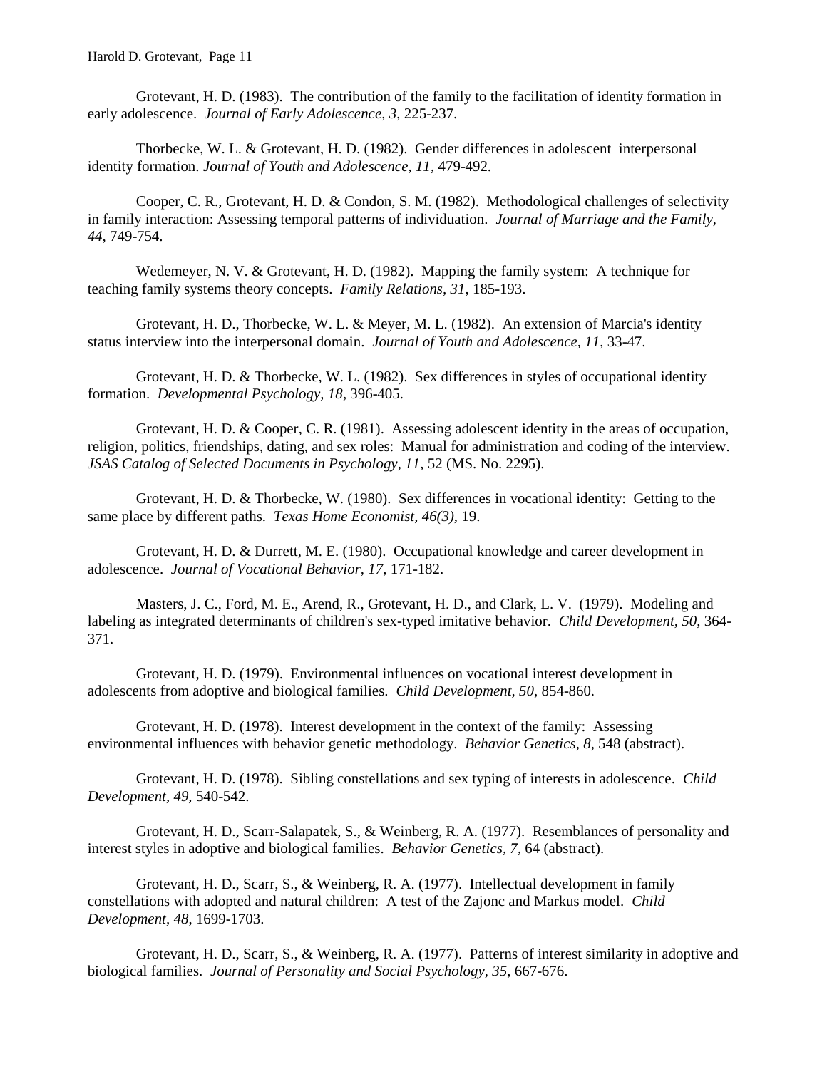Grotevant, H. D. (1983). The contribution of the family to the facilitation of identity formation in early adolescence. *Journal of Early Adolescence, 3*, 225-237.

Thorbecke, W. L. & Grotevant, H. D. (1982). Gender differences in adolescent interpersonal identity formation. *Journal of Youth and Adolescence, 11*, 479-492.

Cooper, C. R., Grotevant, H. D. & Condon, S. M. (1982). Methodological challenges of selectivity in family interaction: Assessing temporal patterns of individuation. *Journal of Marriage and the Family, 44*, 749-754.

Wedemeyer, N. V. & Grotevant, H. D. (1982). Mapping the family system: A technique for teaching family systems theory concepts. *Family Relations, 31*, 185-193.

Grotevant, H. D., Thorbecke, W. L. & Meyer, M. L. (1982). An extension of Marcia's identity status interview into the interpersonal domain. *Journal of Youth and Adolescence, 11*, 33-47.

Grotevant, H. D. & Thorbecke, W. L. (1982). Sex differences in styles of occupational identity formation. *Developmental Psychology, 18*, 396-405.

Grotevant, H. D. & Cooper, C. R. (1981). Assessing adolescent identity in the areas of occupation, religion, politics, friendships, dating, and sex roles: Manual for administration and coding of the interview. *JSAS Catalog of Selected Documents in Psychology, 11*, 52 (MS. No. 2295).

Grotevant, H. D. & Thorbecke, W. (1980). Sex differences in vocational identity: Getting to the same place by different paths. *Texas Home Economist, 46(3)*, 19.

Grotevant, H. D. & Durrett, M. E. (1980). Occupational knowledge and career development in adolescence. *Journal of Vocational Behavior, 17*, 171-182.

Masters, J. C., Ford, M. E., Arend, R., Grotevant, H. D., and Clark, L. V. (1979). Modeling and labeling as integrated determinants of children's sex-typed imitative behavior. *Child Development, 50*, 364-371.

Grotevant, H. D. (1979). Environmental influences on vocational interest development in adolescents from adoptive and biological families. *Child Development, 50*, 854-860.

Grotevant, H. D. (1978). Interest development in the context of the family: Assessing environmental influences with behavior genetic methodology. *Behavior Genetics, 8*, 548 (abstract).

Grotevant, H. D. (1978). Sibling constellations and sex typing of interests in adolescence. *Child Development, 49*, 540-542.

Grotevant, H. D., Scarr-Salapatek, S., & Weinberg, R. A. (1977). Resemblances of personality and interest styles in adoptive and biological families. *Behavior Genetics, 7*, 64 (abstract).

Grotevant, H. D., Scarr, S., & Weinberg, R. A. (1977). Intellectual development in family constellations with adopted and natural children: A test of the Zajonc and Markus model. *Child Development, 48*, 1699-1703.

Grotevant, H. D., Scarr, S., & Weinberg, R. A. (1977). Patterns of interest similarity in adoptive and biological families. *Journal of Personality and Social Psychology, 35*, 667-676.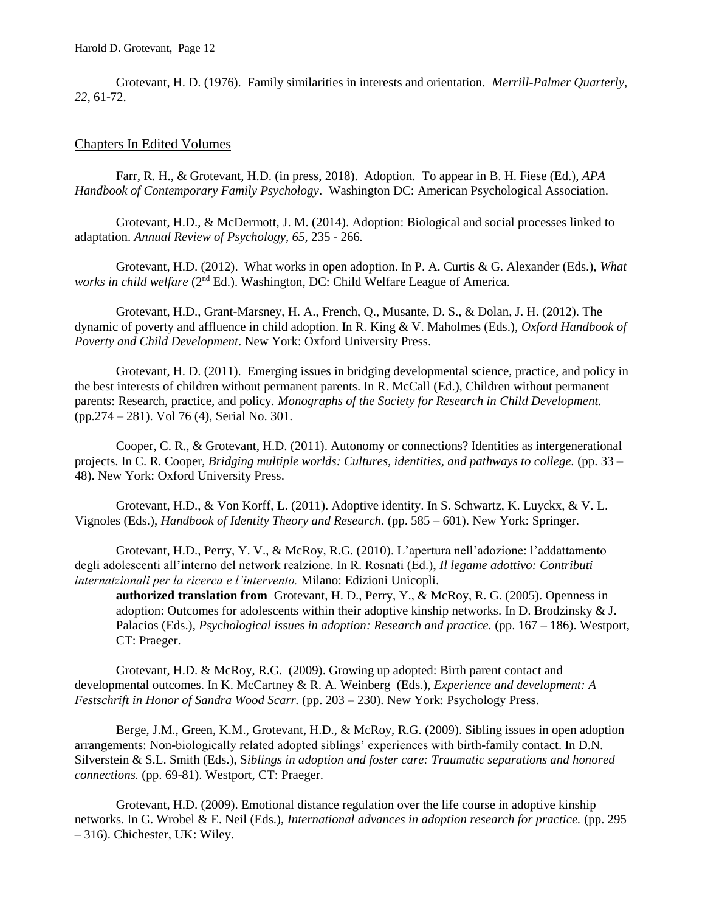Grotevant, H. D. (1976). Family similarities in interests and orientation. *Merrill-Palmer Quarterly, 22*, 61-72.

## Chapters In Edited Volumes

Farr, R. H., & Grotevant, H.D. (in press, 2018). Adoption. To appear in B. H. Fiese (Ed.), *APA Handbook of Contemporary Family Psychology*. Washington DC: American Psychological Association.

Grotevant, H.D., & McDermott, J. M. (2014). Adoption: Biological and social processes linked to adaptation. *Annual Review of Psychology, 65,* 235 - 266*.*

Grotevant, H.D. (2012). What works in open adoption. In P. A. Curtis & G. Alexander (Eds.), *What works in child welfare* (2nd Ed.). Washington, DC: Child Welfare League of America.

Grotevant, H.D., Grant-Marsney, H. A., French, Q., Musante, D. S., & Dolan, J. H. (2012). The dynamic of poverty and affluence in child adoption. In R. King & V. Maholmes (Eds.), *Oxford Handbook of Poverty and Child Development*. New York: Oxford University Press.

Grotevant, H. D. (2011). Emerging issues in bridging developmental science, practice, and policy in the best interests of children without permanent parents. In R. McCall (Ed.), Children without permanent parents: Research, practice, and policy. *Monographs of the Society for Research in Child Development.* (pp.274 – 281). Vol 76 (4), Serial No. 301.

Cooper, C. R., & Grotevant, H.D. (2011). Autonomy or connections? Identities as intergenerational projects. In C. R. Cooper, *Bridging multiple worlds: Cultures, identities, and pathways to college.* (pp. 33 – 48). New York: Oxford University Press.

Grotevant, H.D., & Von Korff, L. (2011). Adoptive identity. In S. Schwartz, K. Luyckx, & V. L. Vignoles (Eds.), *Handbook of Identity Theory and Research*. (pp. 585 – 601). New York: Springer.

Grotevant, H.D., Perry, Y. V., & McRoy, R.G. (2010). L'apertura nell'adozione: l'addattamento degli adolescenti all'interno del network realzione. In R. Rosnati (Ed.), *Il legame adottivo: Contributi internatzionali per la ricerca e l'intervento.* Milano: Edizioni Unicopli.

**authorized translation from** Grotevant, H. D., Perry, Y., & McRoy, R. G. (2005). Openness in adoption: Outcomes for adolescents within their adoptive kinship networks. In D. Brodzinsky & J. Palacios (Eds.), *Psychological issues in adoption: Research and practice.* (pp. 167 – 186). Westport, CT: Praeger.

Grotevant, H.D. & McRoy, R.G. (2009). Growing up adopted: Birth parent contact and developmental outcomes. In K. McCartney & R. A. Weinberg (Eds.), *Experience and development: A Festschrift in Honor of Sandra Wood Scarr.* (pp. 203 – 230). New York: Psychology Press.

Berge, J.M., Green, K.M., Grotevant, H.D., & McRoy, R.G. (2009). Sibling issues in open adoption arrangements: Non-biologically related adopted siblings' experiences with birth-family contact. In D.N. Silverstein & S.L. Smith (Eds.), S*iblings in adoption and foster care: Traumatic separations and honored connections.* (pp. 69-81). Westport, CT: Praeger.

Grotevant, H.D. (2009). Emotional distance regulation over the life course in adoptive kinship networks. In G. Wrobel & E. Neil (Eds.), *International advances in adoption research for practice.* (pp. 295 – 316). Chichester, UK: Wiley.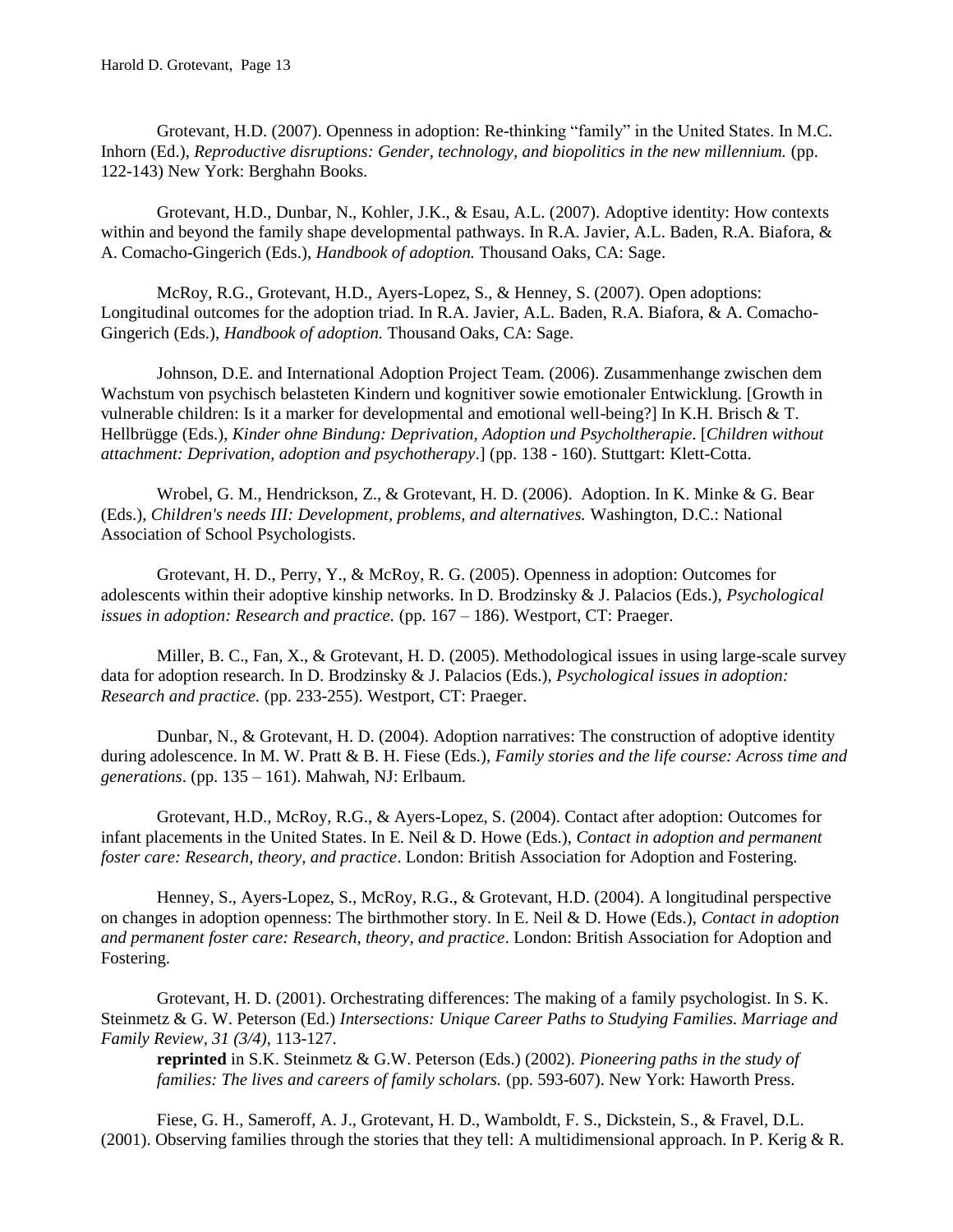Grotevant, H.D. (2007). Openness in adoption: Re-thinking "family" in the United States. In M.C. Inhorn (Ed.), *Reproductive disruptions: Gender, technology, and biopolitics in the new millennium.* (pp. 122-143) New York: Berghahn Books.

Grotevant, H.D., Dunbar, N., Kohler, J.K., & Esau, A.L. (2007). Adoptive identity: How contexts within and beyond the family shape developmental pathways. In R.A. Javier, A.L. Baden, R.A. Biafora, & A. Comacho-Gingerich (Eds.), *Handbook of adoption.* Thousand Oaks, CA: Sage.

McRoy, R.G., Grotevant, H.D., Ayers-Lopez, S., & Henney, S. (2007). Open adoptions: Longitudinal outcomes for the adoption triad. In R.A. Javier, A.L. Baden, R.A. Biafora, & A. Comacho-Gingerich (Eds.), *Handbook of adoption.* Thousand Oaks, CA: Sage.

Johnson, D.E. and International Adoption Project Team. (2006). Zusammenhange zwischen dem Wachstum von psychisch belasteten Kindern und kognitiver sowie emotionaler Entwicklung. [Growth in vulnerable children: Is it a marker for developmental and emotional well-being?] In K.H. Brisch & T. Hellbrügge (Eds.), *Kinder ohne Bindung: Deprivation, Adoption und Psycholtherapie*. [*Children without attachment: Deprivation, adoption and psychotherapy*.] (pp. 138 - 160). Stuttgart: Klett-Cotta.

Wrobel, G. M., Hendrickson, Z., & Grotevant, H. D. (2006). Adoption. In K. Minke & G. Bear (Eds.), *Children's needs III: Development, problems, and alternatives.* Washington, D.C.: National Association of School Psychologists.

Grotevant, H. D., Perry, Y., & McRoy, R. G. (2005). Openness in adoption: Outcomes for adolescents within their adoptive kinship networks. In D. Brodzinsky & J. Palacios (Eds.), *Psychological issues in adoption: Research and practice.* (pp. 167 – 186). Westport, CT: Praeger.

Miller, B. C., Fan, X., & Grotevant, H. D. (2005). Methodological issues in using large-scale survey data for adoption research. In D. Brodzinsky & J. Palacios (Eds.), *Psychological issues in adoption: Research and practice.* (pp. 233-255). Westport, CT: Praeger.

Dunbar, N., & Grotevant, H. D. (2004). Adoption narratives: The construction of adoptive identity during adolescence. In M. W. Pratt & B. H. Fiese (Eds.), *Family stories and the life course: Across time and generations*. (pp. 135 – 161). Mahwah, NJ: Erlbaum.

Grotevant, H.D., McRoy, R.G., & Ayers-Lopez, S. (2004). Contact after adoption: Outcomes for infant placements in the United States. In E. Neil & D. Howe (Eds.), *Contact in adoption and permanent foster care: Research, theory, and practice*. London: British Association for Adoption and Fostering.

Henney, S., Ayers-Lopez, S., McRoy, R.G., & Grotevant, H.D. (2004). A longitudinal perspective on changes in adoption openness: The birthmother story. In E. Neil & D. Howe (Eds.), *Contact in adoption and permanent foster care: Research, theory, and practice*. London: British Association for Adoption and Fostering.

Grotevant, H. D. (2001). Orchestrating differences: The making of a family psychologist. In S. K. Steinmetz & G. W. Peterson (Ed.) *Intersections: Unique Career Paths to Studying Families. Marriage and Family Review, 31 (3/4)*, 113-127.

**reprinted** in S.K. Steinmetz & G.W. Peterson (Eds.) (2002). *Pioneering paths in the study of families: The lives and careers of family scholars.* (pp. 593-607). New York: Haworth Press.

Fiese, G. H., Sameroff, A. J., Grotevant, H. D., Wamboldt, F. S., Dickstein, S., & Fravel, D.L. (2001). Observing families through the stories that they tell: A multidimensional approach. In P. Kerig & R.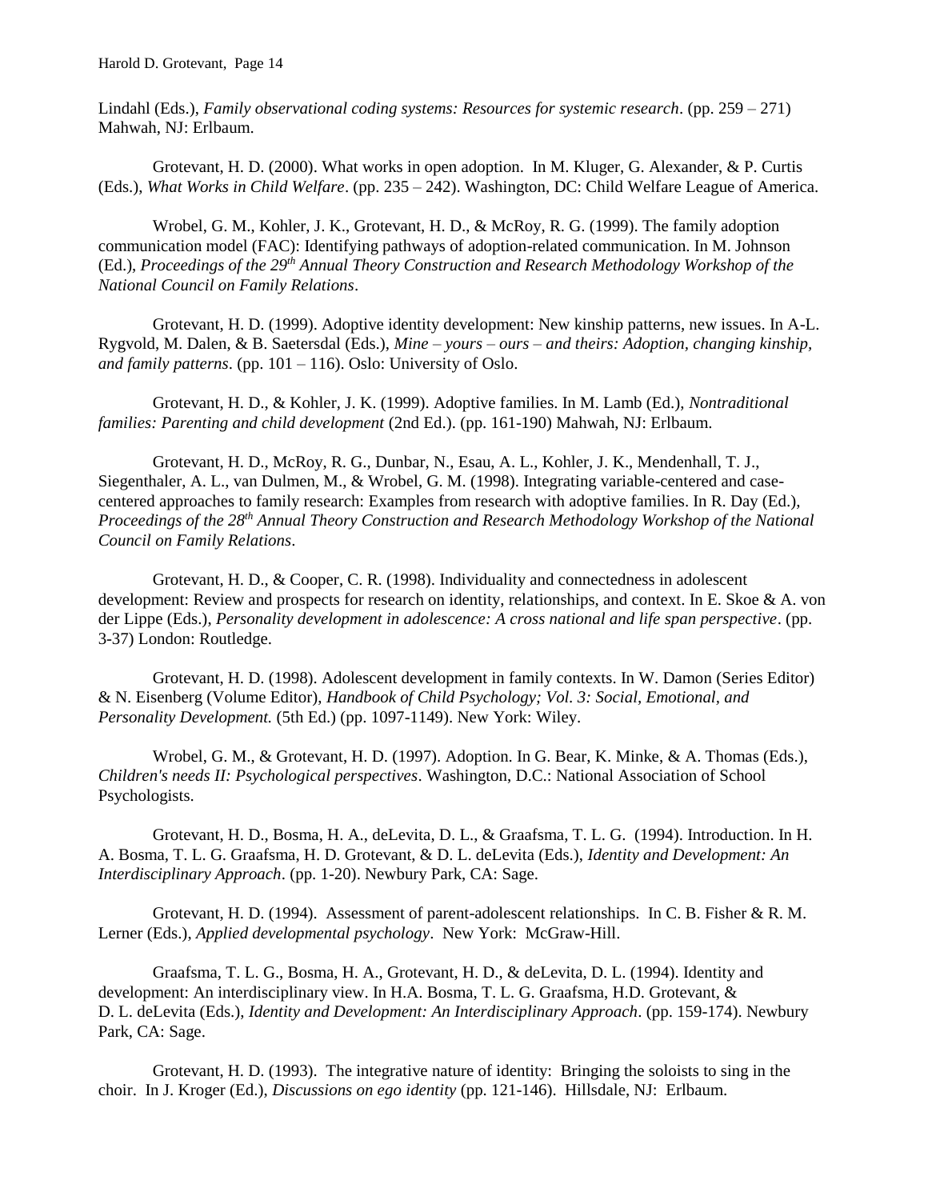Lindahl (Eds.), *Family observational coding systems: Resources for systemic research*. (pp. 259 – 271) Mahwah, NJ: Erlbaum.

Grotevant, H. D. (2000). What works in open adoption. In M. Kluger, G. Alexander, & P. Curtis (Eds.), *What Works in Child Welfare*. (pp. 235 – 242). Washington, DC: Child Welfare League of America.

Wrobel, G. M., Kohler, J. K., Grotevant, H. D., & McRoy, R. G. (1999). The family adoption communication model (FAC): Identifying pathways of adoption-related communication. In M. Johnson (Ed.), *Proceedings of the 29th Annual Theory Construction and Research Methodology Workshop of the National Council on Family Relations*.

Grotevant, H. D. (1999). Adoptive identity development: New kinship patterns, new issues. In A-L. Rygvold, M. Dalen, & B. Saetersdal (Eds.), *Mine – yours – ours – and theirs: Adoption, changing kinship, and family patterns*. (pp. 101 – 116). Oslo: University of Oslo.

Grotevant, H. D., & Kohler, J. K. (1999). Adoptive families. In M. Lamb (Ed.), *Nontraditional families: Parenting and child development* (2nd Ed.). (pp. 161-190) Mahwah, NJ: Erlbaum.

Grotevant, H. D., McRoy, R. G., Dunbar, N., Esau, A. L., Kohler, J. K., Mendenhall, T. J., Siegenthaler, A. L., van Dulmen, M., & Wrobel, G. M. (1998). Integrating variable-centered and case-centered approaches to family research: Examples from research with adoptive families. In R. Day (Ed.), *Proceedings of the 28th Annual Theory Construction and Research Methodology Workshop of the National Council on Family Relations*.

Grotevant, H. D., & Cooper, C. R. (1998). Individuality and connectedness in adolescent development: Review and prospects for research on identity, relationships, and context. In E. Skoe & A. von der Lippe (Eds.), *Personality development in adolescence: A cross national and life span perspective*. (pp. 3-37) London: Routledge.

Grotevant, H. D. (1998). Adolescent development in family contexts. In W. Damon (Series Editor) & N. Eisenberg (Volume Editor), *Handbook of Child Psychology; Vol. 3: Social, Emotional, and Personality Development.* (5th Ed.) (pp. 1097-1149). New York: Wiley.

Wrobel, G. M., & Grotevant, H. D. (1997). Adoption. In G. Bear, K. Minke, & A. Thomas (Eds.), *Children's needs II: Psychological perspectives*. Washington, D.C.: National Association of School Psychologists.

Grotevant, H. D., Bosma, H. A., deLevita, D. L., & Graafsma, T. L. G. (1994). Introduction. In H. A. Bosma, T. L. G. Graafsma, H. D. Grotevant, & D. L. deLevita (Eds.), *Identity and Development: An Interdisciplinary Approach*. (pp. 1-20). Newbury Park, CA: Sage.

Grotevant, H. D. (1994). Assessment of parent-adolescent relationships. In C. B. Fisher & R. M. Lerner (Eds.), *Applied developmental psychology*. New York: McGraw-Hill.

Graafsma, T. L. G., Bosma, H. A., Grotevant, H. D., & deLevita, D. L. (1994). Identity and development: An interdisciplinary view. In H.A. Bosma, T. L. G. Graafsma, H.D. Grotevant, & D. L. deLevita (Eds.), *Identity and Development: An Interdisciplinary Approach*. (pp. 159-174). Newbury Park, CA: Sage.

Grotevant, H. D. (1993). The integrative nature of identity: Bringing the soloists to sing in the choir. In J. Kroger (Ed.), *Discussions on ego identity* (pp. 121-146). Hillsdale, NJ: Erlbaum.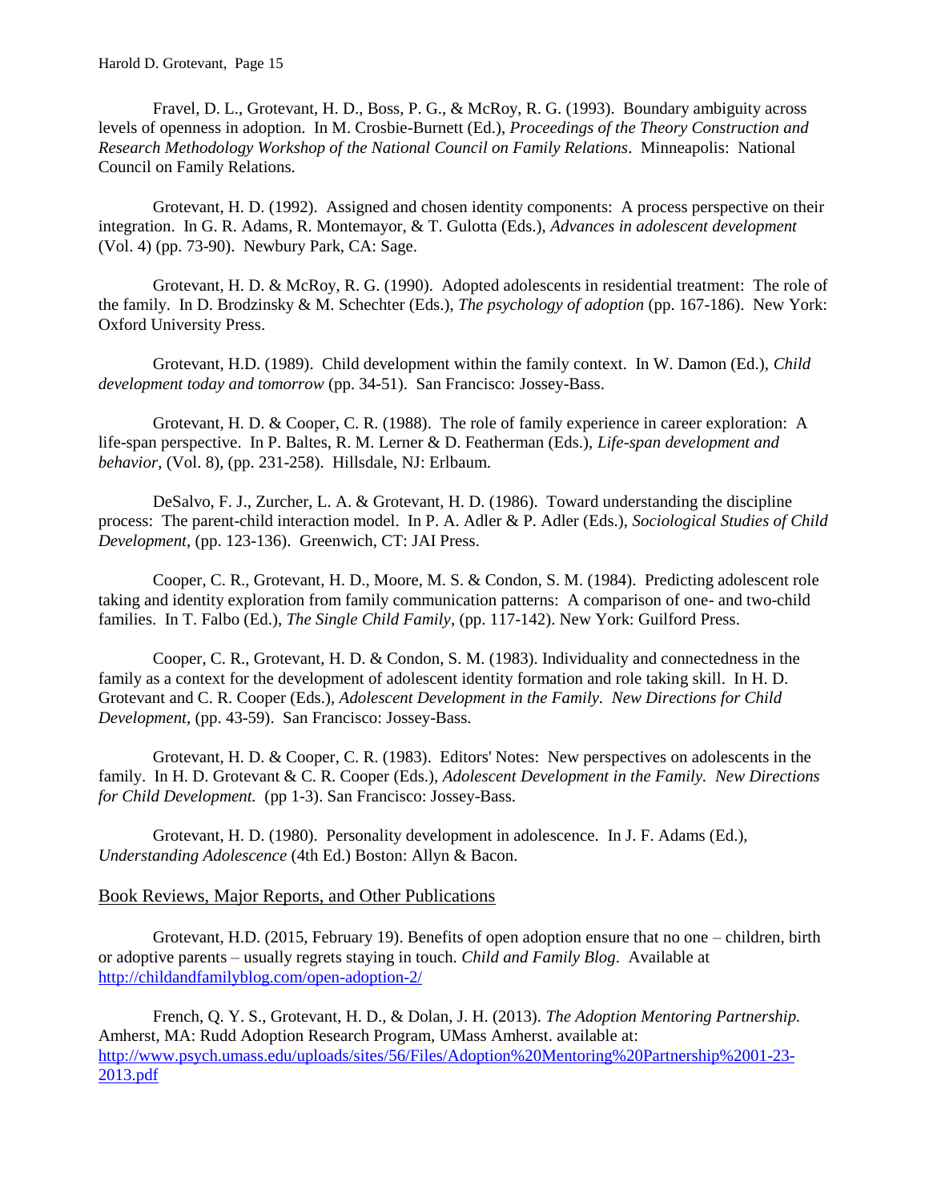Fravel, D. L., Grotevant, H. D., Boss, P. G., & McRoy, R. G. (1993). Boundary ambiguity across levels of openness in adoption. In M. Crosbie-Burnett (Ed.), *Proceedings of the Theory Construction and Research Methodology Workshop of the National Council on Family Relations*. Minneapolis: National Council on Family Relations.

Grotevant, H. D. (1992). Assigned and chosen identity components: A process perspective on their integration. In G. R. Adams, R. Montemayor, & T. Gulotta (Eds.), *Advances in adolescent development* (Vol. 4) (pp. 73-90). Newbury Park, CA: Sage.

Grotevant, H. D. & McRoy, R. G. (1990). Adopted adolescents in residential treatment: The role of the family. In D. Brodzinsky & M. Schechter (Eds.), *The psychology of adoption* (pp. 167-186). New York: Oxford University Press.

Grotevant, H.D. (1989). Child development within the family context. In W. Damon (Ed.), *Child development today and tomorrow* (pp. 34-51). San Francisco: Jossey-Bass.

Grotevant, H. D. & Cooper, C. R. (1988). The role of family experience in career exploration: A life-span perspective. In P. Baltes, R. M. Lerner & D. Featherman (Eds.), *Life-span development and behavior*, (Vol. 8), (pp. 231-258). Hillsdale, NJ: Erlbaum.

DeSalvo, F. J., Zurcher, L. A. & Grotevant, H. D. (1986). Toward understanding the discipline process: The parent-child interaction model. In P. A. Adler & P. Adler (Eds.), *Sociological Studies of Child Development*, (pp. 123-136). Greenwich, CT: JAI Press.

Cooper, C. R., Grotevant, H. D., Moore, M. S. & Condon, S. M. (1984). Predicting adolescent role taking and identity exploration from family communication patterns: A comparison of one- and two-child families. In T. Falbo (Ed.), *The Single Child Family*, (pp. 117-142). New York: Guilford Press.

Cooper, C. R., Grotevant, H. D. & Condon, S. M. (1983). Individuality and connectedness in the family as a context for the development of adolescent identity formation and role taking skill. In H. D. Grotevant and C. R. Cooper (Eds.), *Adolescent Development in the Family. New Directions for Child Development*, (pp. 43-59). San Francisco: Jossey-Bass.

Grotevant, H. D. & Cooper, C. R. (1983). Editors' Notes: New perspectives on adolescents in the family. In H. D. Grotevant & C. R. Cooper (Eds.), *Adolescent Development in the Family. New Directions for Child Development.* (pp 1-3). San Francisco: Jossey-Bass.

Grotevant, H. D. (1980). Personality development in adolescence. In J. F. Adams (Ed.), *Understanding Adolescence* (4th Ed.) Boston: Allyn & Bacon.

## Book Reviews, Major Reports, and Other Publications

Grotevant, H.D. (2015, February 19). Benefits of open adoption ensure that no one – children, birth or adoptive parents – usually regrets staying in touch. *Child and Family Blog*. Available at http://childandfamilyblog.com/open-adoption-2/

French, Q. Y. S., Grotevant, H. D., & Dolan, J. H. (2013). *The Adoption Mentoring Partnership.* Amherst, MA: Rudd Adoption Research Program, UMass Amherst. available at: http://www.psych.umass.edu/uploads/sites/56/Files/Adoption%20Mentoring%20Partnership%2001-23-2013.pdf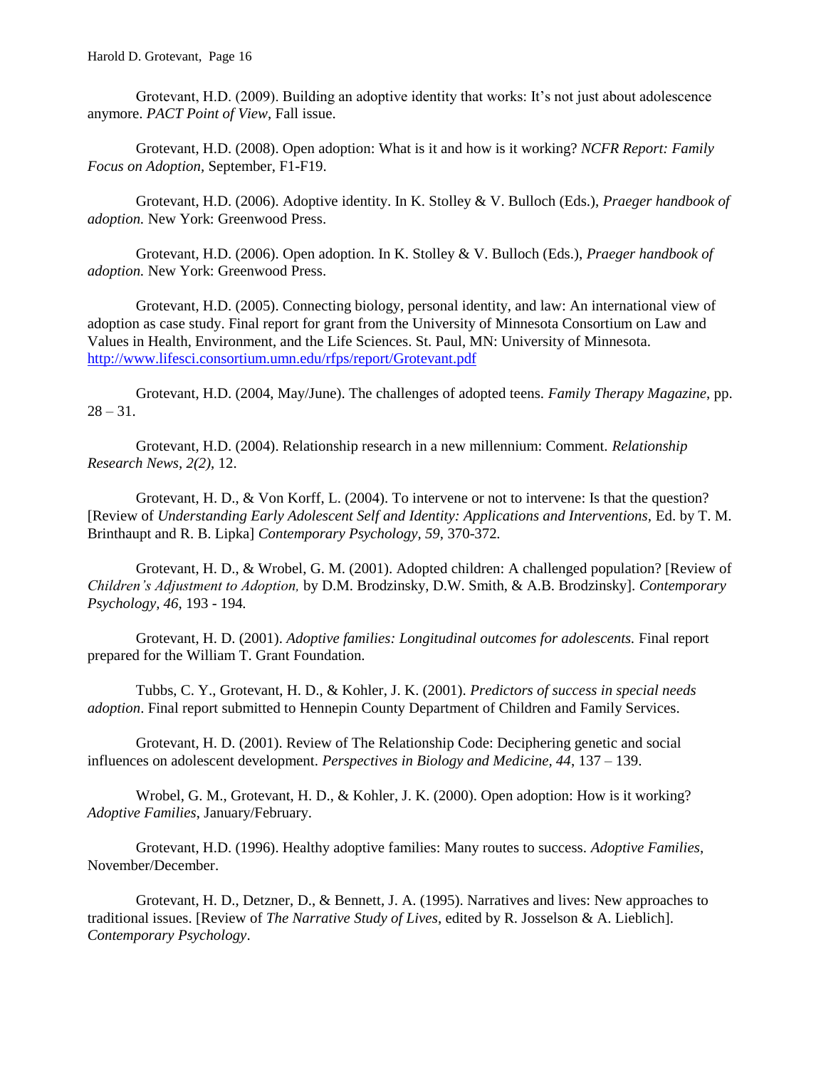Grotevant, H.D. (2009). Building an adoptive identity that works: It's not just about adolescence anymore. *PACT Point of View*, Fall issue.

Grotevant, H.D. (2008). Open adoption: What is it and how is it working? *NCFR Report: Family Focus on Adoption,* September, F1-F19.

Grotevant, H.D. (2006). Adoptive identity. In K. Stolley & V. Bulloch (Eds.), *Praeger handbook of adoption.* New York: Greenwood Press.

Grotevant, H.D. (2006). Open adoption. In K. Stolley & V. Bulloch (Eds.), *Praeger handbook of adoption.* New York: Greenwood Press.

Grotevant, H.D. (2005). Connecting biology, personal identity, and law: An international view of adoption as case study. Final report for grant from the University of Minnesota Consortium on Law and Values in Health, Environment, and the Life Sciences. St. Paul, MN: University of Minnesota. http://www.lifesci.consortium.umn.edu/rfps/report/Grotevant.pdf

Grotevant, H.D. (2004, May/June). The challenges of adopted teens. *Family Therapy Magazine*, pp. 28 – 31.

Grotevant, H.D. (2004). Relationship research in a new millennium: Comment. *Relationship Research News, 2(2)*, 12.

Grotevant, H. D., & Von Korff, L. (2004). To intervene or not to intervene: Is that the question? [Review of *Understanding Early Adolescent Self and Identity: Applications and Interventions*, Ed. by T. M. Brinthaupt and R. B. Lipka] *Contemporary Psychology*, *59,* 370-372*.*

Grotevant, H. D., & Wrobel, G. M. (2001). Adopted children: A challenged population? [Review of *Children's Adjustment to Adoption,* by D.M. Brodzinsky, D.W. Smith, & A.B. Brodzinsky]. *Contemporary Psychology*, *46,* 193 - 194*.*

Grotevant, H. D. (2001). *Adoptive families: Longitudinal outcomes for adolescents.* Final report prepared for the William T. Grant Foundation.

Tubbs, C. Y., Grotevant, H. D., & Kohler, J. K. (2001). *Predictors of success in special needs adoption*. Final report submitted to Hennepin County Department of Children and Family Services.

Grotevant, H. D. (2001). Review of The Relationship Code: Deciphering genetic and social influences on adolescent development. *Perspectives in Biology and Medicine, 44*, 137 – 139.

Wrobel, G. M., Grotevant, H. D., & Kohler, J. K. (2000). Open adoption: How is it working? *Adoptive Families*, January/February.

Grotevant, H.D. (1996). Healthy adoptive families: Many routes to success. *Adoptive Families*, November/December.

Grotevant, H. D., Detzner, D., & Bennett, J. A. (1995). Narratives and lives: New approaches to traditional issues. [Review of *The Narrative Study of Lives*, edited by R. Josselson & A. Lieblich]. *Contemporary Psychology*.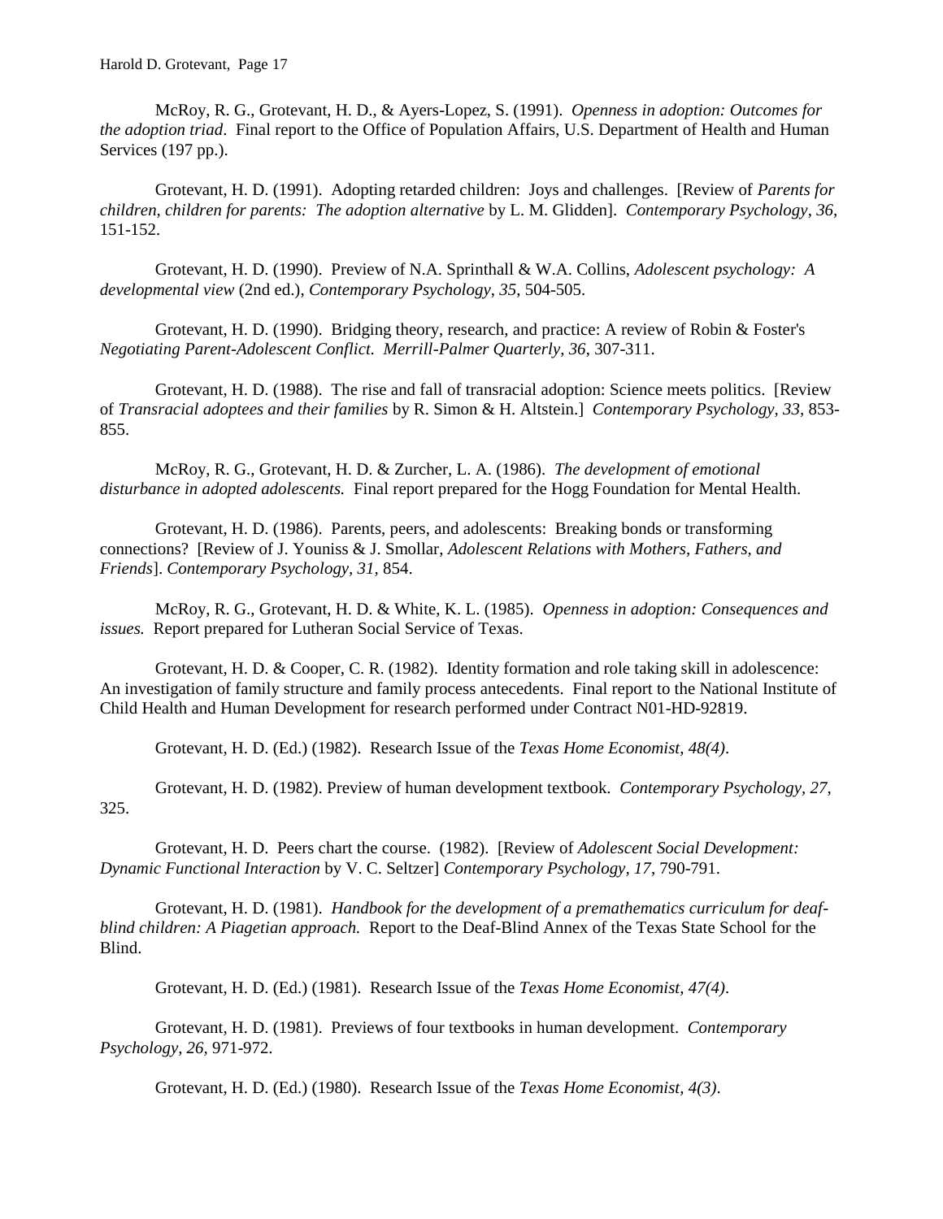McRoy, R. G., Grotevant, H. D., & Ayers-Lopez, S. (1991). *Openness in adoption: Outcomes for the adoption triad*. Final report to the Office of Population Affairs, U.S. Department of Health and Human Services (197 pp.).

Grotevant, H. D. (1991). Adopting retarded children: Joys and challenges. [Review of *Parents for children, children for parents: The adoption alternative* by L. M. Glidden]. *Contemporary Psychology*, *36*, 151-152.

Grotevant, H. D. (1990). Preview of N.A. Sprinthall & W.A. Collins, *Adolescent psychology: A developmental view* (2nd ed.), *Contemporary Psychology*, *35*, 504-505.

Grotevant, H. D. (1990). Bridging theory, research, and practice: A review of Robin & Foster's *Negotiating Parent-Adolescent Conflict. Merrill-Palmer Quarterly, 36*, 307-311.

Grotevant, H. D. (1988). The rise and fall of transracial adoption: Science meets politics. [Review of *Transracial adoptees and their families* by R. Simon & H. Altstein.] *Contemporary Psychology, 33*, 853-855.

McRoy, R. G., Grotevant, H. D. & Zurcher, L. A. (1986). *The development of emotional disturbance in adopted adolescents.* Final report prepared for the Hogg Foundation for Mental Health.

Grotevant, H. D. (1986). Parents, peers, and adolescents: Breaking bonds or transforming connections? [Review of J. Youniss & J. Smollar, *Adolescent Relations with Mothers, Fathers, and Friends*]. *Contemporary Psychology, 31,* 854.

McRoy, R. G., Grotevant, H. D. & White, K. L. (1985). *Openness in adoption: Consequences and issues.* Report prepared for Lutheran Social Service of Texas.

Grotevant, H. D. & Cooper, C. R. (1982). Identity formation and role taking skill in adolescence: An investigation of family structure and family process antecedents. Final report to the National Institute of Child Health and Human Development for research performed under Contract N01-HD-92819.

Grotevant, H. D. (Ed.) (1982). Research Issue of the *Texas Home Economist, 48(4)*.

Grotevant, H. D. (1982). Preview of human development textbook. *Contemporary Psychology, 27*, 325.

Grotevant, H. D. Peers chart the course. (1982). [Review of *Adolescent Social Development: Dynamic Functional Interaction* by V. C. Seltzer] *Contemporary Psychology, 17*, 790-791.

Grotevant, H. D. (1981). *Handbook for the development of a premathematics curriculum for deaf-blind children: A Piagetian approach.* Report to the Deaf-Blind Annex of the Texas State School for the Blind.

Grotevant, H. D. (Ed.) (1981). Research Issue of the *Texas Home Economist, 47(4)*.

Grotevant, H. D. (1981). Previews of four textbooks in human development. *Contemporary Psychology, 26,* 971-972.

Grotevant, H. D. (Ed.) (1980). Research Issue of the *Texas Home Economist, 4(3)*.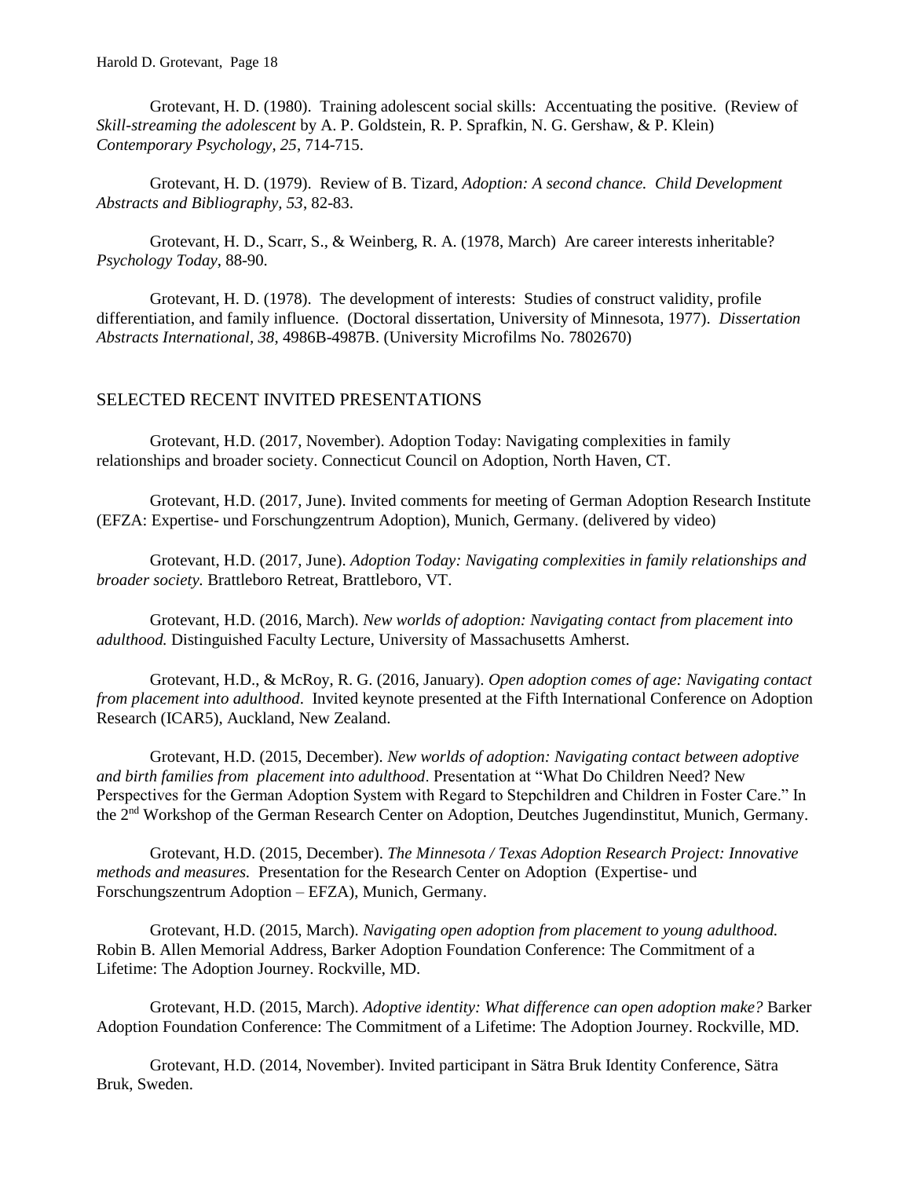Grotevant, H. D. (1980). Training adolescent social skills: Accentuating the positive. (Review of *Skill-streaming the adolescent* by A. P. Goldstein, R. P. Sprafkin, N. G. Gershaw, & P. Klein) *Contemporary Psychology, 25*, 714-715.

Grotevant, H. D. (1979). Review of B. Tizard, *Adoption: A second chance. Child Development Abstracts and Bibliography, 53*, 82-83.

Grotevant, H. D., Scarr, S., & Weinberg, R. A. (1978, March) Are career interests inheritable? *Psychology Today*, 88-90.

Grotevant, H. D. (1978). The development of interests: Studies of construct validity, profile differentiation, and family influence. (Doctoral dissertation, University of Minnesota, 1977). *Dissertation Abstracts International, 38*, 4986B-4987B. (University Microfilms No. 7802670)

## SELECTED RECENT INVITED PRESENTATIONS

Grotevant, H.D. (2017, November). Adoption Today: Navigating complexities in family relationships and broader society. Connecticut Council on Adoption, North Haven, CT.

Grotevant, H.D. (2017, June). Invited comments for meeting of German Adoption Research Institute (EFZA: Expertise- und Forschungzentrum Adoption), Munich, Germany. (delivered by video)

Grotevant, H.D. (2017, June). *Adoption Today: Navigating complexities in family relationships and broader society.* Brattleboro Retreat, Brattleboro, VT.

Grotevant, H.D. (2016, March). *New worlds of adoption: Navigating contact from placement into adulthood.* Distinguished Faculty Lecture, University of Massachusetts Amherst.

Grotevant, H.D., & McRoy, R. G. (2016, January). *Open adoption comes of age: Navigating contact from placement into adulthood*. Invited keynote presented at the Fifth International Conference on Adoption Research (ICAR5), Auckland, New Zealand.

Grotevant, H.D. (2015, December). *New worlds of adoption: Navigating contact between adoptive and birth families from placement into adulthood*. Presentation at "What Do Children Need? New Perspectives for the German Adoption System with Regard to Stepchildren and Children in Foster Care." In the 2nd Workshop of the German Research Center on Adoption, Deutches Jugendinstitut, Munich, Germany.

Grotevant, H.D. (2015, December). *The Minnesota / Texas Adoption Research Project: Innovative methods and measures.* Presentation for the Research Center on Adoption (Expertise- und Forschungszentrum Adoption – EFZA), Munich, Germany.

Grotevant, H.D. (2015, March). *Navigating open adoption from placement to young adulthood.* Robin B. Allen Memorial Address, Barker Adoption Foundation Conference: The Commitment of a Lifetime: The Adoption Journey. Rockville, MD.

Grotevant, H.D. (2015, March). *Adoptive identity: What difference can open adoption make?* Barker Adoption Foundation Conference: The Commitment of a Lifetime: The Adoption Journey. Rockville, MD.

Grotevant, H.D. (2014, November). Invited participant in Sätra Bruk Identity Conference, Sätra Bruk, Sweden.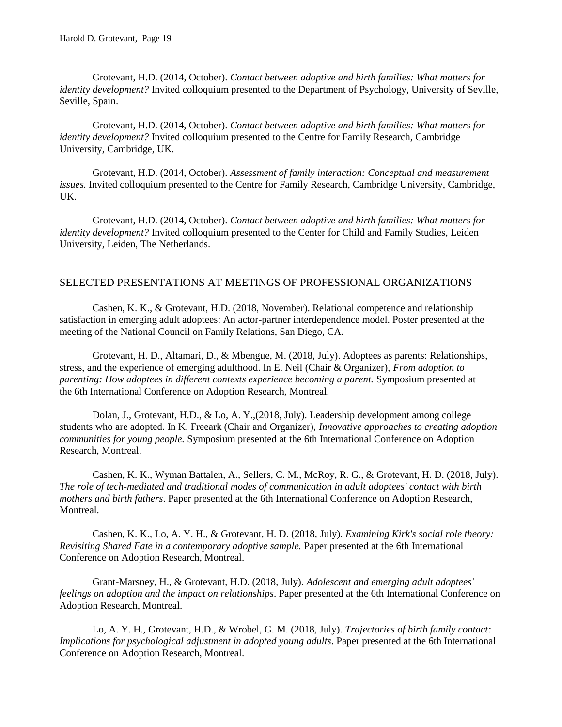Grotevant, H.D. (2014, October). *Contact between adoptive and birth families: What matters for identity development?* Invited colloquium presented to the Department of Psychology, University of Seville, Seville, Spain.

Grotevant, H.D. (2014, October). *Contact between adoptive and birth families: What matters for identity development?* Invited colloquium presented to the Centre for Family Research, Cambridge University, Cambridge, UK.

Grotevant, H.D. (2014, October). *Assessment of family interaction: Conceptual and measurement issues.* Invited colloquium presented to the Centre for Family Research, Cambridge University, Cambridge, UK.

Grotevant, H.D. (2014, October). *Contact between adoptive and birth families: What matters for identity development?* Invited colloquium presented to the Center for Child and Family Studies, Leiden University, Leiden, The Netherlands.

## SELECTED PRESENTATIONS AT MEETINGS OF PROFESSIONAL ORGANIZATIONS

Cashen, K. K., & Grotevant, H.D. (2018, November). Relational competence and relationship satisfaction in emerging adult adoptees: An actor-partner interdependence model. Poster presented at the meeting of the National Council on Family Relations, San Diego, CA.

Grotevant, H. D., Altamari, D., & Mbengue, M. (2018, July). Adoptees as parents: Relationships, stress, and the experience of emerging adulthood. In E. Neil (Chair & Organizer), *From adoption to parenting: How adoptees in different contexts experience becoming a parent.* Symposium presented at the 6th International Conference on Adoption Research, Montreal.

Dolan, J., Grotevant, H.D., & Lo, A. Y.,(2018, July). Leadership development among college students who are adopted. In K. Freeark (Chair and Organizer), *Innovative approaches to creating adoption communities for young people.* Symposium presented at the 6th International Conference on Adoption Research, Montreal.

Cashen, K. K., Wyman Battalen, A., Sellers, C. M., McRoy, R. G., & Grotevant, H. D. (2018, July). *The role of tech-mediated and traditional modes of communication in adult adoptees' contact with birth mothers and birth fathers*. Paper presented at the 6th International Conference on Adoption Research, Montreal.

Cashen, K. K., Lo, A. Y. H., & Grotevant, H. D. (2018, July). *Examining Kirk's social role theory: Revisiting Shared Fate in a contemporary adoptive sample.* Paper presented at the 6th International Conference on Adoption Research, Montreal.

Grant-Marsney, H., & Grotevant, H.D. (2018, July). *Adolescent and emerging adult adoptees' feelings on adoption and the impact on relationships*. Paper presented at the 6th International Conference on Adoption Research, Montreal.

Lo, A. Y. H., Grotevant, H.D., & Wrobel, G. M. (2018, July). *Trajectories of birth family contact: Implications for psychological adjustment in adopted young adults*. Paper presented at the 6th International Conference on Adoption Research, Montreal.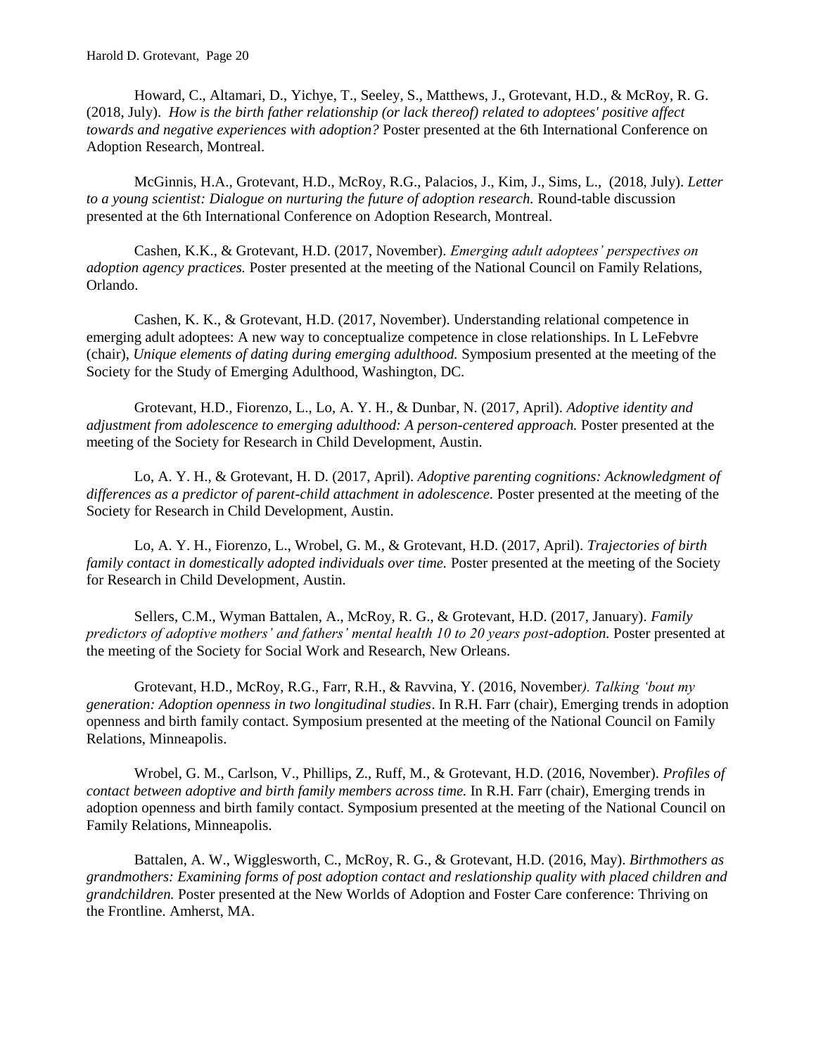Howard, C., Altamari, D., Yichye, T., Seeley, S., Matthews, J., Grotevant, H.D., & McRoy, R. G. (2018, July). *How is the birth father relationship (or lack thereof) related to adoptees' positive affect towards and negative experiences with adoption?* Poster presented at the 6th International Conference on Adoption Research, Montreal.

McGinnis, H.A., Grotevant, H.D., McRoy, R.G., Palacios, J., Kim, J., Sims, L., (2018, July). *Letter to a young scientist: Dialogue on nurturing the future of adoption research.* Round-table discussion presented at the 6th International Conference on Adoption Research, Montreal.

Cashen, K.K., & Grotevant, H.D. (2017, November). *Emerging adult adoptees' perspectives on adoption agency practices.* Poster presented at the meeting of the National Council on Family Relations, Orlando.

Cashen, K. K., & Grotevant, H.D. (2017, November). Understanding relational competence in emerging adult adoptees: A new way to conceptualize competence in close relationships. In L LeFebvre (chair), *Unique elements of dating during emerging adulthood.* Symposium presented at the meeting of the Society for the Study of Emerging Adulthood, Washington, DC.

Grotevant, H.D., Fiorenzo, L., Lo, A. Y. H., & Dunbar, N. (2017, April). *Adoptive identity and adjustment from adolescence to emerging adulthood: A person-centered approach.* Poster presented at the meeting of the Society for Research in Child Development, Austin.

Lo, A. Y. H., & Grotevant, H. D. (2017, April). *Adoptive parenting cognitions: Acknowledgment of differences as a predictor of parent-child attachment in adolescence.* Poster presented at the meeting of the Society for Research in Child Development, Austin.

Lo, A. Y. H., Fiorenzo, L., Wrobel, G. M., & Grotevant, H.D. (2017, April). *Trajectories of birth family contact in domestically adopted individuals over time.* Poster presented at the meeting of the Society for Research in Child Development, Austin.

Sellers, C.M., Wyman Battalen, A., McRoy, R. G., & Grotevant, H.D. (2017, January). *Family predictors of adoptive mothers' and fathers' mental health 10 to 20 years post-adoption.* Poster presented at the meeting of the Society for Social Work and Research, New Orleans.

Grotevant, H.D., McRoy, R.G., Farr, R.H., & Ravvina, Y. (2016, November). *Talking 'bout my generation: Adoption openness in two longitudinal studies*. In R.H. Farr (chair), Emerging trends in adoption openness and birth family contact. Symposium presented at the meeting of the National Council on Family Relations, Minneapolis.

Wrobel, G. M., Carlson, V., Phillips, Z., Ruff, M., & Grotevant, H.D. (2016, November). *Profiles of contact between adoptive and birth family members across time.* In R.H. Farr (chair), Emerging trends in adoption openness and birth family contact. Symposium presented at the meeting of the National Council on Family Relations, Minneapolis.

Battalen, A. W., Wigglesworth, C., McRoy, R. G., & Grotevant, H.D. (2016, May). *Birthmothers as grandmothers: Examining forms of post adoption contact and reslationship quality with placed children and grandchildren.* Poster presented at the New Worlds of Adoption and Foster Care conference: Thriving on the Frontline. Amherst, MA.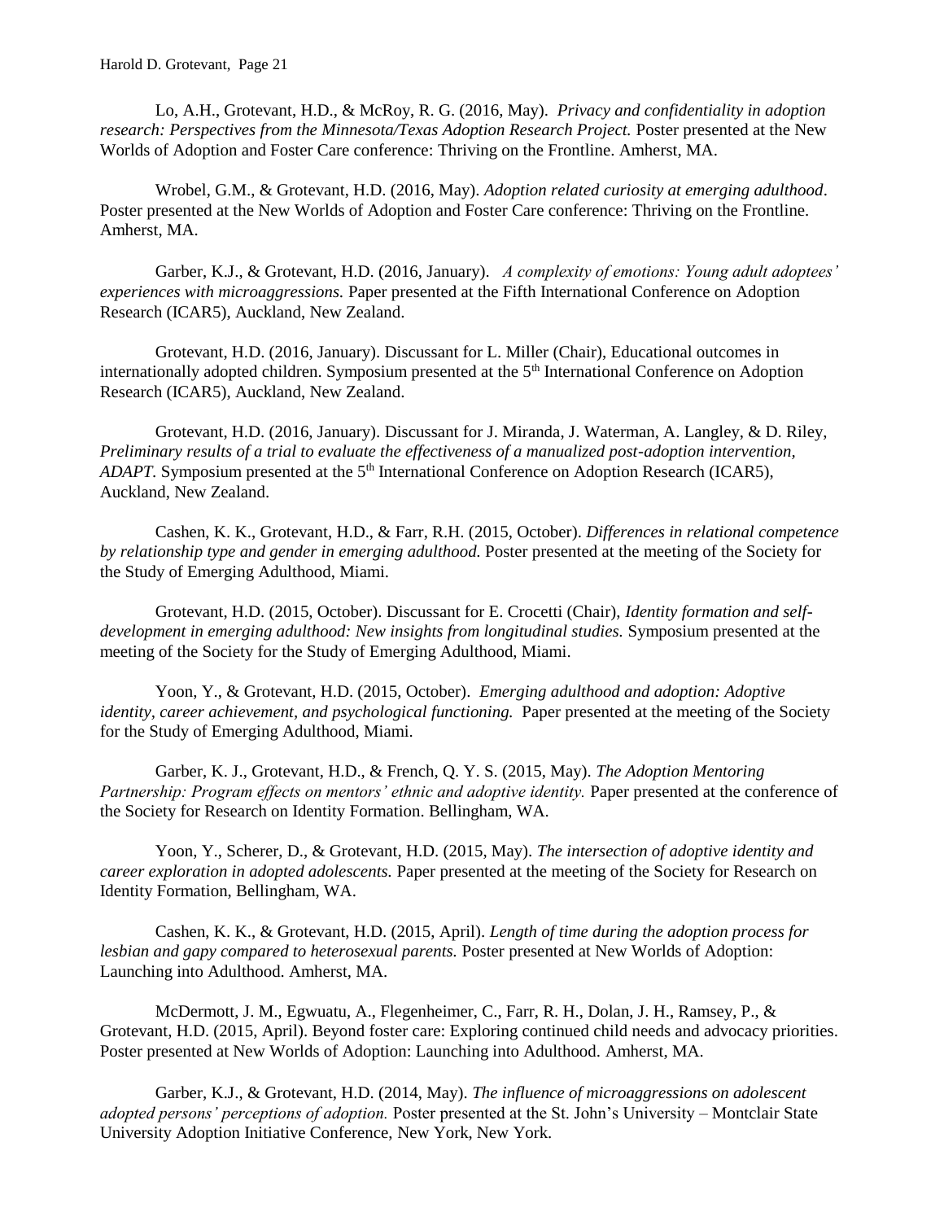Lo, A.H., Grotevant, H.D., & McRoy, R. G. (2016, May). *Privacy and confidentiality in adoption research: Perspectives from the Minnesota/Texas Adoption Research Project.* Poster presented at the New Worlds of Adoption and Foster Care conference: Thriving on the Frontline. Amherst, MA.

Wrobel, G.M., & Grotevant, H.D. (2016, May). *Adoption related curiosity at emerging adulthood*. Poster presented at the New Worlds of Adoption and Foster Care conference: Thriving on the Frontline. Amherst, MA.

Garber, K.J., & Grotevant, H.D. (2016, January). *A complexity of emotions: Young adult adoptees' experiences with microaggressions.* Paper presented at the Fifth International Conference on Adoption Research (ICAR5), Auckland, New Zealand.

Grotevant, H.D. (2016, January). Discussant for L. Miller (Chair), Educational outcomes in internationally adopted children. Symposium presented at the 5th International Conference on Adoption Research (ICAR5), Auckland, New Zealand.

Grotevant, H.D. (2016, January). Discussant for J. Miranda, J. Waterman, A. Langley, & D. Riley, *Preliminary results of a trial to evaluate the effectiveness of a manualized post-adoption intervention, ADAPT.* Symposium presented at the 5th International Conference on Adoption Research (ICAR5), Auckland, New Zealand.

Cashen, K. K., Grotevant, H.D., & Farr, R.H. (2015, October). *Differences in relational competence by relationship type and gender in emerging adulthood.* Poster presented at the meeting of the Society for the Study of Emerging Adulthood, Miami.

Grotevant, H.D. (2015, October). Discussant for E. Crocetti (Chair), *Identity formation and self-development in emerging adulthood: New insights from longitudinal studies.* Symposium presented at the meeting of the Society for the Study of Emerging Adulthood, Miami.

Yoon, Y., & Grotevant, H.D. (2015, October). *Emerging adulthood and adoption: Adoptive identity, career achievement, and psychological functioning.* Paper presented at the meeting of the Society for the Study of Emerging Adulthood, Miami.

Garber, K. J., Grotevant, H.D., & French, Q. Y. S. (2015, May). *The Adoption Mentoring Partnership: Program effects on mentors' ethnic and adoptive identity.* Paper presented at the conference of the Society for Research on Identity Formation. Bellingham, WA.

Yoon, Y., Scherer, D., & Grotevant, H.D. (2015, May). *The intersection of adoptive identity and career exploration in adopted adolescents.* Paper presented at the meeting of the Society for Research on Identity Formation, Bellingham, WA.

Cashen, K. K., & Grotevant, H.D. (2015, April). *Length of time during the adoption process for lesbian and gapy compared to heterosexual parents.* Poster presented at New Worlds of Adoption: Launching into Adulthood. Amherst, MA.

McDermott, J. M., Egwuatu, A., Flegenheimer, C., Farr, R. H., Dolan, J. H., Ramsey, P., & Grotevant, H.D. (2015, April). Beyond foster care: Exploring continued child needs and advocacy priorities. Poster presented at New Worlds of Adoption: Launching into Adulthood. Amherst, MA.

Garber, K.J., & Grotevant, H.D. (2014, May). *The influence of microaggressions on adolescent adopted persons' perceptions of adoption.* Poster presented at the St. John's University – Montclair State University Adoption Initiative Conference, New York, New York.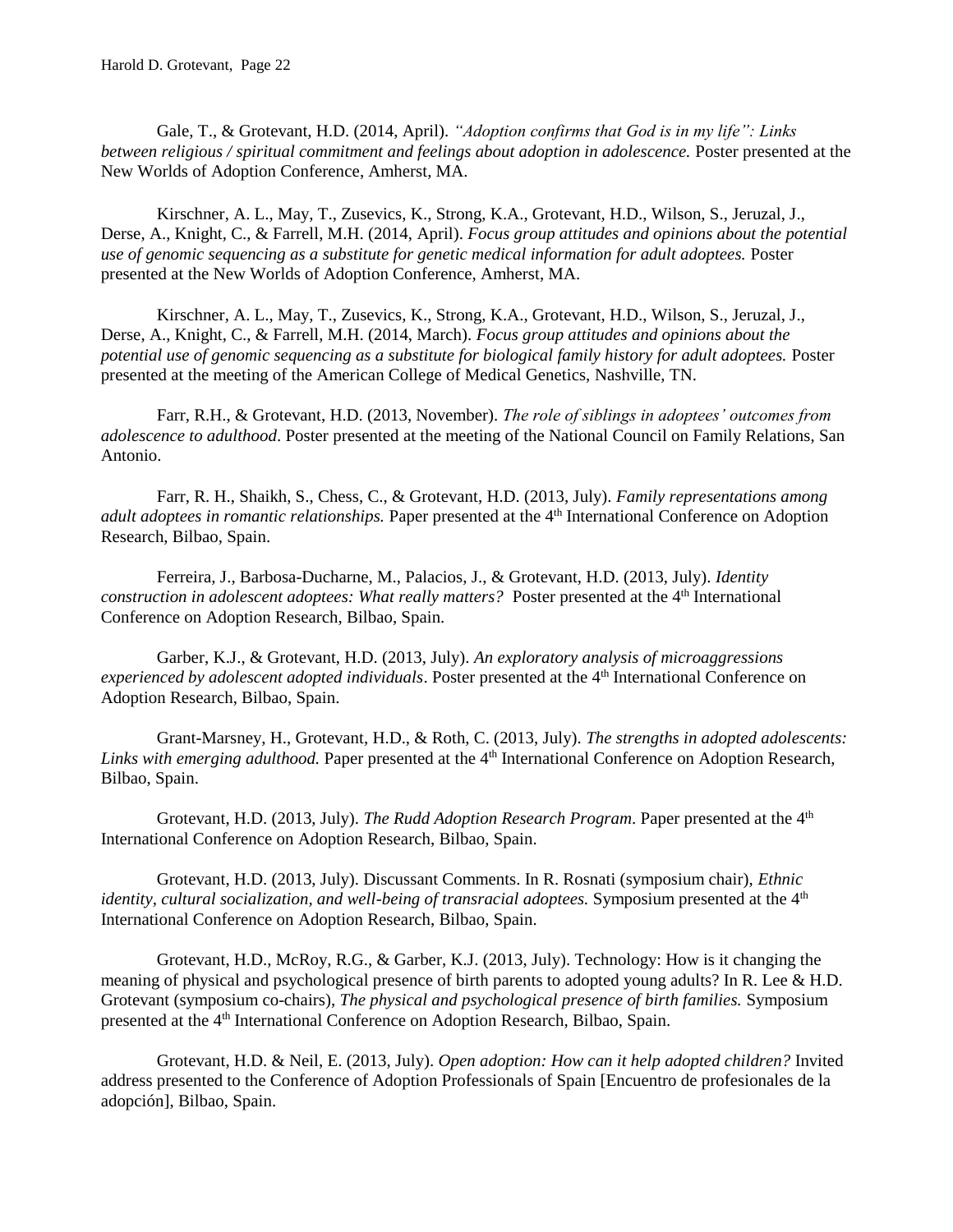Gale, T., & Grotevant, H.D. (2014, April). *"Adoption confirms that God is in my life": Links between religious / spiritual commitment and feelings about adoption in adolescence.* Poster presented at the New Worlds of Adoption Conference, Amherst, MA.

Kirschner, A. L., May, T., Zusevics, K., Strong, K.A., Grotevant, H.D., Wilson, S., Jeruzal, J., Derse, A., Knight, C., & Farrell, M.H. (2014, April). *Focus group attitudes and opinions about the potential use of genomic sequencing as a substitute for genetic medical information for adult adoptees.* Poster presented at the New Worlds of Adoption Conference, Amherst, MA.

Kirschner, A. L., May, T., Zusevics, K., Strong, K.A., Grotevant, H.D., Wilson, S., Jeruzal, J., Derse, A., Knight, C., & Farrell, M.H. (2014, March). *Focus group attitudes and opinions about the potential use of genomic sequencing as a substitute for biological family history for adult adoptees.* Poster presented at the meeting of the American College of Medical Genetics, Nashville, TN.

Farr, R.H., & Grotevant, H.D. (2013, November). *The role of siblings in adoptees' outcomes from adolescence to adulthood*. Poster presented at the meeting of the National Council on Family Relations, San Antonio.

Farr, R. H., Shaikh, S., Chess, C., & Grotevant, H.D. (2013, July). *Family representations among adult adoptees in romantic relationships.* Paper presented at the 4th International Conference on Adoption Research, Bilbao, Spain.

Ferreira, J., Barbosa-Ducharne, M., Palacios, J., & Grotevant, H.D. (2013, July). *Identity construction in adolescent adoptees: What really matters?* Poster presented at the 4th International Conference on Adoption Research, Bilbao, Spain.

Garber, K.J., & Grotevant, H.D. (2013, July). *An exploratory analysis of microaggressions experienced by adolescent adopted individuals*. Poster presented at the 4th International Conference on Adoption Research, Bilbao, Spain.

Grant-Marsney, H., Grotevant, H.D., & Roth, C. (2013, July). *The strengths in adopted adolescents: Links with emerging adulthood.* Paper presented at the 4th International Conference on Adoption Research, Bilbao, Spain.

Grotevant, H.D. (2013, July). *The Rudd Adoption Research Program*. Paper presented at the 4th International Conference on Adoption Research, Bilbao, Spain.

Grotevant, H.D. (2013, July). Discussant Comments. In R. Rosnati (symposium chair), *Ethnic identity, cultural socialization, and well-being of transracial adoptees.* Symposium presented at the 4th International Conference on Adoption Research, Bilbao, Spain.

Grotevant, H.D., McRoy, R.G., & Garber, K.J. (2013, July). Technology: How is it changing the meaning of physical and psychological presence of birth parents to adopted young adults? In R. Lee & H.D. Grotevant (symposium co-chairs), *The physical and psychological presence of birth families.* Symposium presented at the 4th International Conference on Adoption Research, Bilbao, Spain.

Grotevant, H.D. & Neil, E. (2013, July). *Open adoption: How can it help adopted children?* Invited address presented to the Conference of Adoption Professionals of Spain [Encuentro de profesionales de la adopción], Bilbao, Spain.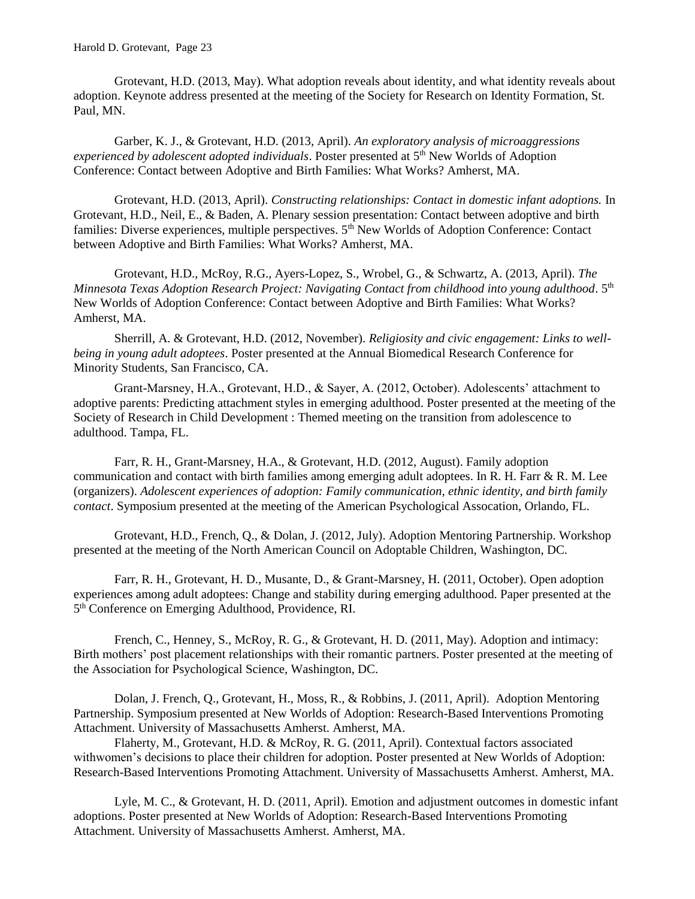Grotevant, H.D. (2013, May). What adoption reveals about identity, and what identity reveals about adoption. Keynote address presented at the meeting of the Society for Research on Identity Formation, St. Paul, MN.

Garber, K. J., & Grotevant, H.D. (2013, April). *An exploratory analysis of microaggressions experienced by adolescent adopted individuals*. Poster presented at 5th New Worlds of Adoption Conference: Contact between Adoptive and Birth Families: What Works? Amherst, MA.

Grotevant, H.D. (2013, April). *Constructing relationships: Contact in domestic infant adoptions.* In Grotevant, H.D., Neil, E., & Baden, A. Plenary session presentation: Contact between adoptive and birth families: Diverse experiences, multiple perspectives. 5th New Worlds of Adoption Conference: Contact between Adoptive and Birth Families: What Works? Amherst, MA.

Grotevant, H.D., McRoy, R.G., Ayers-Lopez, S., Wrobel, G., & Schwartz, A. (2013, April). *The Minnesota Texas Adoption Research Project: Navigating Contact from childhood into young adulthood*. 5th New Worlds of Adoption Conference: Contact between Adoptive and Birth Families: What Works? Amherst, MA.

Sherrill, A. & Grotevant, H.D. (2012, November). *Religiosity and civic engagement: Links to well-being in young adult adoptees*. Poster presented at the Annual Biomedical Research Conference for Minority Students, San Francisco, CA.

Grant-Marsney, H.A., Grotevant, H.D., & Sayer, A. (2012, October). Adolescents' attachment to adoptive parents: Predicting attachment styles in emerging adulthood. Poster presented at the meeting of the Society of Research in Child Development : Themed meeting on the transition from adolescence to adulthood. Tampa, FL.

Farr, R. H., Grant-Marsney, H.A., & Grotevant, H.D. (2012, August). Family adoption communication and contact with birth families among emerging adult adoptees. In R. H. Farr & R. M. Lee (organizers). *Adolescent experiences of adoption: Family communication, ethnic identity, and birth family contact*. Symposium presented at the meeting of the American Psychological Assocation, Orlando, FL.

Grotevant, H.D., French, Q., & Dolan, J. (2012, July). Adoption Mentoring Partnership. Workshop presented at the meeting of the North American Council on Adoptable Children, Washington, DC.

Farr, R. H., Grotevant, H. D., Musante, D., & Grant-Marsney, H. (2011, October). Open adoption experiences among adult adoptees: Change and stability during emerging adulthood. Paper presented at the 5th Conference on Emerging Adulthood, Providence, RI.

French, C., Henney, S., McRoy, R. G., & Grotevant, H. D. (2011, May). Adoption and intimacy: Birth mothers' post placement relationships with their romantic partners. Poster presented at the meeting of the Association for Psychological Science, Washington, DC.

Dolan, J. French, Q., Grotevant, H., Moss, R., & Robbins, J. (2011, April). Adoption Mentoring Partnership. Symposium presented at New Worlds of Adoption: Research-Based Interventions Promoting Attachment. University of Massachusetts Amherst. Amherst, MA.

Flaherty, M., Grotevant, H.D. & McRoy, R. G. (2011, April). Contextual factors associated withwomen's decisions to place their children for adoption. Poster presented at New Worlds of Adoption: Research-Based Interventions Promoting Attachment. University of Massachusetts Amherst. Amherst, MA.

Lyle, M. C., & Grotevant, H. D. (2011, April). Emotion and adjustment outcomes in domestic infant adoptions. Poster presented at New Worlds of Adoption: Research-Based Interventions Promoting Attachment. University of Massachusetts Amherst. Amherst, MA.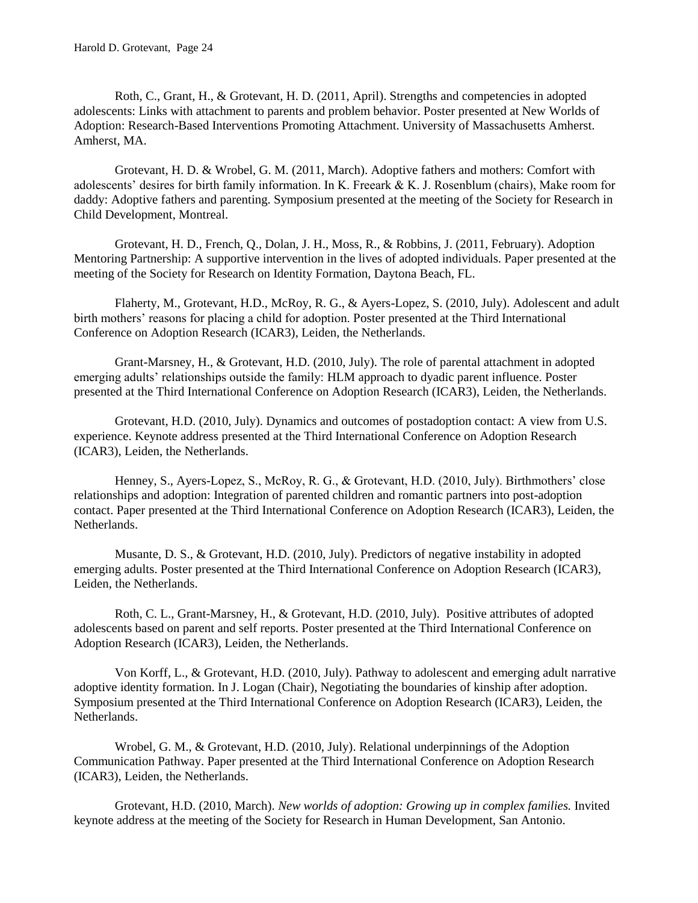Roth, C., Grant, H., & Grotevant, H. D. (2011, April). Strengths and competencies in adopted adolescents: Links with attachment to parents and problem behavior. Poster presented at New Worlds of Adoption: Research-Based Interventions Promoting Attachment. University of Massachusetts Amherst. Amherst, MA.

Grotevant, H. D. & Wrobel, G. M. (2011, March). Adoptive fathers and mothers: Comfort with adolescents' desires for birth family information. In K. Freeark & K. J. Rosenblum (chairs), Make room for daddy: Adoptive fathers and parenting. Symposium presented at the meeting of the Society for Research in Child Development, Montreal.

Grotevant, H. D., French, Q., Dolan, J. H., Moss, R., & Robbins, J. (2011, February). Adoption Mentoring Partnership: A supportive intervention in the lives of adopted individuals. Paper presented at the meeting of the Society for Research on Identity Formation, Daytona Beach, FL.

Flaherty, M., Grotevant, H.D., McRoy, R. G., & Ayers-Lopez, S. (2010, July). Adolescent and adult birth mothers' reasons for placing a child for adoption. Poster presented at the Third International Conference on Adoption Research (ICAR3), Leiden, the Netherlands.

Grant-Marsney, H., & Grotevant, H.D. (2010, July). The role of parental attachment in adopted emerging adults' relationships outside the family: HLM approach to dyadic parent influence. Poster presented at the Third International Conference on Adoption Research (ICAR3), Leiden, the Netherlands.

Grotevant, H.D. (2010, July). Dynamics and outcomes of postadoption contact: A view from U.S. experience. Keynote address presented at the Third International Conference on Adoption Research (ICAR3), Leiden, the Netherlands.

Henney, S., Ayers-Lopez, S., McRoy, R. G., & Grotevant, H.D. (2010, July). Birthmothers' close relationships and adoption: Integration of parented children and romantic partners into post-adoption contact. Paper presented at the Third International Conference on Adoption Research (ICAR3), Leiden, the Netherlands.

Musante, D. S., & Grotevant, H.D. (2010, July). Predictors of negative instability in adopted emerging adults. Poster presented at the Third International Conference on Adoption Research (ICAR3), Leiden, the Netherlands.

Roth, C. L., Grant-Marsney, H., & Grotevant, H.D. (2010, July). Positive attributes of adopted adolescents based on parent and self reports. Poster presented at the Third International Conference on Adoption Research (ICAR3), Leiden, the Netherlands.

Von Korff, L., & Grotevant, H.D. (2010, July). Pathway to adolescent and emerging adult narrative adoptive identity formation. In J. Logan (Chair), Negotiating the boundaries of kinship after adoption. Symposium presented at the Third International Conference on Adoption Research (ICAR3), Leiden, the Netherlands.

Wrobel, G. M., & Grotevant, H.D. (2010, July). Relational underpinnings of the Adoption Communication Pathway. Paper presented at the Third International Conference on Adoption Research (ICAR3), Leiden, the Netherlands.

Grotevant, H.D. (2010, March). *New worlds of adoption: Growing up in complex families.* Invited keynote address at the meeting of the Society for Research in Human Development, San Antonio.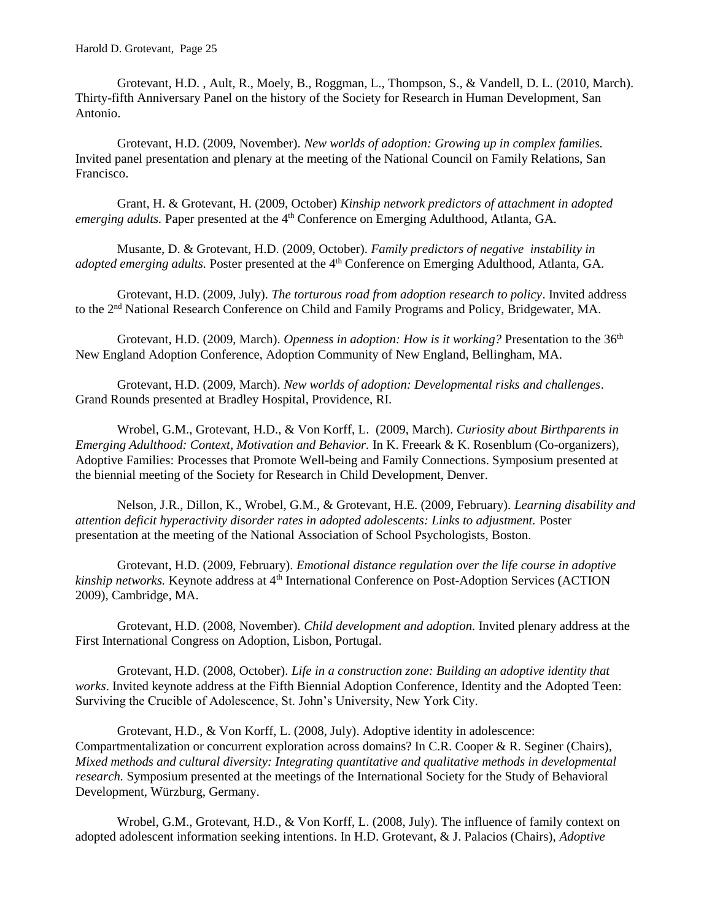Grotevant, H.D. , Ault, R., Moely, B., Roggman, L., Thompson, S., & Vandell, D. L. (2010, March). Thirty-fifth Anniversary Panel on the history of the Society for Research in Human Development, San Antonio.

Grotevant, H.D. (2009, November). *New worlds of adoption: Growing up in complex families.* Invited panel presentation and plenary at the meeting of the National Council on Family Relations, San Francisco.

Grant, H. & Grotevant, H. (2009, October) *Kinship network predictors of attachment in adopted emerging adults.* Paper presented at the 4th Conference on Emerging Adulthood, Atlanta, GA.

Musante, D. & Grotevant, H.D. (2009, October). *Family predictors of negative instability in adopted emerging adults.* Poster presented at the 4th Conference on Emerging Adulthood, Atlanta, GA.

Grotevant, H.D. (2009, July). *The torturous road from adoption research to policy*. Invited address to the 2nd National Research Conference on Child and Family Programs and Policy, Bridgewater, MA.

Grotevant, H.D. (2009, March). *Openness in adoption: How is it working?* Presentation to the 36th New England Adoption Conference, Adoption Community of New England, Bellingham, MA.

Grotevant, H.D. (2009, March). *New worlds of adoption: Developmental risks and challenges*. Grand Rounds presented at Bradley Hospital, Providence, RI.

Wrobel, G.M., Grotevant, H.D., & Von Korff, L. (2009, March). *Curiosity about Birthparents in Emerging Adulthood: Context, Motivation and Behavior.* In K. Freeark & K. Rosenblum (Co-organizers), Adoptive Families: Processes that Promote Well-being and Family Connections. Symposium presented at the biennial meeting of the Society for Research in Child Development, Denver.

Nelson, J.R., Dillon, K., Wrobel, G.M., & Grotevant, H.E. (2009, February). *Learning disability and attention deficit hyperactivity disorder rates in adopted adolescents: Links to adjustment.* Poster presentation at the meeting of the National Association of School Psychologists, Boston.

Grotevant, H.D. (2009, February). *Emotional distance regulation over the life course in adoptive kinship networks.* Keynote address at 4th International Conference on Post-Adoption Services (ACTION 2009), Cambridge, MA.

Grotevant, H.D. (2008, November). *Child development and adoption.* Invited plenary address at the First International Congress on Adoption, Lisbon, Portugal.

Grotevant, H.D. (2008, October). *Life in a construction zone: Building an adoptive identity that works*. Invited keynote address at the Fifth Biennial Adoption Conference, Identity and the Adopted Teen: Surviving the Crucible of Adolescence, St. John's University, New York City.

Grotevant, H.D., & Von Korff, L. (2008, July). Adoptive identity in adolescence: Compartmentalization or concurrent exploration across domains? In C.R. Cooper & R. Seginer (Chairs), *Mixed methods and cultural diversity: Integrating quantitative and qualitative methods in developmental research.* Symposium presented at the meetings of the International Society for the Study of Behavioral Development, Würzburg, Germany.

Wrobel, G.M., Grotevant, H.D., & Von Korff, L. (2008, July). The influence of family context on adopted adolescent information seeking intentions. In H.D. Grotevant, & J. Palacios (Chairs), *Adoptive*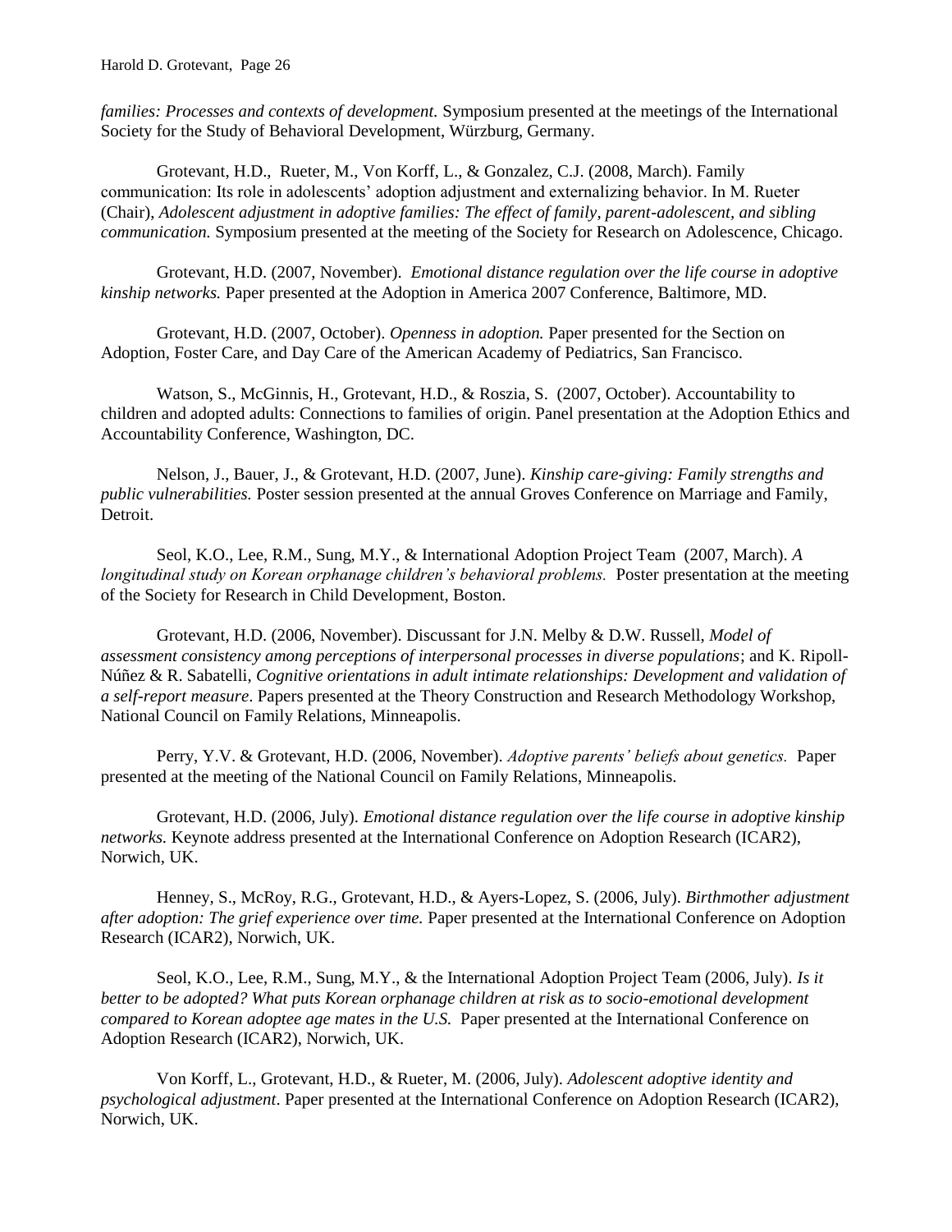*families: Processes and contexts of development.* Symposium presented at the meetings of the International Society for the Study of Behavioral Development, Würzburg, Germany.

Grotevant, H.D., Rueter, M., Von Korff, L., & Gonzalez, C.J. (2008, March). Family communication: Its role in adolescents' adoption adjustment and externalizing behavior. In M. Rueter (Chair), *Adolescent adjustment in adoptive families: The effect of family, parent-adolescent, and sibling communication.* Symposium presented at the meeting of the Society for Research on Adolescence, Chicago.

Grotevant, H.D. (2007, November). *Emotional distance regulation over the life course in adoptive kinship networks.* Paper presented at the Adoption in America 2007 Conference, Baltimore, MD.

Grotevant, H.D. (2007, October). *Openness in adoption.* Paper presented for the Section on Adoption, Foster Care, and Day Care of the American Academy of Pediatrics, San Francisco.

Watson, S., McGinnis, H., Grotevant, H.D., & Roszia, S. (2007, October). Accountability to children and adopted adults: Connections to families of origin. Panel presentation at the Adoption Ethics and Accountability Conference, Washington, DC.

Nelson, J., Bauer, J., & Grotevant, H.D. (2007, June). *Kinship care-giving: Family strengths and public vulnerabilities.* Poster session presented at the annual Groves Conference on Marriage and Family, Detroit.

Seol, K.O., Lee, R.M., Sung, M.Y., & International Adoption Project Team (2007, March). *A longitudinal study on Korean orphanage children's behavioral problems.* Poster presentation at the meeting of the Society for Research in Child Development, Boston.

Grotevant, H.D. (2006, November). Discussant for J.N. Melby & D.W. Russell, *Model of assessment consistency among perceptions of interpersonal processes in diverse populations*; and K. Ripoll-Núñez & R. Sabatelli, *Cognitive orientations in adult intimate relationships: Development and validation of a self-report measure*. Papers presented at the Theory Construction and Research Methodology Workshop, National Council on Family Relations, Minneapolis.

Perry, Y.V. & Grotevant, H.D. (2006, November). *Adoptive parents' beliefs about genetics.* Paper presented at the meeting of the National Council on Family Relations, Minneapolis.

Grotevant, H.D. (2006, July). *Emotional distance regulation over the life course in adoptive kinship networks.* Keynote address presented at the International Conference on Adoption Research (ICAR2), Norwich, UK.

Henney, S., McRoy, R.G., Grotevant, H.D., & Ayers-Lopez, S. (2006, July). *Birthmother adjustment after adoption: The grief experience over time.* Paper presented at the International Conference on Adoption Research (ICAR2), Norwich, UK.

Seol, K.O., Lee, R.M., Sung, M.Y., & the International Adoption Project Team (2006, July). *Is it better to be adopted? What puts Korean orphanage children at risk as to socio-emotional development compared to Korean adoptee age mates in the U.S.* Paper presented at the International Conference on Adoption Research (ICAR2), Norwich, UK.

Von Korff, L., Grotevant, H.D., & Rueter, M. (2006, July). *Adolescent adoptive identity and psychological adjustment*. Paper presented at the International Conference on Adoption Research (ICAR2), Norwich, UK.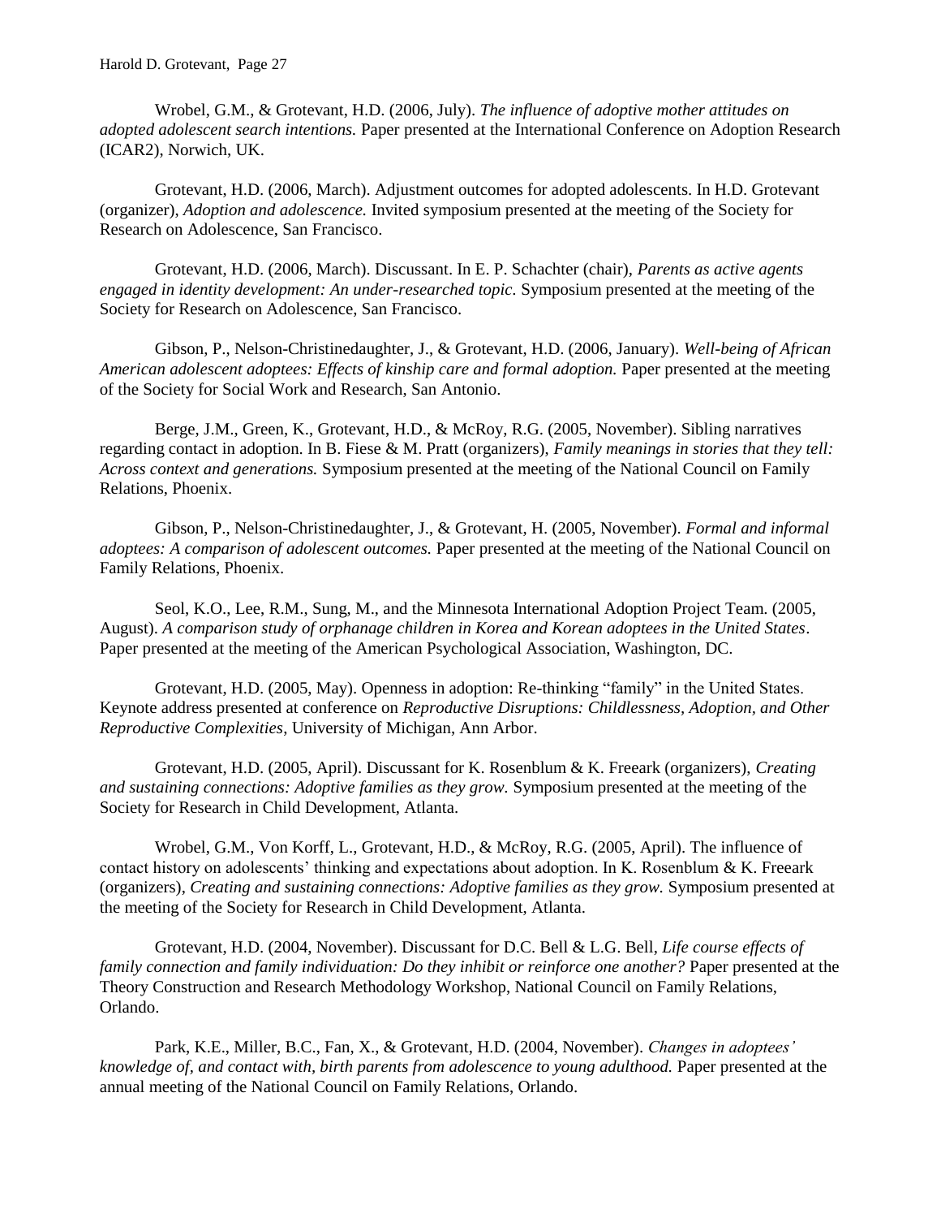Wrobel, G.M., & Grotevant, H.D. (2006, July). *The influence of adoptive mother attitudes on adopted adolescent search intentions.* Paper presented at the International Conference on Adoption Research (ICAR2), Norwich, UK.

Grotevant, H.D. (2006, March). Adjustment outcomes for adopted adolescents. In H.D. Grotevant (organizer), *Adoption and adolescence.* Invited symposium presented at the meeting of the Society for Research on Adolescence, San Francisco.

Grotevant, H.D. (2006, March). Discussant. In E. P. Schachter (chair), *Parents as active agents engaged in identity development: An under-researched topic.* Symposium presented at the meeting of the Society for Research on Adolescence, San Francisco.

Gibson, P., Nelson-Christinedaughter, J., & Grotevant, H.D. (2006, January). *Well-being of African American adolescent adoptees: Effects of kinship care and formal adoption.* Paper presented at the meeting of the Society for Social Work and Research, San Antonio.

Berge, J.M., Green, K., Grotevant, H.D., & McRoy, R.G. (2005, November). Sibling narratives regarding contact in adoption. In B. Fiese & M. Pratt (organizers), *Family meanings in stories that they tell: Across context and generations.* Symposium presented at the meeting of the National Council on Family Relations, Phoenix.

Gibson, P., Nelson-Christinedaughter, J., & Grotevant, H. (2005, November). *Formal and informal adoptees: A comparison of adolescent outcomes.* Paper presented at the meeting of the National Council on Family Relations, Phoenix.

Seol, K.O., Lee, R.M., Sung, M., and the Minnesota International Adoption Project Team. (2005, August). *A comparison study of orphanage children in Korea and Korean adoptees in the United States*. Paper presented at the meeting of the American Psychological Association, Washington, DC.

Grotevant, H.D. (2005, May). Openness in adoption: Re-thinking "family" in the United States. Keynote address presented at conference on *Reproductive Disruptions: Childlessness, Adoption, and Other Reproductive Complexities,* University of Michigan, Ann Arbor.

Grotevant, H.D. (2005, April). Discussant for K. Rosenblum & K. Freeark (organizers), *Creating and sustaining connections: Adoptive families as they grow.* Symposium presented at the meeting of the Society for Research in Child Development, Atlanta.

Wrobel, G.M., Von Korff, L., Grotevant, H.D., & McRoy, R.G. (2005, April). The influence of contact history on adolescents' thinking and expectations about adoption. In K. Rosenblum & K. Freeark (organizers), *Creating and sustaining connections: Adoptive families as they grow.* Symposium presented at the meeting of the Society for Research in Child Development, Atlanta.

Grotevant, H.D. (2004, November). Discussant for D.C. Bell & L.G. Bell, *Life course effects of family connection and family individuation: Do they inhibit or reinforce one another?* Paper presented at the Theory Construction and Research Methodology Workshop, National Council on Family Relations, Orlando.

Park, K.E., Miller, B.C., Fan, X., & Grotevant, H.D. (2004, November). *Changes in adoptees' knowledge of, and contact with, birth parents from adolescence to young adulthood.* Paper presented at the annual meeting of the National Council on Family Relations, Orlando.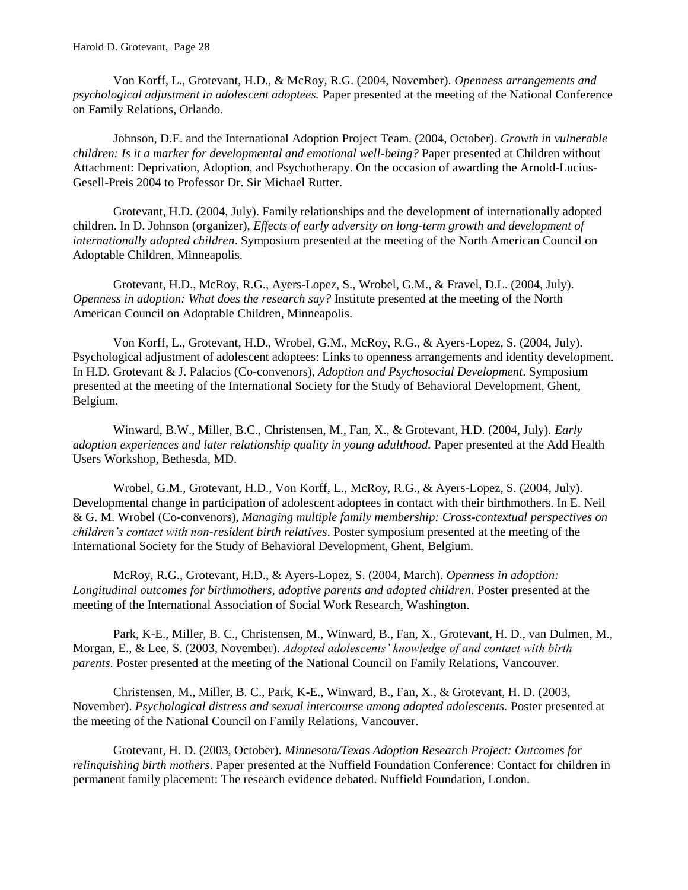Von Korff, L., Grotevant, H.D., & McRoy, R.G. (2004, November). *Openness arrangements and psychological adjustment in adolescent adoptees.* Paper presented at the meeting of the National Conference on Family Relations, Orlando.

Johnson, D.E. and the International Adoption Project Team. (2004, October). *Growth in vulnerable children: Is it a marker for developmental and emotional well-being?* Paper presented at Children without Attachment: Deprivation, Adoption, and Psychotherapy. On the occasion of awarding the Arnold-Lucius-Gesell-Preis 2004 to Professor Dr. Sir Michael Rutter.

Grotevant, H.D. (2004, July). Family relationships and the development of internationally adopted children. In D. Johnson (organizer), *Effects of early adversity on long-term growth and development of internationally adopted children*. Symposium presented at the meeting of the North American Council on Adoptable Children, Minneapolis.

Grotevant, H.D., McRoy, R.G., Ayers-Lopez, S., Wrobel, G.M., & Fravel, D.L. (2004, July). *Openness in adoption: What does the research say?* Institute presented at the meeting of the North American Council on Adoptable Children, Minneapolis.

Von Korff, L., Grotevant, H.D., Wrobel, G.M., McRoy, R.G., & Ayers-Lopez, S. (2004, July). Psychological adjustment of adolescent adoptees: Links to openness arrangements and identity development. In H.D. Grotevant & J. Palacios (Co-convenors), *Adoption and Psychosocial Development*. Symposium presented at the meeting of the International Society for the Study of Behavioral Development, Ghent, Belgium.

Winward, B.W., Miller, B.C., Christensen, M., Fan, X., & Grotevant, H.D. (2004, July). *Early adoption experiences and later relationship quality in young adulthood.* Paper presented at the Add Health Users Workshop, Bethesda, MD.

Wrobel, G.M., Grotevant, H.D., Von Korff, L., McRoy, R.G., & Ayers-Lopez, S. (2004, July). Developmental change in participation of adolescent adoptees in contact with their birthmothers. In E. Neil & G. M. Wrobel (Co-convenors), *Managing multiple family membership: Cross-contextual perspectives on children's contact with non-resident birth relatives*. Poster symposium presented at the meeting of the International Society for the Study of Behavioral Development, Ghent, Belgium.

McRoy, R.G., Grotevant, H.D., & Ayers-Lopez, S. (2004, March). *Openness in adoption: Longitudinal outcomes for birthmothers, adoptive parents and adopted children*. Poster presented at the meeting of the International Association of Social Work Research, Washington.

Park, K-E., Miller, B. C., Christensen, M., Winward, B., Fan, X., Grotevant, H. D., van Dulmen, M., Morgan, E., & Lee, S. (2003, November). *Adopted adolescents' knowledge of and contact with birth parents*. Poster presented at the meeting of the National Council on Family Relations, Vancouver.

Christensen, M., Miller, B. C., Park, K-E., Winward, B., Fan, X., & Grotevant, H. D. (2003, November). *Psychological distress and sexual intercourse among adopted adolescents.* Poster presented at the meeting of the National Council on Family Relations, Vancouver.

Grotevant, H. D. (2003, October). *Minnesota/Texas Adoption Research Project: Outcomes for relinquishing birth mothers*. Paper presented at the Nuffield Foundation Conference: Contact for children in permanent family placement: The research evidence debated. Nuffield Foundation, London.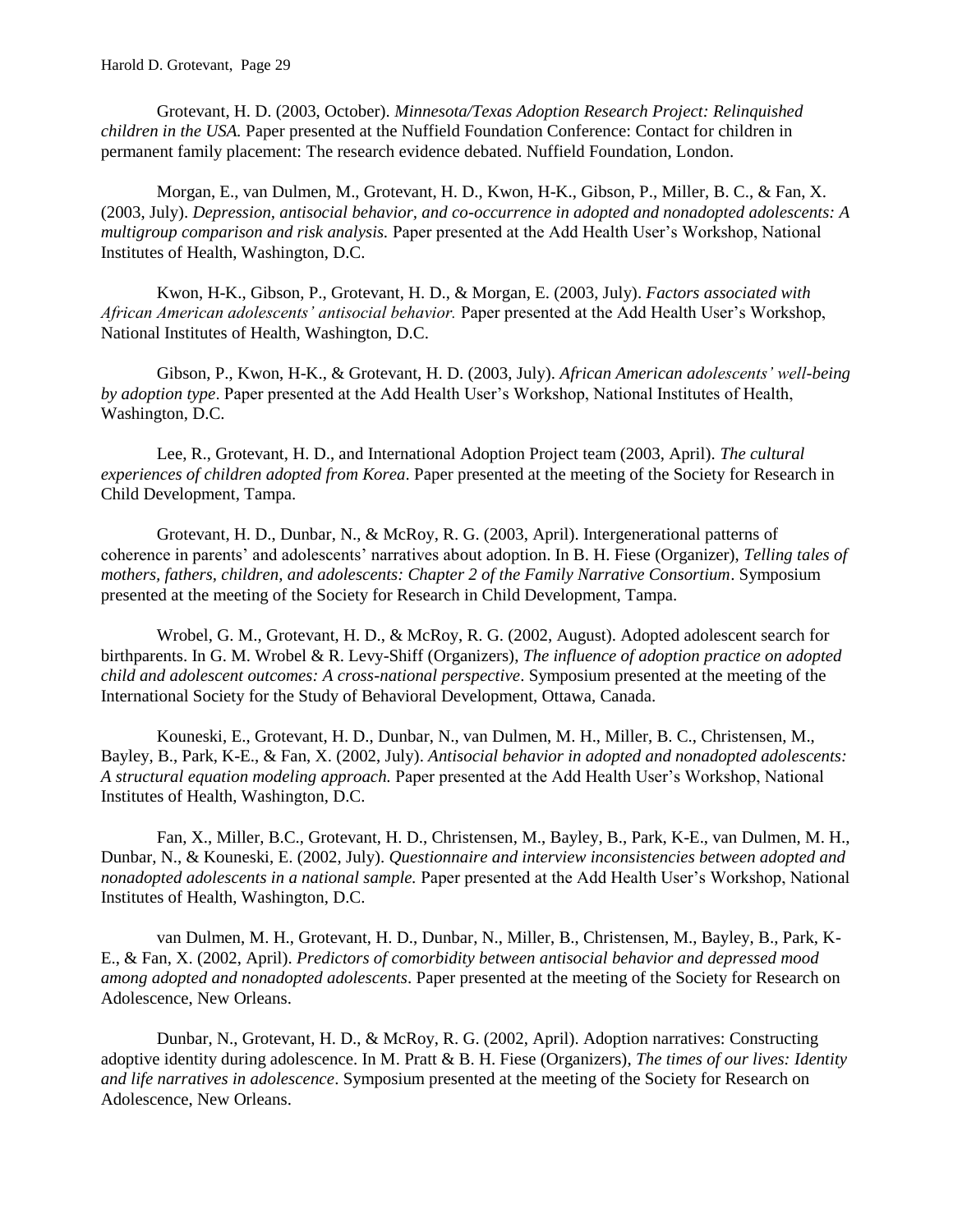Grotevant, H. D. (2003, October). *Minnesota/Texas Adoption Research Project: Relinquished children in the USA.* Paper presented at the Nuffield Foundation Conference: Contact for children in permanent family placement: The research evidence debated. Nuffield Foundation, London.

Morgan, E., van Dulmen, M., Grotevant, H. D., Kwon, H-K., Gibson, P., Miller, B. C., & Fan, X. (2003, July). *Depression, antisocial behavior, and co-occurrence in adopted and nonadopted adolescents: A multigroup comparison and risk analysis.* Paper presented at the Add Health User's Workshop, National Institutes of Health, Washington, D.C.

Kwon, H-K., Gibson, P., Grotevant, H. D., & Morgan, E. (2003, July). *Factors associated with African American adolescents' antisocial behavior.* Paper presented at the Add Health User's Workshop, National Institutes of Health, Washington, D.C.

Gibson, P., Kwon, H-K., & Grotevant, H. D. (2003, July). *African American adolescents' well-being by adoption type*. Paper presented at the Add Health User's Workshop, National Institutes of Health, Washington, D.C.

Lee, R., Grotevant, H. D., and International Adoption Project team (2003, April). *The cultural experiences of children adopted from Korea*. Paper presented at the meeting of the Society for Research in Child Development, Tampa.

Grotevant, H. D., Dunbar, N., & McRoy, R. G. (2003, April). Intergenerational patterns of coherence in parents' and adolescents' narratives about adoption. In B. H. Fiese (Organizer), *Telling tales of mothers, fathers, children, and adolescents: Chapter 2 of the Family Narrative Consortium*. Symposium presented at the meeting of the Society for Research in Child Development, Tampa.

Wrobel, G. M., Grotevant, H. D., & McRoy, R. G. (2002, August). Adopted adolescent search for birthparents. In G. M. Wrobel & R. Levy-Shiff (Organizers), *The influence of adoption practice on adopted child and adolescent outcomes: A cross-national perspective*. Symposium presented at the meeting of the International Society for the Study of Behavioral Development, Ottawa, Canada.

Kouneski, E., Grotevant, H. D., Dunbar, N., van Dulmen, M. H., Miller, B. C., Christensen, M., Bayley, B., Park, K-E., & Fan, X. (2002, July). *Antisocial behavior in adopted and nonadopted adolescents: A structural equation modeling approach.* Paper presented at the Add Health User's Workshop, National Institutes of Health, Washington, D.C.

Fan, X., Miller, B.C., Grotevant, H. D., Christensen, M., Bayley, B., Park, K-E., van Dulmen, M. H., Dunbar, N., & Kouneski, E. (2002, July). *Questionnaire and interview inconsistencies between adopted and nonadopted adolescents in a national sample.* Paper presented at the Add Health User's Workshop, National Institutes of Health, Washington, D.C.

van Dulmen, M. H., Grotevant, H. D., Dunbar, N., Miller, B., Christensen, M., Bayley, B., Park, K-E., & Fan, X. (2002, April). *Predictors of comorbidity between antisocial behavior and depressed mood among adopted and nonadopted adolescents*. Paper presented at the meeting of the Society for Research on Adolescence, New Orleans.

Dunbar, N., Grotevant, H. D., & McRoy, R. G. (2002, April). Adoption narratives: Constructing adoptive identity during adolescence. In M. Pratt & B. H. Fiese (Organizers), *The times of our lives: Identity and life narratives in adolescence*. Symposium presented at the meeting of the Society for Research on Adolescence, New Orleans.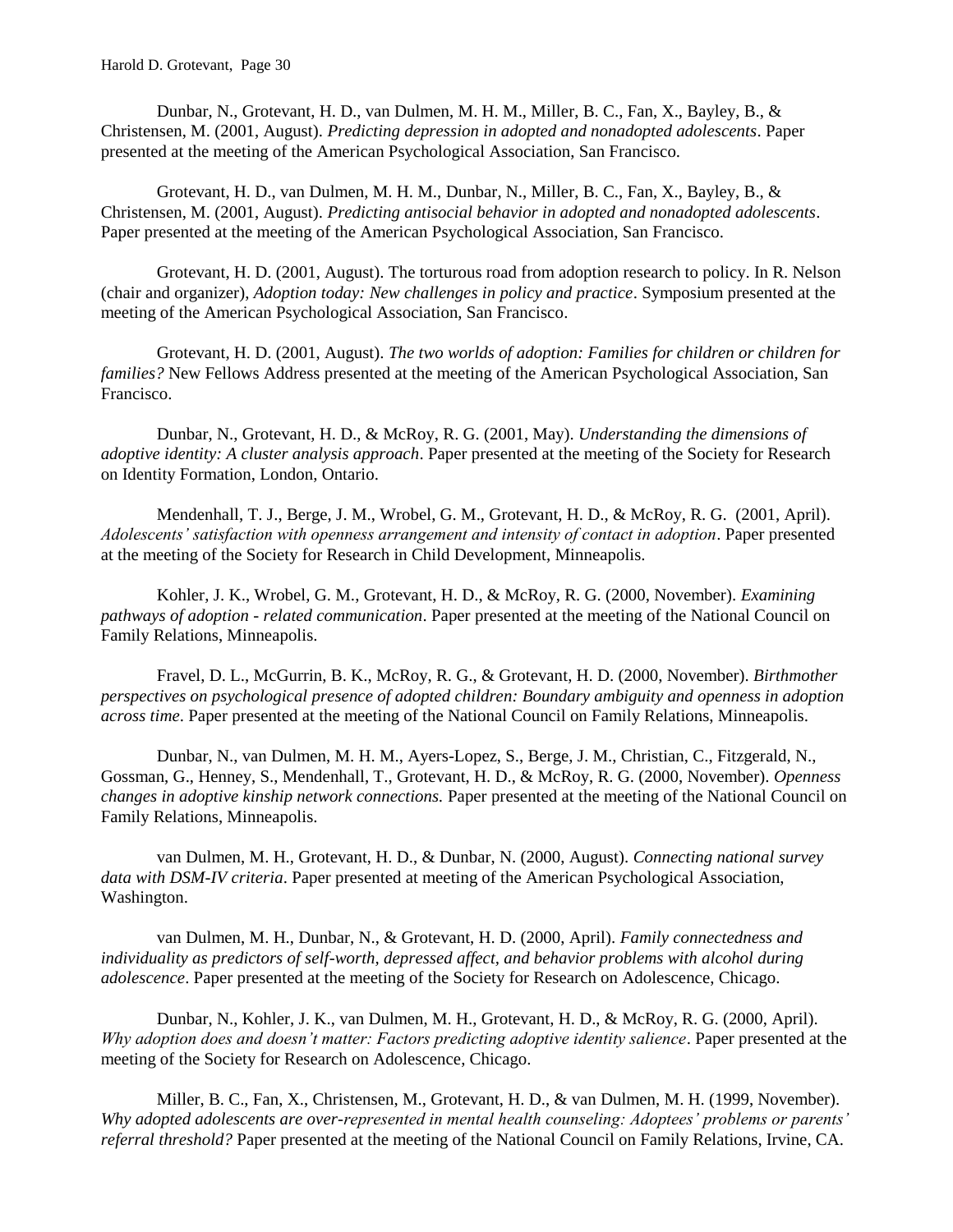Dunbar, N., Grotevant, H. D., van Dulmen, M. H. M., Miller, B. C., Fan, X., Bayley, B., & Christensen, M. (2001, August). *Predicting depression in adopted and nonadopted adolescents*. Paper presented at the meeting of the American Psychological Association, San Francisco.

Grotevant, H. D., van Dulmen, M. H. M., Dunbar, N., Miller, B. C., Fan, X., Bayley, B., & Christensen, M. (2001, August). *Predicting antisocial behavior in adopted and nonadopted adolescents*. Paper presented at the meeting of the American Psychological Association, San Francisco.

Grotevant, H. D. (2001, August). The torturous road from adoption research to policy. In R. Nelson (chair and organizer), *Adoption today: New challenges in policy and practice*. Symposium presented at the meeting of the American Psychological Association, San Francisco.

Grotevant, H. D. (2001, August). *The two worlds of adoption: Families for children or children for families?* New Fellows Address presented at the meeting of the American Psychological Association, San Francisco.

Dunbar, N., Grotevant, H. D., & McRoy, R. G. (2001, May). *Understanding the dimensions of adoptive identity: A cluster analysis approach*. Paper presented at the meeting of the Society for Research on Identity Formation, London, Ontario.

Mendenhall, T. J., Berge, J. M., Wrobel, G. M., Grotevant, H. D., & McRoy, R. G. (2001, April). *Adolescents' satisfaction with openness arrangement and intensity of contact in adoption*. Paper presented at the meeting of the Society for Research in Child Development, Minneapolis.

Kohler, J. K., Wrobel, G. M., Grotevant, H. D., & McRoy, R. G. (2000, November). *Examining pathways of adoption - related communication*. Paper presented at the meeting of the National Council on Family Relations, Minneapolis.

Fravel, D. L., McGurrin, B. K., McRoy, R. G., & Grotevant, H. D. (2000, November). *Birthmother perspectives on psychological presence of adopted children: Boundary ambiguity and openness in adoption across time*. Paper presented at the meeting of the National Council on Family Relations, Minneapolis.

Dunbar, N., van Dulmen, M. H. M., Ayers-Lopez, S., Berge, J. M., Christian, C., Fitzgerald, N., Gossman, G., Henney, S., Mendenhall, T., Grotevant, H. D., & McRoy, R. G. (2000, November). *Openness changes in adoptive kinship network connections.* Paper presented at the meeting of the National Council on Family Relations, Minneapolis.

van Dulmen, M. H., Grotevant, H. D., & Dunbar, N. (2000, August). *Connecting national survey data with DSM-IV criteria*. Paper presented at meeting of the American Psychological Association, Washington.

van Dulmen, M. H., Dunbar, N., & Grotevant, H. D. (2000, April). *Family connectedness and individuality as predictors of self-worth, depressed affect, and behavior problems with alcohol during adolescence*. Paper presented at the meeting of the Society for Research on Adolescence, Chicago.

Dunbar, N., Kohler, J. K., van Dulmen, M. H., Grotevant, H. D., & McRoy, R. G. (2000, April). *Why adoption does and doesn't matter: Factors predicting adoptive identity salience*. Paper presented at the meeting of the Society for Research on Adolescence, Chicago.

Miller, B. C., Fan, X., Christensen, M., Grotevant, H. D., & van Dulmen, M. H. (1999, November). *Why adopted adolescents are over-represented in mental health counseling: Adoptees' problems or parents' referral threshold?* Paper presented at the meeting of the National Council on Family Relations, Irvine, CA.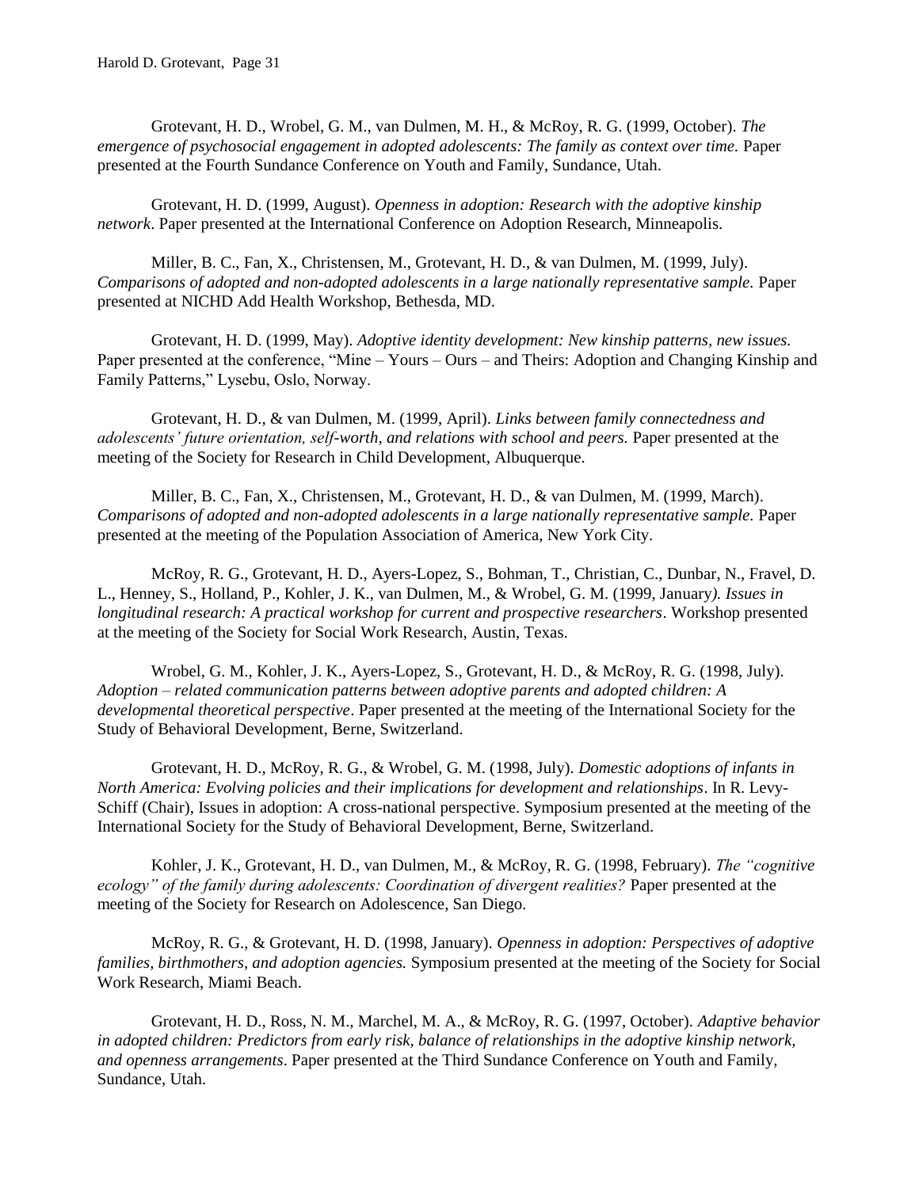Grotevant, H. D., Wrobel, G. M., van Dulmen, M. H., & McRoy, R. G. (1999, October). *The emergence of psychosocial engagement in adopted adolescents: The family as context over time.* Paper presented at the Fourth Sundance Conference on Youth and Family, Sundance, Utah.

Grotevant, H. D. (1999, August). *Openness in adoption: Research with the adoptive kinship network*. Paper presented at the International Conference on Adoption Research, Minneapolis.

Miller, B. C., Fan, X., Christensen, M., Grotevant, H. D., & van Dulmen, M. (1999, July). *Comparisons of adopted and non-adopted adolescents in a large nationally representative sample.* Paper presented at NICHD Add Health Workshop, Bethesda, MD.

Grotevant, H. D. (1999, May). *Adoptive identity development: New kinship patterns, new issues.* Paper presented at the conference, "Mine – Yours – Ours – and Theirs: Adoption and Changing Kinship and Family Patterns," Lysebu, Oslo, Norway.

Grotevant, H. D., & van Dulmen, M. (1999, April). *Links between family connectedness and adolescents' future orientation, self-worth, and relations with school and peers.* Paper presented at the meeting of the Society for Research in Child Development, Albuquerque.

Miller, B. C., Fan, X., Christensen, M., Grotevant, H. D., & van Dulmen, M. (1999, March). *Comparisons of adopted and non-adopted adolescents in a large nationally representative sample.* Paper presented at the meeting of the Population Association of America, New York City.

McRoy, R. G., Grotevant, H. D., Ayers-Lopez, S., Bohman, T., Christian, C., Dunbar, N., Fravel, D. L., Henney, S., Holland, P., Kohler, J. K., van Dulmen, M., & Wrobel, G. M. (1999, January*). Issues in longitudinal research: A practical workshop for current and prospective researchers*. Workshop presented at the meeting of the Society for Social Work Research, Austin, Texas.

Wrobel, G. M., Kohler, J. K., Ayers-Lopez, S., Grotevant, H. D., & McRoy, R. G. (1998, July). *Adoption – related communication patterns between adoptive parents and adopted children: A developmental theoretical perspective*. Paper presented at the meeting of the International Society for the Study of Behavioral Development, Berne, Switzerland.

Grotevant, H. D., McRoy, R. G., & Wrobel, G. M. (1998, July). *Domestic adoptions of infants in North America: Evolving policies and their implications for development and relationships*. In R. Levy-Schiff (Chair), Issues in adoption: A cross-national perspective. Symposium presented at the meeting of the International Society for the Study of Behavioral Development, Berne, Switzerland.

Kohler, J. K., Grotevant, H. D., van Dulmen, M., & McRoy, R. G. (1998, February). *The "cognitive ecology" of the family during adolescents: Coordination of divergent realities?* Paper presented at the meeting of the Society for Research on Adolescence, San Diego.

McRoy, R. G., & Grotevant, H. D. (1998, January). *Openness in adoption: Perspectives of adoptive families, birthmothers, and adoption agencies.* Symposium presented at the meeting of the Society for Social Work Research, Miami Beach.

Grotevant, H. D., Ross, N. M., Marchel, M. A., & McRoy, R. G. (1997, October). *Adaptive behavior in adopted children: Predictors from early risk, balance of relationships in the adoptive kinship network, and openness arrangements*. Paper presented at the Third Sundance Conference on Youth and Family, Sundance, Utah.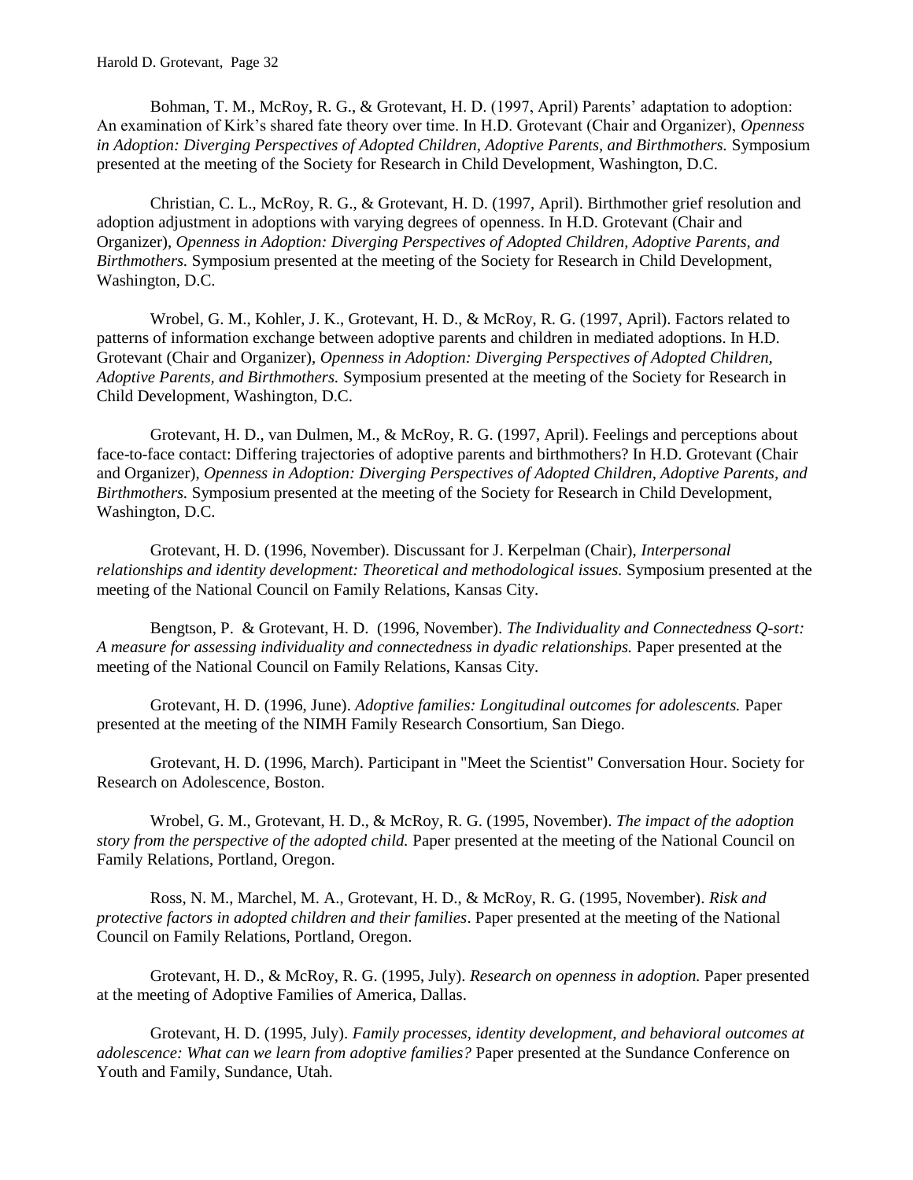Bohman, T. M., McRoy, R. G., & Grotevant, H. D. (1997, April) Parents' adaptation to adoption: An examination of Kirk's shared fate theory over time. In H.D. Grotevant (Chair and Organizer), *Openness in Adoption: Diverging Perspectives of Adopted Children, Adoptive Parents, and Birthmothers.* Symposium presented at the meeting of the Society for Research in Child Development, Washington, D.C.

Christian, C. L., McRoy, R. G., & Grotevant, H. D. (1997, April). Birthmother grief resolution and adoption adjustment in adoptions with varying degrees of openness. In H.D. Grotevant (Chair and Organizer), *Openness in Adoption: Diverging Perspectives of Adopted Children, Adoptive Parents, and Birthmothers.* Symposium presented at the meeting of the Society for Research in Child Development, Washington, D.C.

Wrobel, G. M., Kohler, J. K., Grotevant, H. D., & McRoy, R. G. (1997, April). Factors related to patterns of information exchange between adoptive parents and children in mediated adoptions. In H.D. Grotevant (Chair and Organizer), *Openness in Adoption: Diverging Perspectives of Adopted Children, Adoptive Parents, and Birthmothers.* Symposium presented at the meeting of the Society for Research in Child Development, Washington, D.C.

Grotevant, H. D., van Dulmen, M., & McRoy, R. G. (1997, April). Feelings and perceptions about face-to-face contact: Differing trajectories of adoptive parents and birthmothers? In H.D. Grotevant (Chair and Organizer), *Openness in Adoption: Diverging Perspectives of Adopted Children, Adoptive Parents, and Birthmothers.* Symposium presented at the meeting of the Society for Research in Child Development, Washington, D.C.

Grotevant, H. D. (1996, November). Discussant for J. Kerpelman (Chair), *Interpersonal relationships and identity development: Theoretical and methodological issues.* Symposium presented at the meeting of the National Council on Family Relations, Kansas City.

Bengtson, P. & Grotevant, H. D. (1996, November). *The Individuality and Connectedness Q-sort: A measure for assessing individuality and connectedness in dyadic relationships.* Paper presented at the meeting of the National Council on Family Relations, Kansas City.

Grotevant, H. D. (1996, June). *Adoptive families: Longitudinal outcomes for adolescents.* Paper presented at the meeting of the NIMH Family Research Consortium, San Diego.

Grotevant, H. D. (1996, March). Participant in "Meet the Scientist" Conversation Hour. Society for Research on Adolescence, Boston.

Wrobel, G. M., Grotevant, H. D., & McRoy, R. G. (1995, November). *The impact of the adoption story from the perspective of the adopted child.* Paper presented at the meeting of the National Council on Family Relations, Portland, Oregon.

Ross, N. M., Marchel, M. A., Grotevant, H. D., & McRoy, R. G. (1995, November). *Risk and protective factors in adopted children and their families*. Paper presented at the meeting of the National Council on Family Relations, Portland, Oregon.

Grotevant, H. D., & McRoy, R. G. (1995, July). *Research on openness in adoption.* Paper presented at the meeting of Adoptive Families of America, Dallas.

Grotevant, H. D. (1995, July). *Family processes, identity development, and behavioral outcomes at adolescence: What can we learn from adoptive families?* Paper presented at the Sundance Conference on Youth and Family, Sundance, Utah.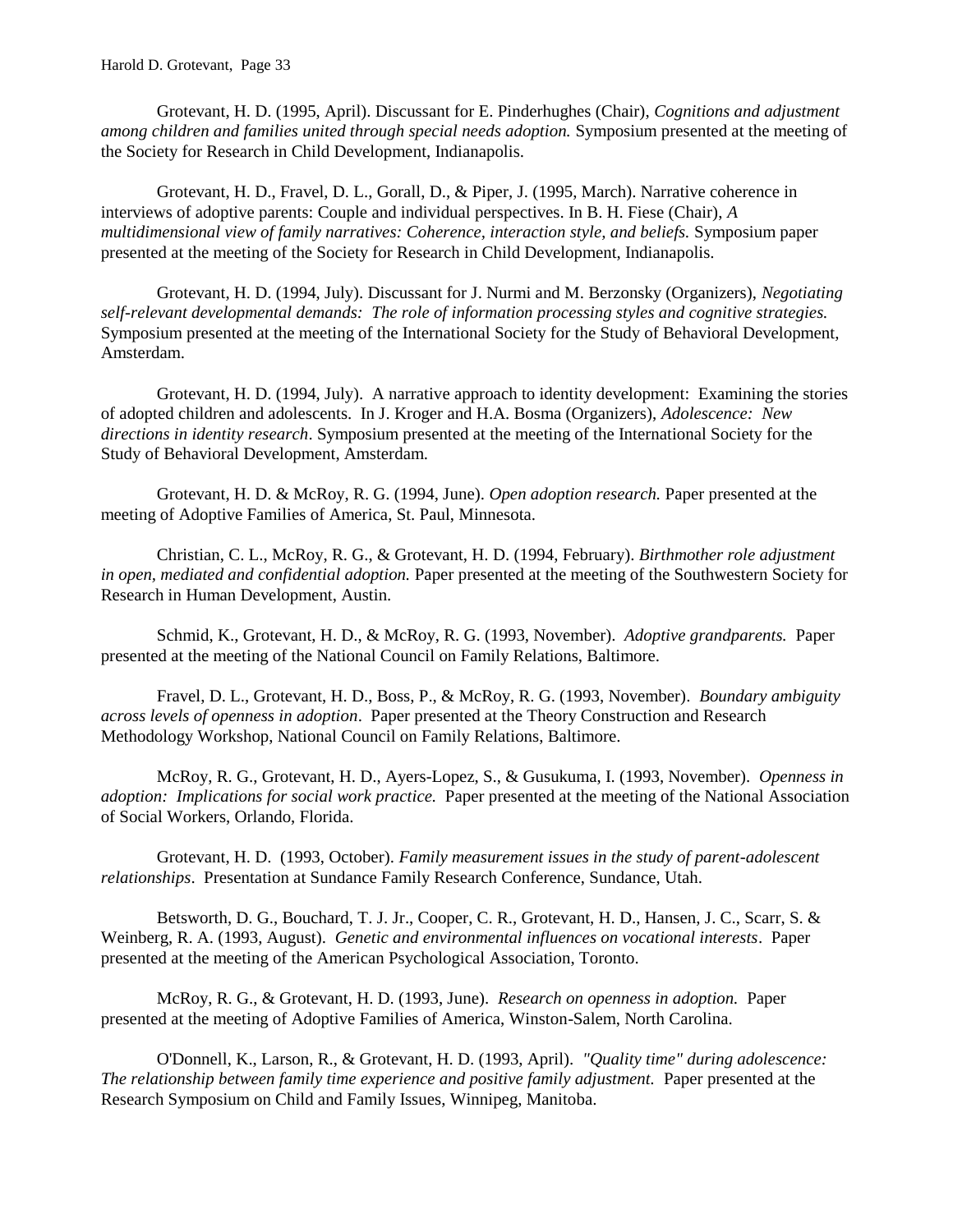Grotevant, H. D. (1995, April). Discussant for E. Pinderhughes (Chair), *Cognitions and adjustment among children and families united through special needs adoption.* Symposium presented at the meeting of the Society for Research in Child Development, Indianapolis.

Grotevant, H. D., Fravel, D. L., Gorall, D., & Piper, J. (1995, March). Narrative coherence in interviews of adoptive parents: Couple and individual perspectives. In B. H. Fiese (Chair), *A multidimensional view of family narratives: Coherence, interaction style, and beliefs.* Symposium paper presented at the meeting of the Society for Research in Child Development, Indianapolis.

Grotevant, H. D. (1994, July). Discussant for J. Nurmi and M. Berzonsky (Organizers), *Negotiating self-relevant developmental demands: The role of information processing styles and cognitive strategies.* Symposium presented at the meeting of the International Society for the Study of Behavioral Development, Amsterdam.

Grotevant, H. D. (1994, July). A narrative approach to identity development: Examining the stories of adopted children and adolescents. In J. Kroger and H.A. Bosma (Organizers), *Adolescence: New directions in identity research*. Symposium presented at the meeting of the International Society for the Study of Behavioral Development, Amsterdam.

Grotevant, H. D. & McRoy, R. G. (1994, June). *Open adoption research.* Paper presented at the meeting of Adoptive Families of America, St. Paul, Minnesota.

Christian, C. L., McRoy, R. G., & Grotevant, H. D. (1994, February). *Birthmother role adjustment in open, mediated and confidential adoption.* Paper presented at the meeting of the Southwestern Society for Research in Human Development, Austin.

Schmid, K., Grotevant, H. D., & McRoy, R. G. (1993, November). *Adoptive grandparents.* Paper presented at the meeting of the National Council on Family Relations, Baltimore.

Fravel, D. L., Grotevant, H. D., Boss, P., & McRoy, R. G. (1993, November). *Boundary ambiguity across levels of openness in adoption*. Paper presented at the Theory Construction and Research Methodology Workshop, National Council on Family Relations, Baltimore.

McRoy, R. G., Grotevant, H. D., Ayers-Lopez, S., & Gusukuma, I. (1993, November). *Openness in adoption: Implications for social work practice.* Paper presented at the meeting of the National Association of Social Workers, Orlando, Florida.

Grotevant, H. D. (1993, October). *Family measurement issues in the study of parent-adolescent relationships*. Presentation at Sundance Family Research Conference, Sundance, Utah.

Betsworth, D. G., Bouchard, T. J. Jr., Cooper, C. R., Grotevant, H. D., Hansen, J. C., Scarr, S. & Weinberg, R. A. (1993, August). *Genetic and environmental influences on vocational interests*. Paper presented at the meeting of the American Psychological Association, Toronto.

McRoy, R. G., & Grotevant, H. D. (1993, June). *Research on openness in adoption.* Paper presented at the meeting of Adoptive Families of America, Winston-Salem, North Carolina.

O'Donnell, K., Larson, R., & Grotevant, H. D. (1993, April). *"Quality time" during adolescence: The relationship between family time experience and positive family adjustment.* Paper presented at the Research Symposium on Child and Family Issues, Winnipeg, Manitoba.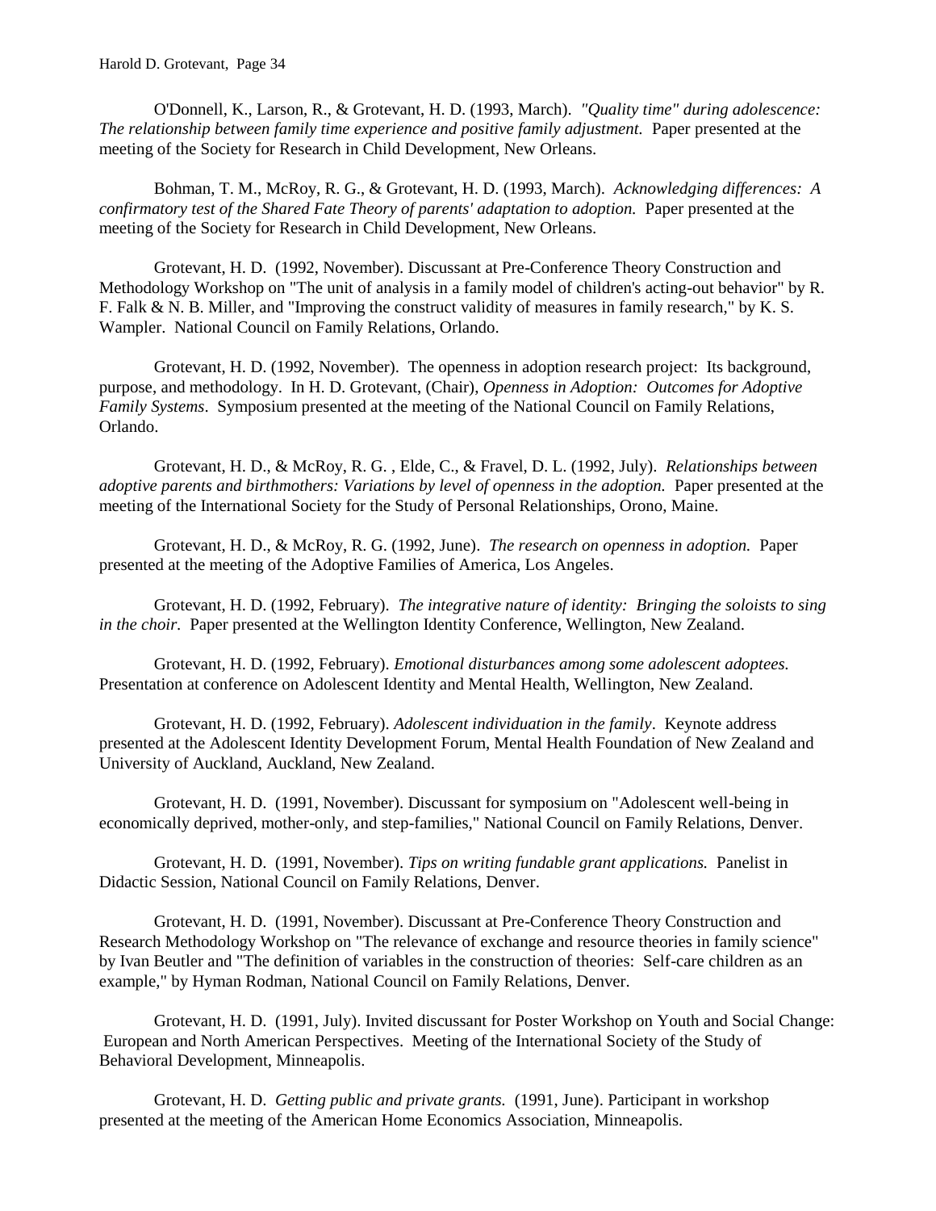O'Donnell, K., Larson, R., & Grotevant, H. D. (1993, March). *"Quality time" during adolescence: The relationship between family time experience and positive family adjustment.* Paper presented at the meeting of the Society for Research in Child Development, New Orleans.

Bohman, T. M., McRoy, R. G., & Grotevant, H. D. (1993, March). *Acknowledging differences: A confirmatory test of the Shared Fate Theory of parents' adaptation to adoption.* Paper presented at the meeting of the Society for Research in Child Development, New Orleans.

Grotevant, H. D. (1992, November). Discussant at Pre-Conference Theory Construction and Methodology Workshop on "The unit of analysis in a family model of children's acting-out behavior" by R. F. Falk & N. B. Miller, and "Improving the construct validity of measures in family research," by K. S. Wampler. National Council on Family Relations, Orlando.

Grotevant, H. D. (1992, November). The openness in adoption research project: Its background, purpose, and methodology. In H. D. Grotevant, (Chair), *Openness in Adoption: Outcomes for Adoptive Family Systems*. Symposium presented at the meeting of the National Council on Family Relations, Orlando.

Grotevant, H. D., & McRoy, R. G. , Elde, C., & Fravel, D. L. (1992, July). *Relationships between adoptive parents and birthmothers: Variations by level of openness in the adoption.* Paper presented at the meeting of the International Society for the Study of Personal Relationships, Orono, Maine.

Grotevant, H. D., & McRoy, R. G. (1992, June). *The research on openness in adoption.* Paper presented at the meeting of the Adoptive Families of America, Los Angeles.

Grotevant, H. D. (1992, February). *The integrative nature of identity: Bringing the soloists to sing in the choir.* Paper presented at the Wellington Identity Conference, Wellington, New Zealand.

Grotevant, H. D. (1992, February). *Emotional disturbances among some adolescent adoptees.* Presentation at conference on Adolescent Identity and Mental Health, Wellington, New Zealand.

Grotevant, H. D. (1992, February). *Adolescent individuation in the family*. Keynote address presented at the Adolescent Identity Development Forum, Mental Health Foundation of New Zealand and University of Auckland, Auckland, New Zealand.

Grotevant, H. D. (1991, November). Discussant for symposium on "Adolescent well-being in economically deprived, mother-only, and step-families," National Council on Family Relations, Denver.

Grotevant, H. D. (1991, November). *Tips on writing fundable grant applications.* Panelist in Didactic Session, National Council on Family Relations, Denver.

Grotevant, H. D. (1991, November). Discussant at Pre-Conference Theory Construction and Research Methodology Workshop on "The relevance of exchange and resource theories in family science" by Ivan Beutler and "The definition of variables in the construction of theories: Self-care children as an example," by Hyman Rodman, National Council on Family Relations, Denver.

Grotevant, H. D. (1991, July). Invited discussant for Poster Workshop on Youth and Social Change: European and North American Perspectives. Meeting of the International Society of the Study of Behavioral Development, Minneapolis.

Grotevant, H. D. *Getting public and private grants.* (1991, June). Participant in workshop presented at the meeting of the American Home Economics Association, Minneapolis.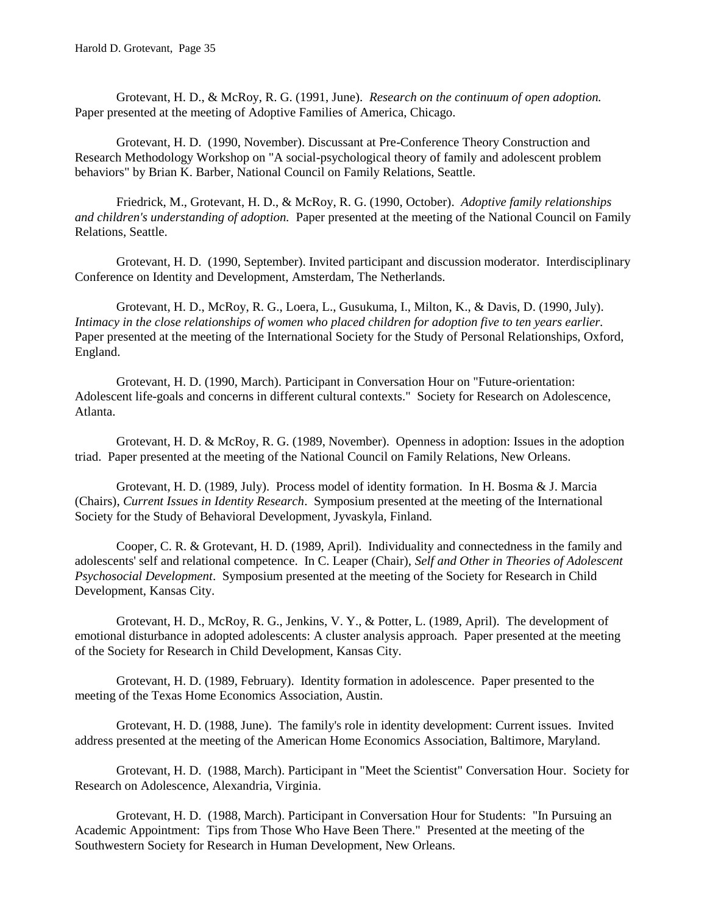Grotevant, H. D., & McRoy, R. G. (1991, June). *Research on the continuum of open adoption.* Paper presented at the meeting of Adoptive Families of America, Chicago.

Grotevant, H. D. (1990, November). Discussant at Pre-Conference Theory Construction and Research Methodology Workshop on "A social-psychological theory of family and adolescent problem behaviors" by Brian K. Barber, National Council on Family Relations, Seattle.

Friedrick, M., Grotevant, H. D., & McRoy, R. G. (1990, October). *Adoptive family relationships and children's understanding of adoption.* Paper presented at the meeting of the National Council on Family Relations, Seattle.

Grotevant, H. D. (1990, September). Invited participant and discussion moderator. Interdisciplinary Conference on Identity and Development, Amsterdam, The Netherlands.

Grotevant, H. D., McRoy, R. G., Loera, L., Gusukuma, I., Milton, K., & Davis, D. (1990, July). *Intimacy in the close relationships of women who placed children for adoption five to ten years earlier.* Paper presented at the meeting of the International Society for the Study of Personal Relationships, Oxford, England.

Grotevant, H. D. (1990, March). Participant in Conversation Hour on "Future-orientation: Adolescent life-goals and concerns in different cultural contexts." Society for Research on Adolescence, Atlanta.

Grotevant, H. D. & McRoy, R. G. (1989, November). Openness in adoption: Issues in the adoption triad. Paper presented at the meeting of the National Council on Family Relations, New Orleans.

Grotevant, H. D. (1989, July). Process model of identity formation. In H. Bosma & J. Marcia (Chairs), *Current Issues in Identity Research*. Symposium presented at the meeting of the International Society for the Study of Behavioral Development, Jyvaskyla, Finland.

Cooper, C. R. & Grotevant, H. D. (1989, April). Individuality and connectedness in the family and adolescents' self and relational competence. In C. Leaper (Chair), *Self and Other in Theories of Adolescent Psychosocial Development*. Symposium presented at the meeting of the Society for Research in Child Development, Kansas City.

Grotevant, H. D., McRoy, R. G., Jenkins, V. Y., & Potter, L. (1989, April). The development of emotional disturbance in adopted adolescents: A cluster analysis approach. Paper presented at the meeting of the Society for Research in Child Development, Kansas City.

Grotevant, H. D. (1989, February). Identity formation in adolescence. Paper presented to the meeting of the Texas Home Economics Association, Austin.

Grotevant, H. D. (1988, June). The family's role in identity development: Current issues. Invited address presented at the meeting of the American Home Economics Association, Baltimore, Maryland.

Grotevant, H. D. (1988, March). Participant in "Meet the Scientist" Conversation Hour. Society for Research on Adolescence, Alexandria, Virginia.

Grotevant, H. D. (1988, March). Participant in Conversation Hour for Students: "In Pursuing an Academic Appointment: Tips from Those Who Have Been There." Presented at the meeting of the Southwestern Society for Research in Human Development, New Orleans.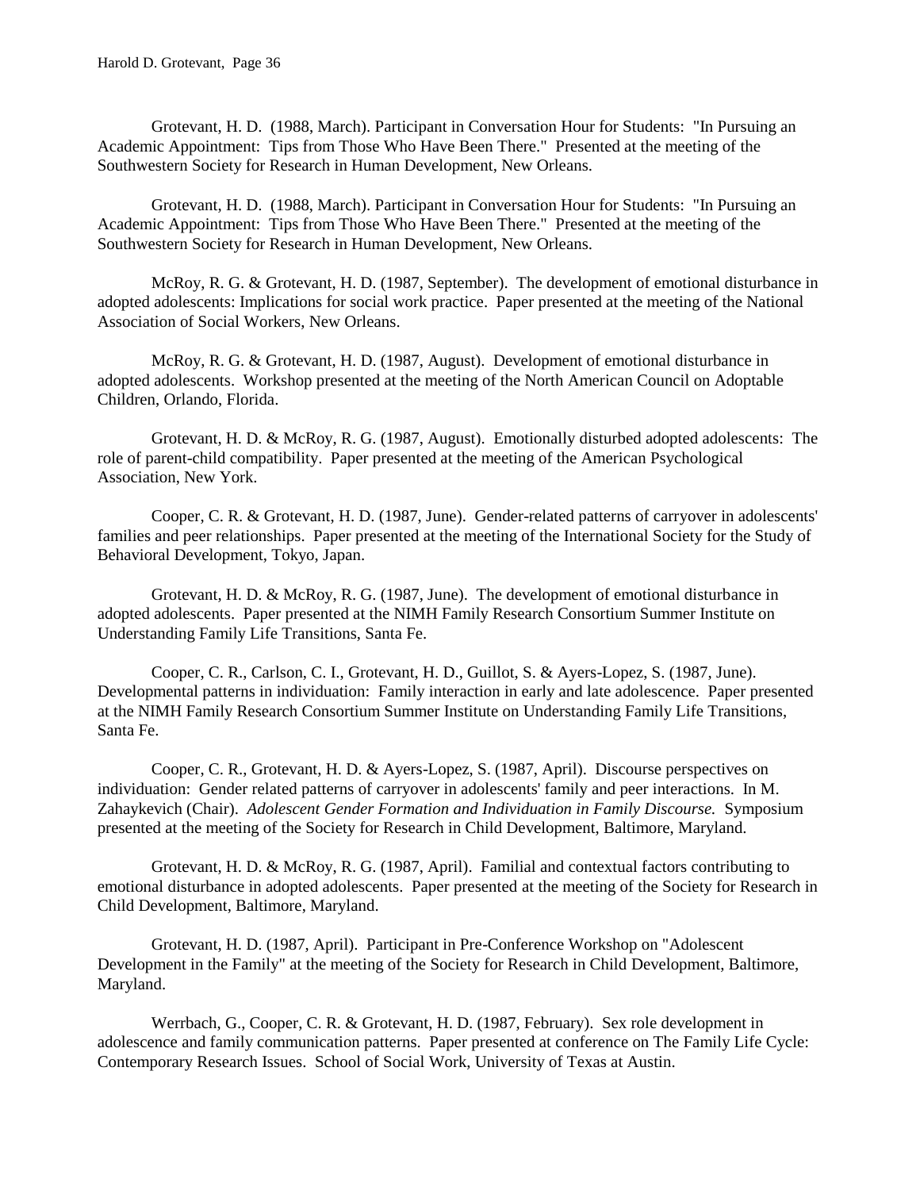Grotevant, H. D. (1988, March). Participant in Conversation Hour for Students: "In Pursuing an Academic Appointment: Tips from Those Who Have Been There." Presented at the meeting of the Southwestern Society for Research in Human Development, New Orleans.

Grotevant, H. D. (1988, March). Participant in Conversation Hour for Students: "In Pursuing an Academic Appointment: Tips from Those Who Have Been There." Presented at the meeting of the Southwestern Society for Research in Human Development, New Orleans.

McRoy, R. G. & Grotevant, H. D. (1987, September). The development of emotional disturbance in adopted adolescents: Implications for social work practice. Paper presented at the meeting of the National Association of Social Workers, New Orleans.

McRoy, R. G. & Grotevant, H. D. (1987, August). Development of emotional disturbance in adopted adolescents. Workshop presented at the meeting of the North American Council on Adoptable Children, Orlando, Florida.

Grotevant, H. D. & McRoy, R. G. (1987, August). Emotionally disturbed adopted adolescents: The role of parent-child compatibility. Paper presented at the meeting of the American Psychological Association, New York.

Cooper, C. R. & Grotevant, H. D. (1987, June). Gender-related patterns of carryover in adolescents' families and peer relationships. Paper presented at the meeting of the International Society for the Study of Behavioral Development, Tokyo, Japan.

Grotevant, H. D. & McRoy, R. G. (1987, June). The development of emotional disturbance in adopted adolescents. Paper presented at the NIMH Family Research Consortium Summer Institute on Understanding Family Life Transitions, Santa Fe.

Cooper, C. R., Carlson, C. I., Grotevant, H. D., Guillot, S. & Ayers-Lopez, S. (1987, June). Developmental patterns in individuation: Family interaction in early and late adolescence. Paper presented at the NIMH Family Research Consortium Summer Institute on Understanding Family Life Transitions, Santa Fe.

Cooper, C. R., Grotevant, H. D. & Ayers-Lopez, S. (1987, April). Discourse perspectives on individuation: Gender related patterns of carryover in adolescents' family and peer interactions. In M. Zahaykevich (Chair). *Adolescent Gender Formation and Individuation in Family Discourse.* Symposium presented at the meeting of the Society for Research in Child Development, Baltimore, Maryland.

Grotevant, H. D. & McRoy, R. G. (1987, April). Familial and contextual factors contributing to emotional disturbance in adopted adolescents. Paper presented at the meeting of the Society for Research in Child Development, Baltimore, Maryland.

Grotevant, H. D. (1987, April). Participant in Pre-Conference Workshop on "Adolescent Development in the Family" at the meeting of the Society for Research in Child Development, Baltimore, Maryland.

Werrbach, G., Cooper, C. R. & Grotevant, H. D. (1987, February). Sex role development in adolescence and family communication patterns. Paper presented at conference on The Family Life Cycle: Contemporary Research Issues. School of Social Work, University of Texas at Austin.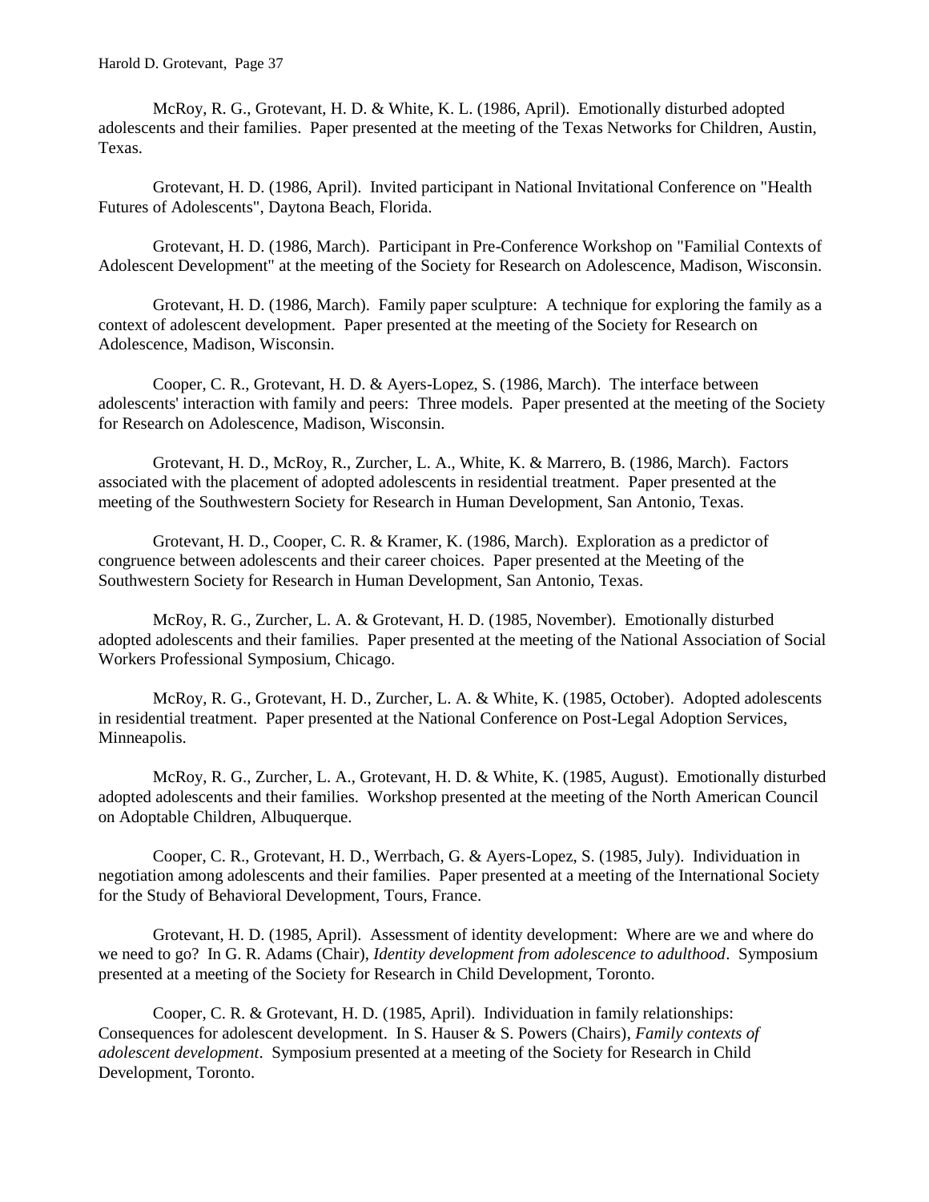McRoy, R. G., Grotevant, H. D. & White, K. L. (1986, April). Emotionally disturbed adopted adolescents and their families. Paper presented at the meeting of the Texas Networks for Children, Austin, Texas.

Grotevant, H. D. (1986, April). Invited participant in National Invitational Conference on "Health Futures of Adolescents", Daytona Beach, Florida.

Grotevant, H. D. (1986, March). Participant in Pre-Conference Workshop on "Familial Contexts of Adolescent Development" at the meeting of the Society for Research on Adolescence, Madison, Wisconsin.

Grotevant, H. D. (1986, March). Family paper sculpture: A technique for exploring the family as a context of adolescent development. Paper presented at the meeting of the Society for Research on Adolescence, Madison, Wisconsin.

Cooper, C. R., Grotevant, H. D. & Ayers-Lopez, S. (1986, March). The interface between adolescents' interaction with family and peers: Three models. Paper presented at the meeting of the Society for Research on Adolescence, Madison, Wisconsin.

Grotevant, H. D., McRoy, R., Zurcher, L. A., White, K. & Marrero, B. (1986, March). Factors associated with the placement of adopted adolescents in residential treatment. Paper presented at the meeting of the Southwestern Society for Research in Human Development, San Antonio, Texas.

Grotevant, H. D., Cooper, C. R. & Kramer, K. (1986, March). Exploration as a predictor of congruence between adolescents and their career choices. Paper presented at the Meeting of the Southwestern Society for Research in Human Development, San Antonio, Texas.

McRoy, R. G., Zurcher, L. A. & Grotevant, H. D. (1985, November). Emotionally disturbed adopted adolescents and their families. Paper presented at the meeting of the National Association of Social Workers Professional Symposium, Chicago.

McRoy, R. G., Grotevant, H. D., Zurcher, L. A. & White, K. (1985, October). Adopted adolescents in residential treatment. Paper presented at the National Conference on Post-Legal Adoption Services, Minneapolis.

McRoy, R. G., Zurcher, L. A., Grotevant, H. D. & White, K. (1985, August). Emotionally disturbed adopted adolescents and their families. Workshop presented at the meeting of the North American Council on Adoptable Children, Albuquerque.

Cooper, C. R., Grotevant, H. D., Werrbach, G. & Ayers-Lopez, S. (1985, July). Individuation in negotiation among adolescents and their families. Paper presented at a meeting of the International Society for the Study of Behavioral Development, Tours, France.

Grotevant, H. D. (1985, April). Assessment of identity development: Where are we and where do we need to go? In G. R. Adams (Chair), *Identity development from adolescence to adulthood*. Symposium presented at a meeting of the Society for Research in Child Development, Toronto.

Cooper, C. R. & Grotevant, H. D. (1985, April). Individuation in family relationships: Consequences for adolescent development. In S. Hauser & S. Powers (Chairs), *Family contexts of adolescent development*. Symposium presented at a meeting of the Society for Research in Child Development, Toronto.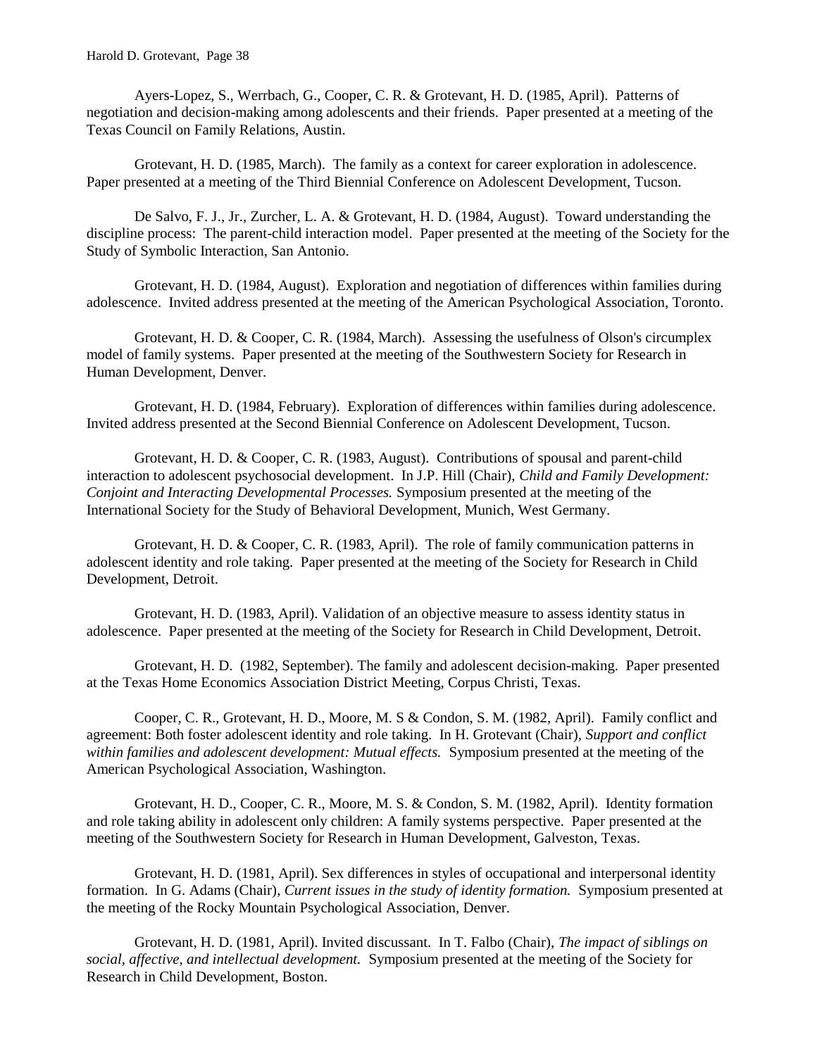Ayers-Lopez, S., Werrbach, G., Cooper, C. R. & Grotevant, H. D. (1985, April). Patterns of negotiation and decision-making among adolescents and their friends. Paper presented at a meeting of the Texas Council on Family Relations, Austin.

Grotevant, H. D. (1985, March). The family as a context for career exploration in adolescence. Paper presented at a meeting of the Third Biennial Conference on Adolescent Development, Tucson.

De Salvo, F. J., Jr., Zurcher, L. A. & Grotevant, H. D. (1984, August). Toward understanding the discipline process: The parent-child interaction model. Paper presented at the meeting of the Society for the Study of Symbolic Interaction, San Antonio.

Grotevant, H. D. (1984, August). Exploration and negotiation of differences within families during adolescence. Invited address presented at the meeting of the American Psychological Association, Toronto.

Grotevant, H. D. & Cooper, C. R. (1984, March). Assessing the usefulness of Olson's circumplex model of family systems. Paper presented at the meeting of the Southwestern Society for Research in Human Development, Denver.

Grotevant, H. D. (1984, February). Exploration of differences within families during adolescence. Invited address presented at the Second Biennial Conference on Adolescent Development, Tucson.

Grotevant, H. D. & Cooper, C. R. (1983, August). Contributions of spousal and parent-child interaction to adolescent psychosocial development. In J.P. Hill (Chair), *Child and Family Development: Conjoint and Interacting Developmental Processes.* Symposium presented at the meeting of the International Society for the Study of Behavioral Development, Munich, West Germany.

Grotevant, H. D. & Cooper, C. R. (1983, April). The role of family communication patterns in adolescent identity and role taking. Paper presented at the meeting of the Society for Research in Child Development, Detroit.

Grotevant, H. D. (1983, April). Validation of an objective measure to assess identity status in adolescence. Paper presented at the meeting of the Society for Research in Child Development, Detroit.

Grotevant, H. D. (1982, September). The family and adolescent decision-making. Paper presented at the Texas Home Economics Association District Meeting, Corpus Christi, Texas.

Cooper, C. R., Grotevant, H. D., Moore, M. S & Condon, S. M. (1982, April). Family conflict and agreement: Both foster adolescent identity and role taking. In H. Grotevant (Chair), *Support and conflict within families and adolescent development: Mutual effects.* Symposium presented at the meeting of the American Psychological Association, Washington.

Grotevant, H. D., Cooper, C. R., Moore, M. S. & Condon, S. M. (1982, April). Identity formation and role taking ability in adolescent only children: A family systems perspective. Paper presented at the meeting of the Southwestern Society for Research in Human Development, Galveston, Texas.

Grotevant, H. D. (1981, April). Sex differences in styles of occupational and interpersonal identity formation. In G. Adams (Chair), *Current issues in the study of identity formation.* Symposium presented at the meeting of the Rocky Mountain Psychological Association, Denver.

Grotevant, H. D. (1981, April). Invited discussant. In T. Falbo (Chair), *The impact of siblings on social, affective, and intellectual development.* Symposium presented at the meeting of the Society for Research in Child Development, Boston.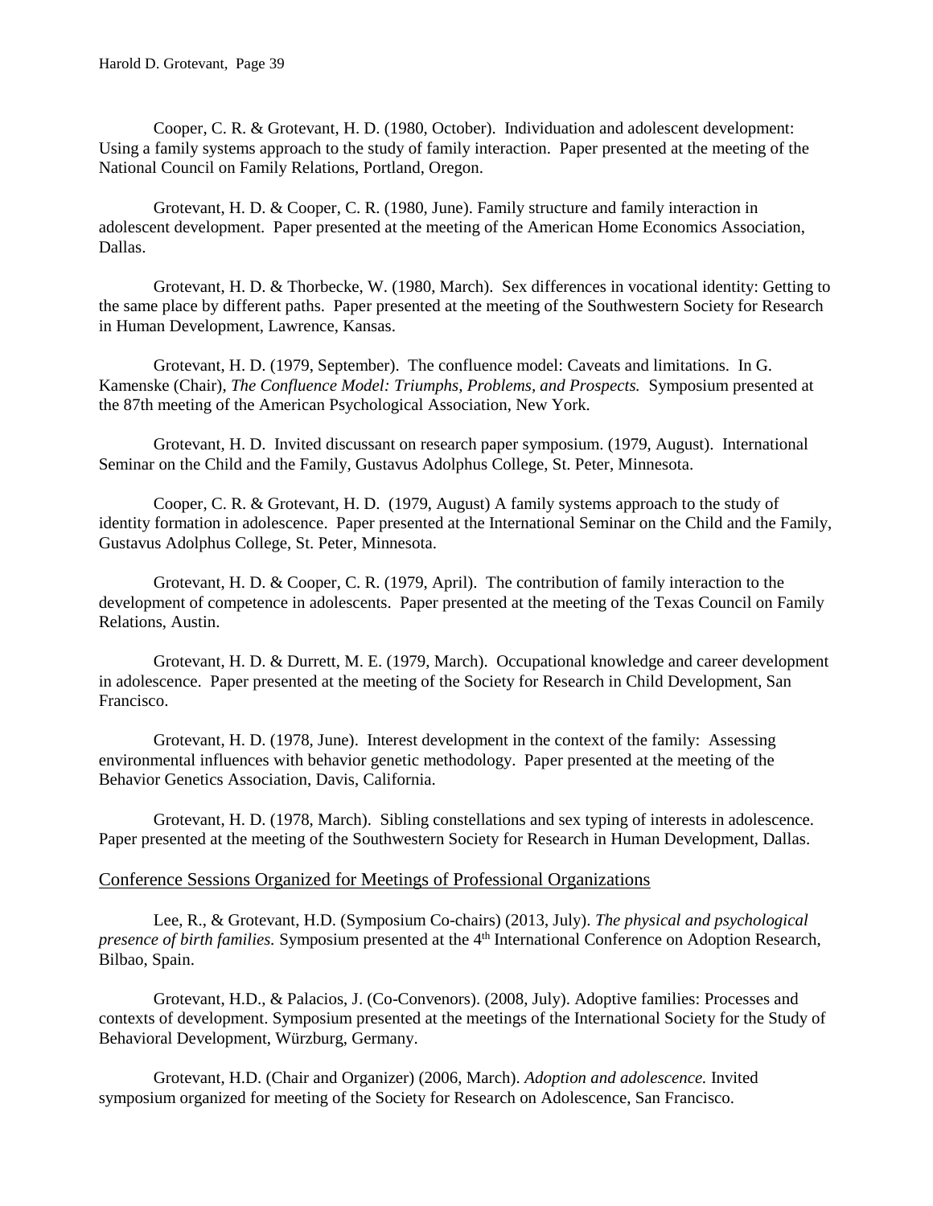Cooper, C. R. & Grotevant, H. D. (1980, October). Individuation and adolescent development: Using a family systems approach to the study of family interaction. Paper presented at the meeting of the National Council on Family Relations, Portland, Oregon.

Grotevant, H. D. & Cooper, C. R. (1980, June). Family structure and family interaction in adolescent development. Paper presented at the meeting of the American Home Economics Association, Dallas.

Grotevant, H. D. & Thorbecke, W. (1980, March). Sex differences in vocational identity: Getting to the same place by different paths. Paper presented at the meeting of the Southwestern Society for Research in Human Development, Lawrence, Kansas.

Grotevant, H. D. (1979, September). The confluence model: Caveats and limitations. In G. Kamenske (Chair), *The Confluence Model: Triumphs, Problems, and Prospects.* Symposium presented at the 87th meeting of the American Psychological Association, New York.

Grotevant, H. D. Invited discussant on research paper symposium. (1979, August). International Seminar on the Child and the Family, Gustavus Adolphus College, St. Peter, Minnesota.

Cooper, C. R. & Grotevant, H. D. (1979, August) A family systems approach to the study of identity formation in adolescence. Paper presented at the International Seminar on the Child and the Family, Gustavus Adolphus College, St. Peter, Minnesota.

Grotevant, H. D. & Cooper, C. R. (1979, April). The contribution of family interaction to the development of competence in adolescents. Paper presented at the meeting of the Texas Council on Family Relations, Austin.

Grotevant, H. D. & Durrett, M. E. (1979, March). Occupational knowledge and career development in adolescence. Paper presented at the meeting of the Society for Research in Child Development, San Francisco.

Grotevant, H. D. (1978, June). Interest development in the context of the family: Assessing environmental influences with behavior genetic methodology. Paper presented at the meeting of the Behavior Genetics Association, Davis, California.

Grotevant, H. D. (1978, March). Sibling constellations and sex typing of interests in adolescence. Paper presented at the meeting of the Southwestern Society for Research in Human Development, Dallas.

## Conference Sessions Organized for Meetings of Professional Organizations

Lee, R., & Grotevant, H.D. (Symposium Co-chairs) (2013, July). *The physical and psychological presence of birth families.* Symposium presented at the 4th International Conference on Adoption Research, Bilbao, Spain.

Grotevant, H.D., & Palacios, J. (Co-Convenors). (2008, July). Adoptive families: Processes and contexts of development. Symposium presented at the meetings of the International Society for the Study of Behavioral Development, Würzburg, Germany.

Grotevant, H.D. (Chair and Organizer) (2006, March). *Adoption and adolescence.* Invited symposium organized for meeting of the Society for Research on Adolescence, San Francisco.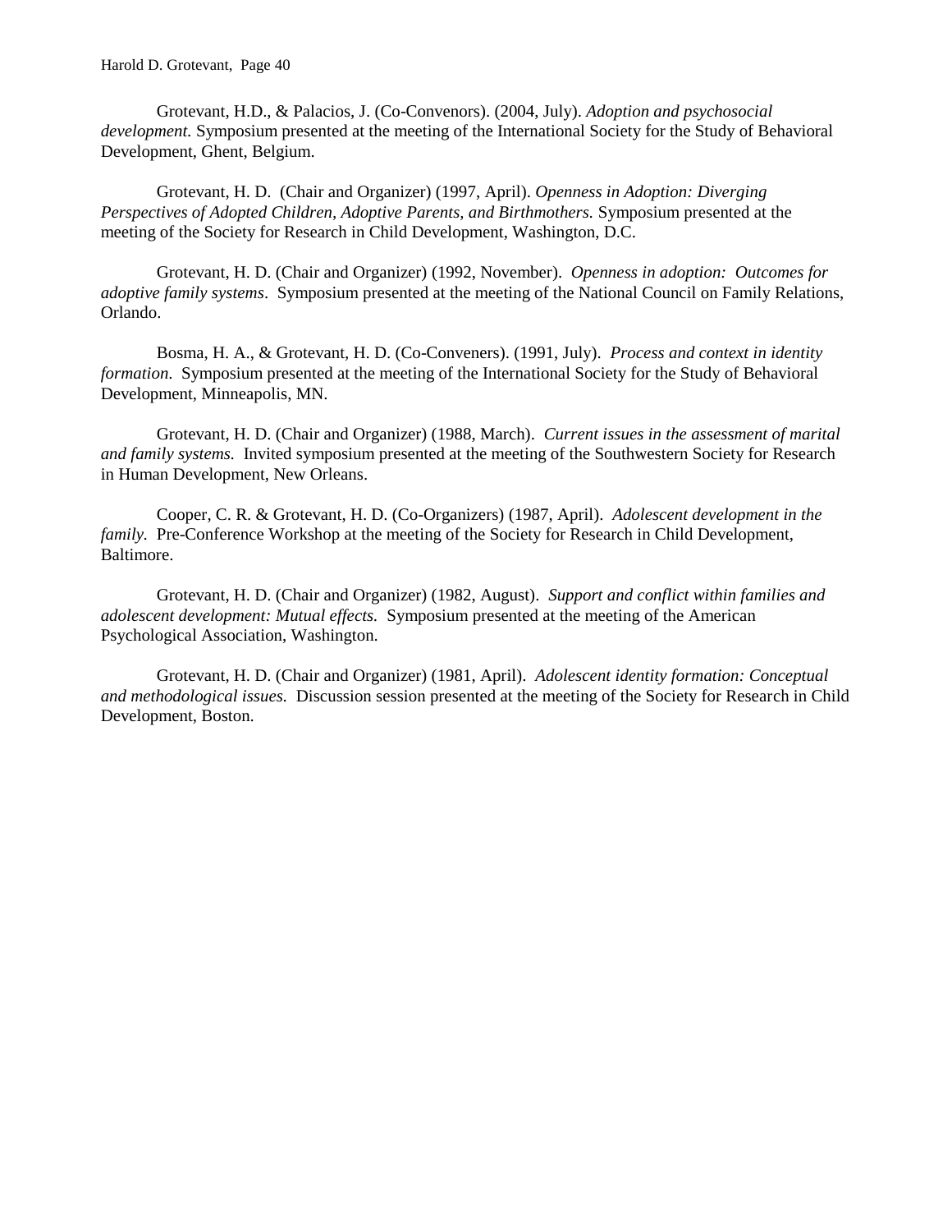Grotevant, H.D., & Palacios, J. (Co-Convenors). (2004, July). *Adoption and psychosocial development.* Symposium presented at the meeting of the International Society for the Study of Behavioral Development, Ghent, Belgium.

Grotevant, H. D. (Chair and Organizer) (1997, April). *Openness in Adoption: Diverging Perspectives of Adopted Children, Adoptive Parents, and Birthmothers.* Symposium presented at the meeting of the Society for Research in Child Development, Washington, D.C.

Grotevant, H. D. (Chair and Organizer) (1992, November). *Openness in adoption: Outcomes for adoptive family systems*. Symposium presented at the meeting of the National Council on Family Relations, Orlando.

Bosma, H. A., & Grotevant, H. D. (Co-Conveners). (1991, July). *Process and context in identity formation*. Symposium presented at the meeting of the International Society for the Study of Behavioral Development, Minneapolis, MN.

Grotevant, H. D. (Chair and Organizer) (1988, March). *Current issues in the assessment of marital and family systems.* Invited symposium presented at the meeting of the Southwestern Society for Research in Human Development, New Orleans.

Cooper, C. R. & Grotevant, H. D. (Co-Organizers) (1987, April). *Adolescent development in the family.* Pre-Conference Workshop at the meeting of the Society for Research in Child Development, Baltimore.

Grotevant, H. D. (Chair and Organizer) (1982, August). *Support and conflict within families and adolescent development: Mutual effects.* Symposium presented at the meeting of the American Psychological Association, Washington.

Grotevant, H. D. (Chair and Organizer) (1981, April). *Adolescent identity formation: Conceptual and methodological issues.* Discussion session presented at the meeting of the Society for Research in Child Development, Boston.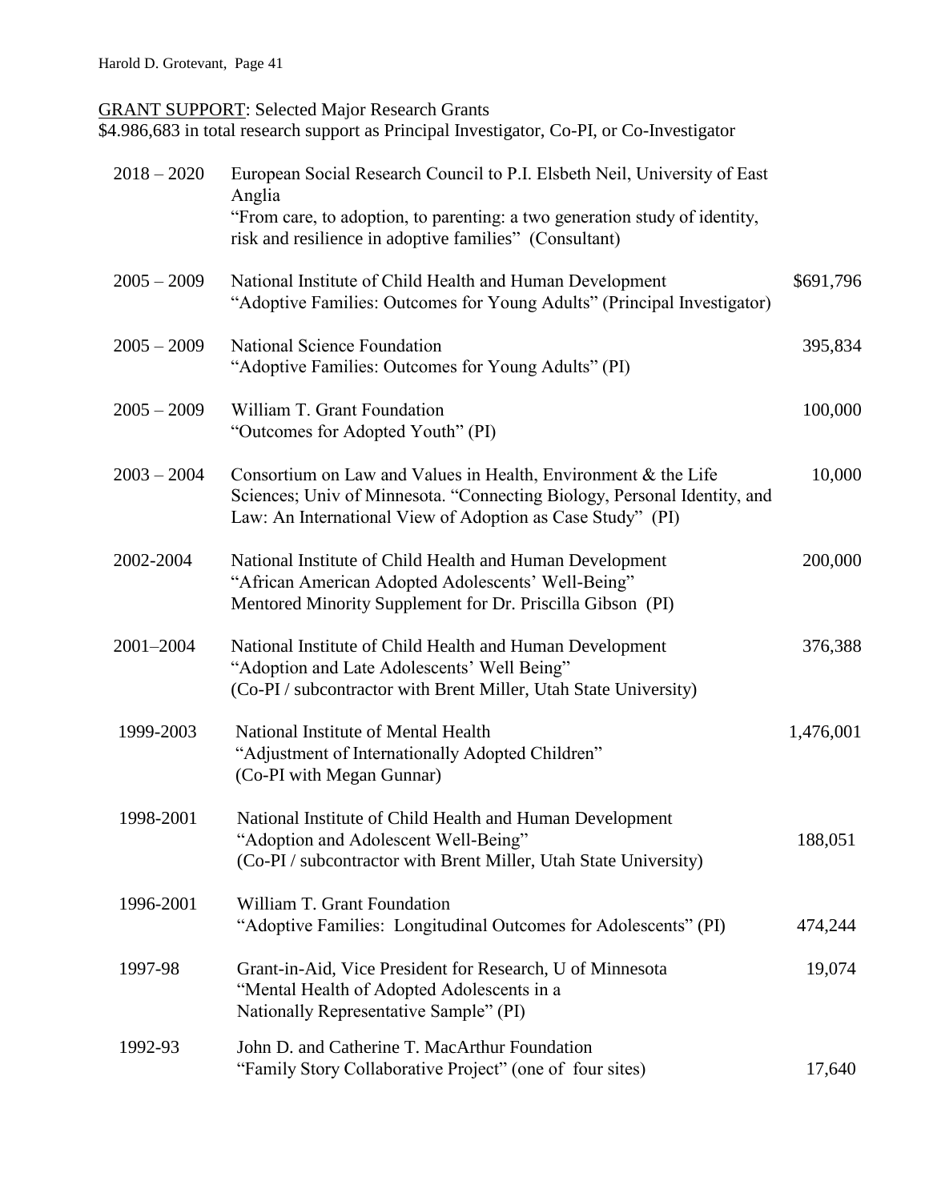<u>GRANT SUPPORT</u>: Selected Major Research Grants
$4.986,683 in total research support as Principal Investigator, Co-PI, or Co-Investigator

| | | |
|---|---|---|
| 2018 – 2020 | European Social Research Council to P.I. Elsbeth Neil, University of East Anglia<br>“From care, to adoption, to parenting: a two generation study of identity, risk and resilience in adoptive families” (Consultant) | |
| 2005 – 2009 | National Institute of Child Health and Human Development<br>“Adoptive Families: Outcomes for Young Adults” (Principal Investigator) | $691,796 |
| 2005 – 2009 | National Science Foundation<br>“Adoptive Families: Outcomes for Young Adults” (PI) | 395,834 |
| 2005 – 2009 | William T. Grant Foundation<br>“Outcomes for Adopted Youth” (PI) | 100,000 |
| 2003 – 2004 | Consortium on Law and Values in Health, Environment & the Life Sciences; Univ of Minnesota. “Connecting Biology, Personal Identity, and Law: An International View of Adoption as Case Study” (PI) | 10,000 |
| 2002-2004 | National Institute of Child Health and Human Development<br>“African American Adopted Adolescents’ Well-Being”<br>Mentored Minority Supplement for Dr. Priscilla Gibson (PI) | 200,000 |
| 2001–2004 | National Institute of Child Health and Human Development<br>“Adoption and Late Adolescents’ Well Being”<br>(Co-PI / subcontractor with Brent Miller, Utah State University) | 376,388 |
| 1999-2003 | National Institute of Mental Health<br>“Adjustment of Internationally Adopted Children”<br>(Co-PI with Megan Gunnar) | 1,476,001 |
| 1998-2001 | National Institute of Child Health and Human Development<br>“Adoption and Adolescent Well-Being”<br>(Co-PI / subcontractor with Brent Miller, Utah State University) | 188,051 |
| 1996-2001 | William T. Grant Foundation<br>“Adoptive Families: Longitudinal Outcomes for Adolescents” (PI) | 474,244 |
| 1997-98 | Grant-in-Aid, Vice President for Research, U of Minnesota<br>“Mental Health of Adopted Adolescents in a Nationally Representative Sample” (PI) | 19,074 |
| 1992-93 | John D. and Catherine T. MacArthur Foundation<br>“Family Story Collaborative Project” (one of four sites) | 17,640 |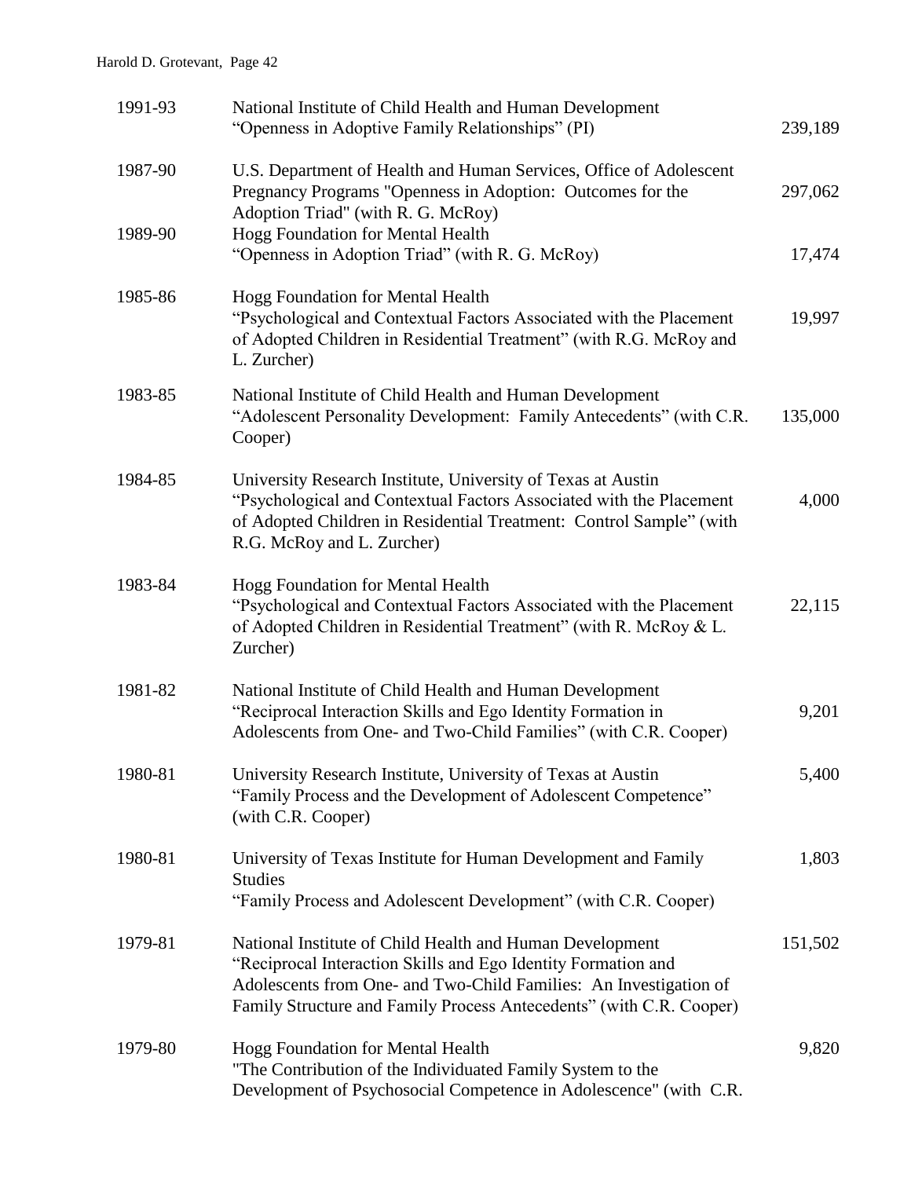| | | |
|---|---|---|
| 1991-93 | National Institute of Child Health and Human Development "Openness in Adoptive Family Relationships" (PI) | 239,189 |
| 1987-90 | U.S. Department of Health and Human Services, Office of Adolescent Pregnancy Programs "Openness in Adoption: Outcomes for the Adoption Triad" (with R. G. McRoy) | 297,062 |
| 1989-90 | Hogg Foundation for Mental Health "Openness in Adoption Triad" (with R. G. McRoy) | 17,474 |
| 1985-86 | Hogg Foundation for Mental Health "Psychological and Contextual Factors Associated with the Placement of Adopted Children in Residential Treatment" (with R.G. McRoy and L. Zurcher) | 19,997 |
| 1983-85 | National Institute of Child Health and Human Development "Adolescent Personality Development: Family Antecedents" (with C.R. Cooper) | 135,000 |
| 1984-85 | University Research Institute, University of Texas at Austin "Psychological and Contextual Factors Associated with the Placement of Adopted Children in Residential Treatment: Control Sample" (with R.G. McRoy and L. Zurcher) | 4,000 |
| 1983-84 | Hogg Foundation for Mental Health "Psychological and Contextual Factors Associated with the Placement of Adopted Children in Residential Treatment" (with R. McRoy & L. Zurcher) | 22,115 |
| 1981-82 | National Institute of Child Health and Human Development "Reciprocal Interaction Skills and Ego Identity Formation in Adolescents from One- and Two-Child Families" (with C.R. Cooper) | 9,201 |
| 1980-81 | University Research Institute, University of Texas at Austin "Family Process and the Development of Adolescent Competence" (with C.R. Cooper) | 5,400 |
| 1980-81 | University of Texas Institute for Human Development and Family Studies "Family Process and Adolescent Development" (with C.R. Cooper) | 1,803 |
| 1979-81 | National Institute of Child Health and Human Development "Reciprocal Interaction Skills and Ego Identity Formation and Adolescents from One- and Two-Child Families: An Investigation of Family Structure and Family Process Antecedents" (with C.R. Cooper) | 151,502 |
| 1979-80 | Hogg Foundation for Mental Health "The Contribution of the Individuated Family System to the Development of Psychosocial Competence in Adolescence" (with C.R. | 9,820 |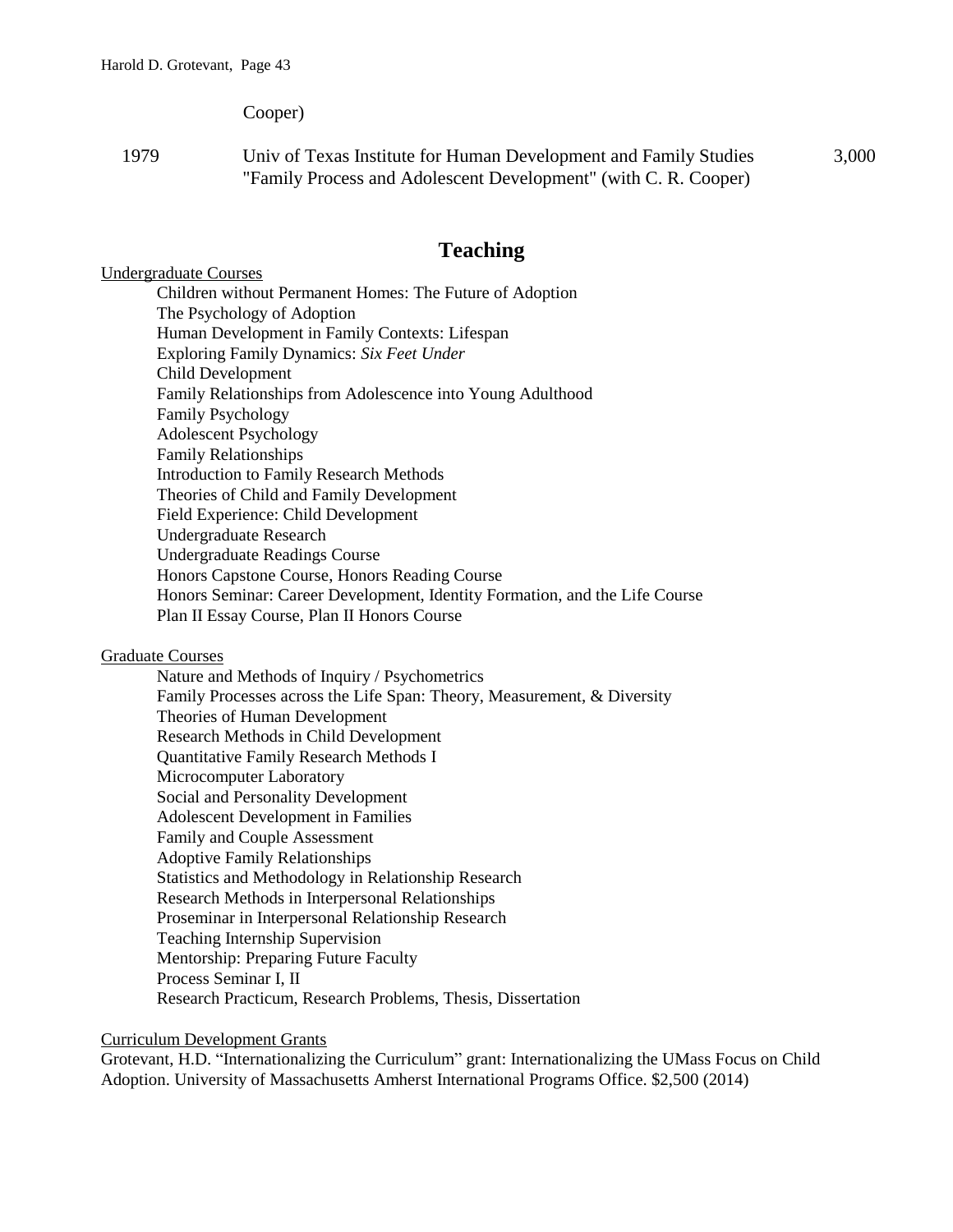Cooper)

| | | |
|---|---|---|
| 1979 | Univ of Texas Institute for Human Development and Family Studies "Family Process and Adolescent Development" (with C. R. Cooper) | 3,000 |

## Teaching

Undergraduate Courses

- Children without Permanent Homes: The Future of Adoption
- The Psychology of Adoption
- Human Development in Family Contexts: Lifespan
- Exploring Family Dynamics: *Six Feet Under*
- Child Development
- Family Relationships from Adolescence into Young Adulthood
- Family Psychology
- Adolescent Psychology
- Family Relationships
- Introduction to Family Research Methods
- Theories of Child and Family Development
- Field Experience: Child Development
- Undergraduate Research
- Undergraduate Readings Course
- Honors Capstone Course, Honors Reading Course
- Honors Seminar: Career Development, Identity Formation, and the Life Course
- Plan II Essay Course, Plan II Honors Course

Graduate Courses

- Nature and Methods of Inquiry / Psychometrics
- Family Processes across the Life Span: Theory, Measurement, & Diversity
- Theories of Human Development
- Research Methods in Child Development
- Quantitative Family Research Methods I
- Microcomputer Laboratory
- Social and Personality Development
- Adolescent Development in Families
- Family and Couple Assessment
- Adoptive Family Relationships
- Statistics and Methodology in Relationship Research
- Research Methods in Interpersonal Relationships
- Proseminar in Interpersonal Relationship Research
- Teaching Internship Supervision
- Mentorship: Preparing Future Faculty
- Process Seminar I, II
- Research Practicum, Research Problems, Thesis, Dissertation

Curriculum Development Grants

Grotevant, H.D. "Internationalizing the Curriculum" grant: Internationalizing the UMass Focus on Child Adoption. University of Massachusetts Amherst International Programs Office. $2,500 (2014)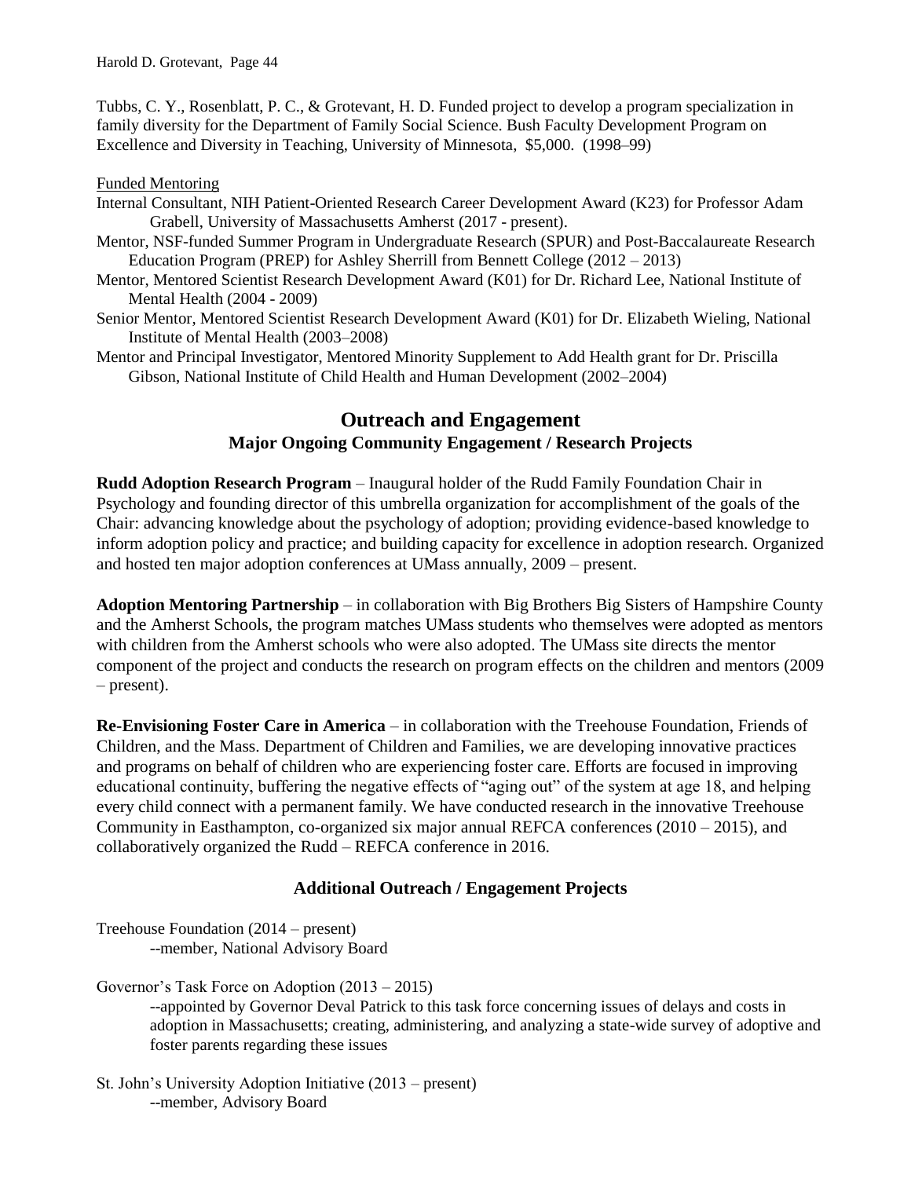Tubbs, C. Y., Rosenblatt, P. C., & Grotevant, H. D. Funded project to develop a program specialization in family diversity for the Department of Family Social Science. Bush Faculty Development Program on Excellence and Diversity in Teaching, University of Minnesota, $5,000. (1998–99)

Funded Mentoring

Internal Consultant, NIH Patient-Oriented Research Career Development Award (K23) for Professor Adam Grabell, University of Massachusetts Amherst (2017 - present).

Mentor, NSF-funded Summer Program in Undergraduate Research (SPUR) and Post-Baccalaureate Research Education Program (PREP) for Ashley Sherrill from Bennett College (2012 – 2013)

Mentor, Mentored Scientist Research Development Award (K01) for Dr. Richard Lee, National Institute of Mental Health (2004 - 2009)

Senior Mentor, Mentored Scientist Research Development Award (K01) for Dr. Elizabeth Wieling, National Institute of Mental Health (2003–2008)

Mentor and Principal Investigator, Mentored Minority Supplement to Add Health grant for Dr. Priscilla Gibson, National Institute of Child Health and Human Development (2002–2004)

## Outreach and Engagement

### Major Ongoing Community Engagement / Research Projects

**Rudd Adoption Research Program** – Inaugural holder of the Rudd Family Foundation Chair in Psychology and founding director of this umbrella organization for accomplishment of the goals of the Chair: advancing knowledge about the psychology of adoption; providing evidence-based knowledge to inform adoption policy and practice; and building capacity for excellence in adoption research. Organized and hosted ten major adoption conferences at UMass annually, 2009 – present.

**Adoption Mentoring Partnership** – in collaboration with Big Brothers Big Sisters of Hampshire County and the Amherst Schools, the program matches UMass students who themselves were adopted as mentors with children from the Amherst schools who were also adopted. The UMass site directs the mentor component of the project and conducts the research on program effects on the children and mentors (2009 – present).

**Re-Envisioning Foster Care in America** – in collaboration with the Treehouse Foundation, Friends of Children, and the Mass. Department of Children and Families, we are developing innovative practices and programs on behalf of children who are experiencing foster care. Efforts are focused in improving educational continuity, buffering the negative effects of "aging out" of the system at age 18, and helping every child connect with a permanent family. We have conducted research in the innovative Treehouse Community in Easthampton, co-organized six major annual REFCA conferences (2010 – 2015), and collaboratively organized the Rudd – REFCA conference in 2016.

### Additional Outreach / Engagement Projects

Treehouse Foundation (2014 – present)
--member, National Advisory Board

Governor's Task Force on Adoption (2013 – 2015)
--appointed by Governor Deval Patrick to this task force concerning issues of delays and costs in adoption in Massachusetts; creating, administering, and analyzing a state-wide survey of adoptive and foster parents regarding these issues

St. John's University Adoption Initiative (2013 – present)
--member, Advisory Board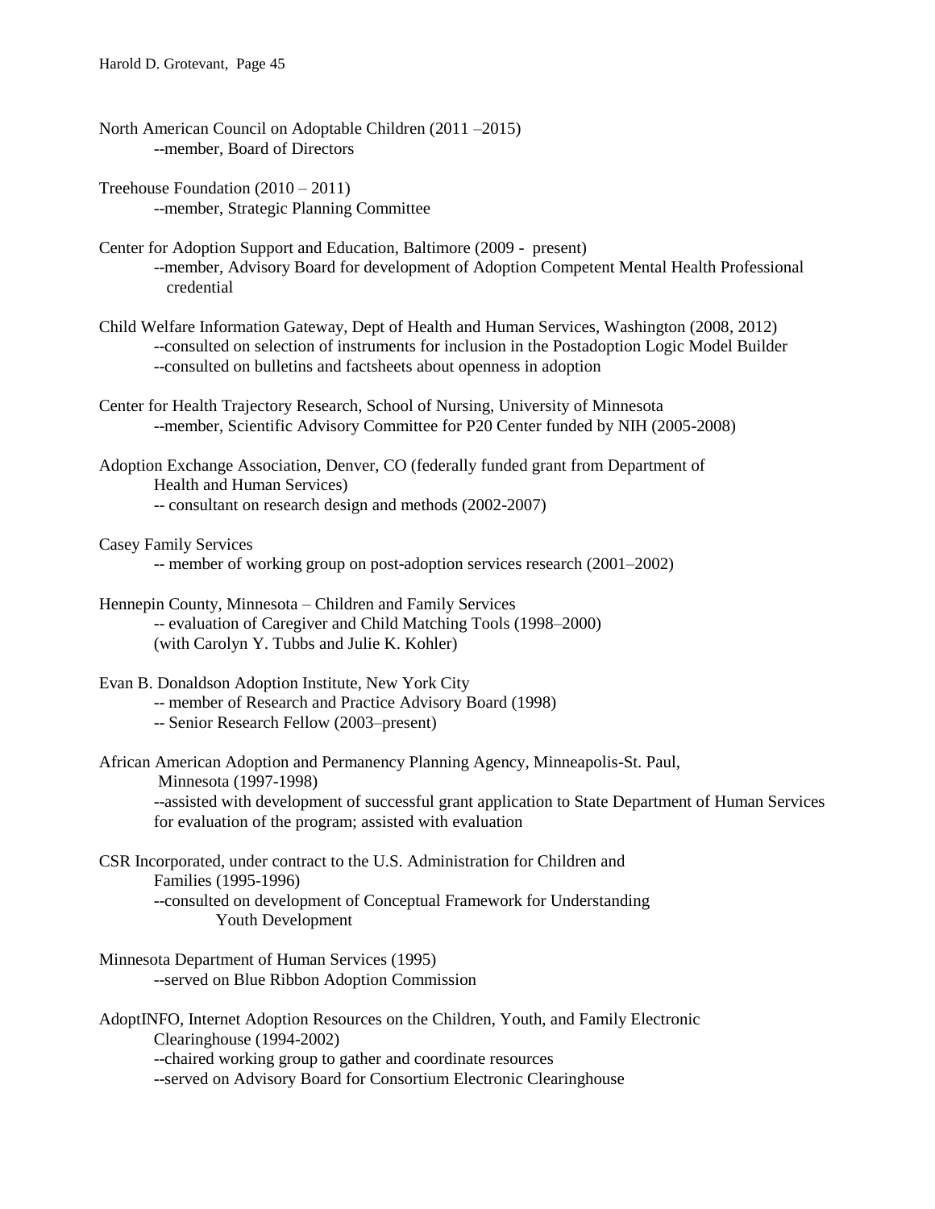North American Council on Adoptable Children (2011 –2015)
--member, Board of Directors

Treehouse Foundation (2010 – 2011)
--member, Strategic Planning Committee

Center for Adoption Support and Education, Baltimore (2009 - present)
--member, Advisory Board for development of Adoption Competent Mental Health Professional credential

Child Welfare Information Gateway, Dept of Health and Human Services, Washington (2008, 2012)
--consulted on selection of instruments for inclusion in the Postadoption Logic Model Builder
--consulted on bulletins and factsheets about openness in adoption

Center for Health Trajectory Research, School of Nursing, University of Minnesota
--member, Scientific Advisory Committee for P20 Center funded by NIH (2005-2008)

Adoption Exchange Association, Denver, CO (federally funded grant from Department of Health and Human Services)
-- consultant on research design and methods (2002-2007)

Casey Family Services
-- member of working group on post-adoption services research (2001–2002)

Hennepin County, Minnesota – Children and Family Services
-- evaluation of Caregiver and Child Matching Tools (1998–2000)
(with Carolyn Y. Tubbs and Julie K. Kohler)

Evan B. Donaldson Adoption Institute, New York City
-- member of Research and Practice Advisory Board (1998)
-- Senior Research Fellow (2003–present)

African American Adoption and Permanency Planning Agency, Minneapolis-St. Paul, Minnesota (1997-1998)
--assisted with development of successful grant application to State Department of Human Services for evaluation of the program; assisted with evaluation

CSR Incorporated, under contract to the U.S. Administration for Children and Families (1995-1996)
--consulted on development of Conceptual Framework for Understanding Youth Development

Minnesota Department of Human Services (1995)
--served on Blue Ribbon Adoption Commission

AdoptINFO, Internet Adoption Resources on the Children, Youth, and Family Electronic Clearinghouse (1994-2002)
--chaired working group to gather and coordinate resources
--served on Advisory Board for Consortium Electronic Clearinghouse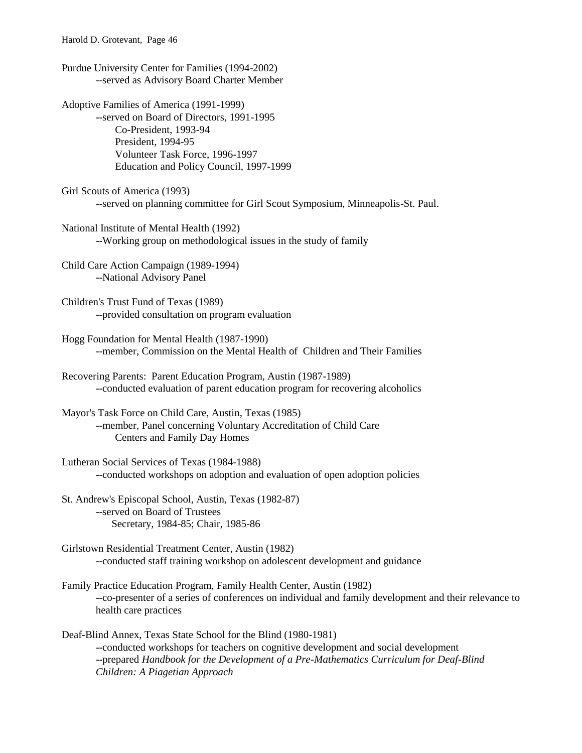Purdue University Center for Families (1994-2002)
--served as Advisory Board Charter Member

Adoptive Families of America (1991-1999)
--served on Board of Directors, 1991-1995
Co-President, 1993-94
President, 1994-95
Volunteer Task Force, 1996-1997
Education and Policy Council, 1997-1999

Girl Scouts of America (1993)
--served on planning committee for Girl Scout Symposium, Minneapolis-St. Paul.

National Institute of Mental Health (1992)
--Working group on methodological issues in the study of family

Child Care Action Campaign (1989-1994)
--National Advisory Panel

Children's Trust Fund of Texas (1989)
--provided consultation on program evaluation

Hogg Foundation for Mental Health (1987-1990)
--member, Commission on the Mental Health of Children and Their Families

Recovering Parents: Parent Education Program, Austin (1987-1989)
--conducted evaluation of parent education program for recovering alcoholics

Mayor's Task Force on Child Care, Austin, Texas (1985)
--member, Panel concerning Voluntary Accreditation of Child Care Centers and Family Day Homes

Lutheran Social Services of Texas (1984-1988)
--conducted workshops on adoption and evaluation of open adoption policies

St. Andrew's Episcopal School, Austin, Texas (1982-87)
--served on Board of Trustees
Secretary, 1984-85; Chair, 1985-86

Girlstown Residential Treatment Center, Austin (1982)
--conducted staff training workshop on adolescent development and guidance

Family Practice Education Program, Family Health Center, Austin (1982)
--co-presenter of a series of conferences on individual and family development and their relevance to health care practices

Deaf-Blind Annex, Texas State School for the Blind (1980-1981)
--conducted workshops for teachers on cognitive development and social development
--prepared *Handbook for the Development of a Pre-Mathematics Curriculum for Deaf-Blind Children: A Piagetian Approach*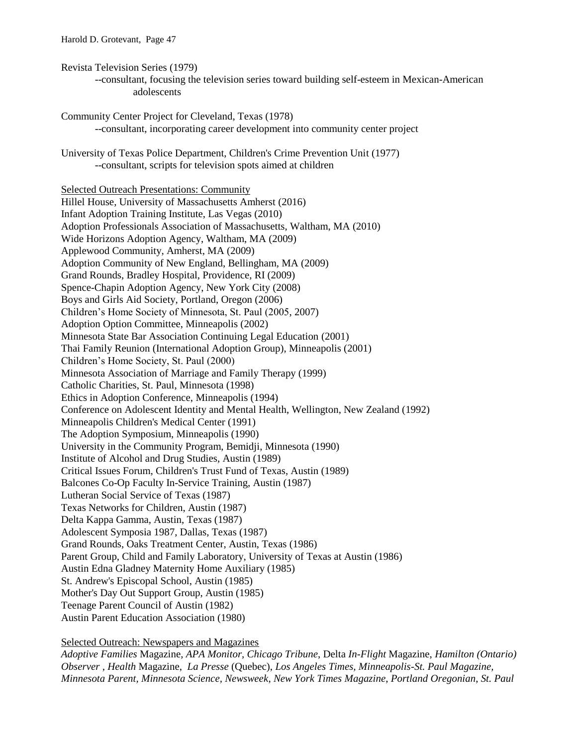Revista Television Series (1979)

--consultant, focusing the television series toward building self-esteem in Mexican-American adolescents

Community Center Project for Cleveland, Texas (1978)

--consultant, incorporating career development into community center project

University of Texas Police Department, Children's Crime Prevention Unit (1977)

--consultant, scripts for television spots aimed at children

Selected Outreach Presentations: Community

Hillel House, University of Massachusetts Amherst (2016)
Infant Adoption Training Institute, Las Vegas (2010)
Adoption Professionals Association of Massachusetts, Waltham, MA (2010)
Wide Horizons Adoption Agency, Waltham, MA (2009)
Applewood Community, Amherst, MA (2009)
Adoption Community of New England, Bellingham, MA (2009)
Grand Rounds, Bradley Hospital, Providence, RI (2009)
Spence-Chapin Adoption Agency, New York City (2008)
Boys and Girls Aid Society, Portland, Oregon (2006)
Children's Home Society of Minnesota, St. Paul (2005, 2007)
Adoption Option Committee, Minneapolis (2002)
Minnesota State Bar Association Continuing Legal Education (2001)
Thai Family Reunion (International Adoption Group), Minneapolis (2001)
Children's Home Society, St. Paul (2000)
Minnesota Association of Marriage and Family Therapy (1999)
Catholic Charities, St. Paul, Minnesota (1998)
Ethics in Adoption Conference, Minneapolis (1994)
Conference on Adolescent Identity and Mental Health, Wellington, New Zealand (1992)
Minneapolis Children's Medical Center (1991)
The Adoption Symposium, Minneapolis (1990)
University in the Community Program, Bemidji, Minnesota (1990)
Institute of Alcohol and Drug Studies, Austin (1989)
Critical Issues Forum, Children's Trust Fund of Texas, Austin (1989)
Balcones Co-Op Faculty In-Service Training, Austin (1987)
Lutheran Social Service of Texas (1987)
Texas Networks for Children, Austin (1987)
Delta Kappa Gamma, Austin, Texas (1987)
Adolescent Symposia 1987, Dallas, Texas (1987)
Grand Rounds, Oaks Treatment Center, Austin, Texas (1986)
Parent Group, Child and Family Laboratory, University of Texas at Austin (1986)
Austin Edna Gladney Maternity Home Auxiliary (1985)
St. Andrew's Episcopal School, Austin (1985)
Mother's Day Out Support Group, Austin (1985)
Teenage Parent Council of Austin (1982)
Austin Parent Education Association (1980)

Selected Outreach: Newspapers and Magazines

*Adoptive Families* Magazine, *APA Monitor*, *Chicago Tribune*, Delta *In-Flight* Magazine, *Hamilton (Ontario) Observer* , *Health* Magazine, *La Presse* (Quebec), *Los Angeles Times*, *Minneapolis-St. Paul Magazine*, *Minnesota Parent*, *Minnesota Science*, *Newsweek*, *New York Times Magazine*, *Portland Oregonian*, *St. Paul*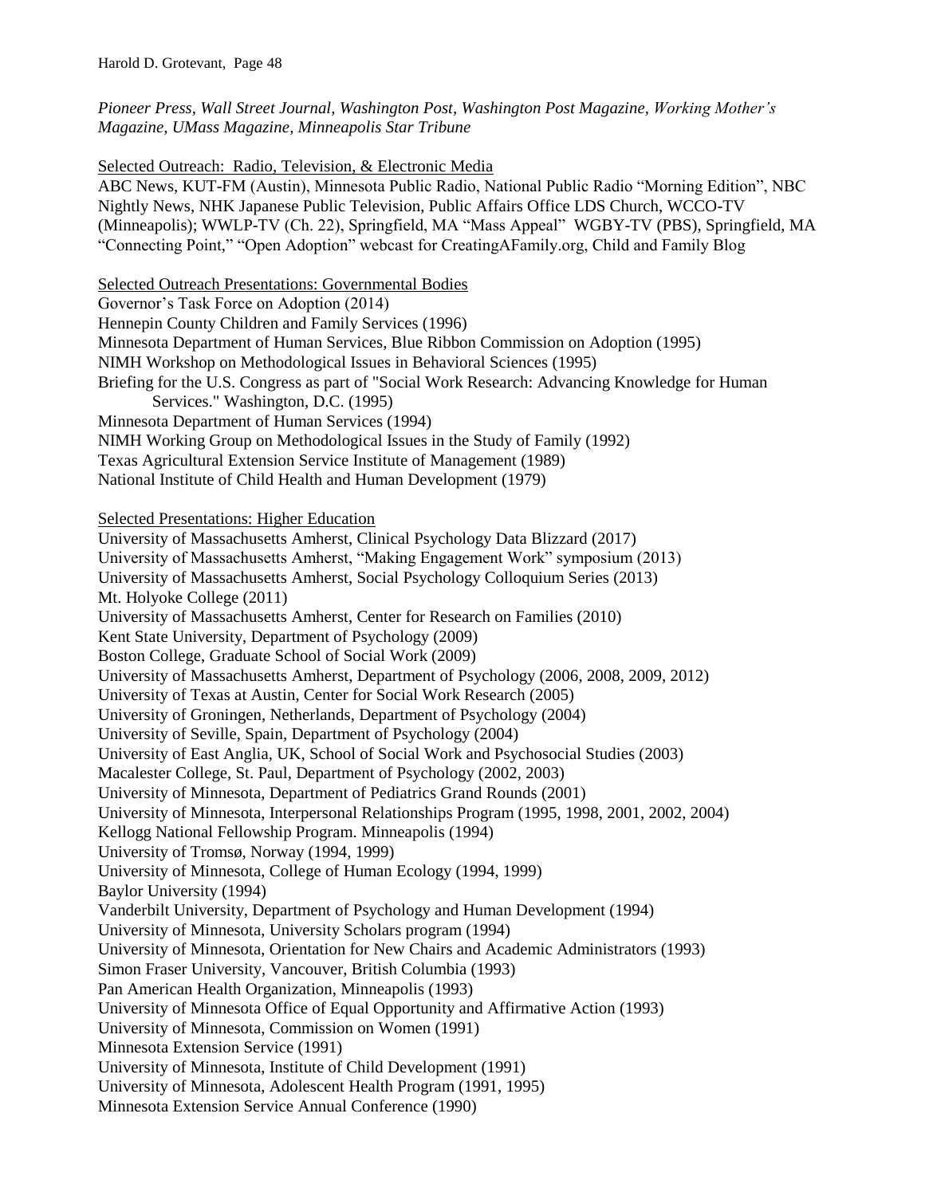*Pioneer Press, Wall Street Journal, Washington Post, Washington Post Magazine, Working Mother's Magazine, UMass Magazine, Minneapolis Star Tribune*

Selected Outreach: Radio, Television, & Electronic Media

ABC News, KUT-FM (Austin), Minnesota Public Radio, National Public Radio "Morning Edition", NBC Nightly News, NHK Japanese Public Television, Public Affairs Office LDS Church, WCCO-TV (Minneapolis); WWLP-TV (Ch. 22), Springfield, MA "Mass Appeal" WGBY-TV (PBS), Springfield, MA "Connecting Point," "Open Adoption" webcast for CreatingAFamily.org, Child and Family Blog

Selected Outreach Presentations: Governmental Bodies

Governor's Task Force on Adoption (2014)
Hennepin County Children and Family Services (1996)
Minnesota Department of Human Services, Blue Ribbon Commission on Adoption (1995)
NIMH Workshop on Methodological Issues in Behavioral Sciences (1995)
Briefing for the U.S. Congress as part of "Social Work Research: Advancing Knowledge for Human Services." Washington, D.C. (1995)
Minnesota Department of Human Services (1994)
NIMH Working Group on Methodological Issues in the Study of Family (1992)
Texas Agricultural Extension Service Institute of Management (1989)
National Institute of Child Health and Human Development (1979)

Selected Presentations: Higher Education

University of Massachusetts Amherst, Clinical Psychology Data Blizzard (2017)
University of Massachusetts Amherst, "Making Engagement Work" symposium (2013)
University of Massachusetts Amherst, Social Psychology Colloquium Series (2013)
Mt. Holyoke College (2011)
University of Massachusetts Amherst, Center for Research on Families (2010)
Kent State University, Department of Psychology (2009)
Boston College, Graduate School of Social Work (2009)
University of Massachusetts Amherst, Department of Psychology (2006, 2008, 2009, 2012)
University of Texas at Austin, Center for Social Work Research (2005)
University of Groningen, Netherlands, Department of Psychology (2004)
University of Seville, Spain, Department of Psychology (2004)
University of East Anglia, UK, School of Social Work and Psychosocial Studies (2003)
Macalester College, St. Paul, Department of Psychology (2002, 2003)
University of Minnesota, Department of Pediatrics Grand Rounds (2001)
University of Minnesota, Interpersonal Relationships Program (1995, 1998, 2001, 2002, 2004)
Kellogg National Fellowship Program. Minneapolis (1994)
University of Tromsø, Norway (1994, 1999)
University of Minnesota, College of Human Ecology (1994, 1999)
Baylor University (1994)
Vanderbilt University, Department of Psychology and Human Development (1994)
University of Minnesota, University Scholars program (1994)
University of Minnesota, Orientation for New Chairs and Academic Administrators (1993)
Simon Fraser University, Vancouver, British Columbia (1993)
Pan American Health Organization, Minneapolis (1993)
University of Minnesota Office of Equal Opportunity and Affirmative Action (1993)
University of Minnesota, Commission on Women (1991)
Minnesota Extension Service (1991)
University of Minnesota, Institute of Child Development (1991)
University of Minnesota, Adolescent Health Program (1991, 1995)
Minnesota Extension Service Annual Conference (1990)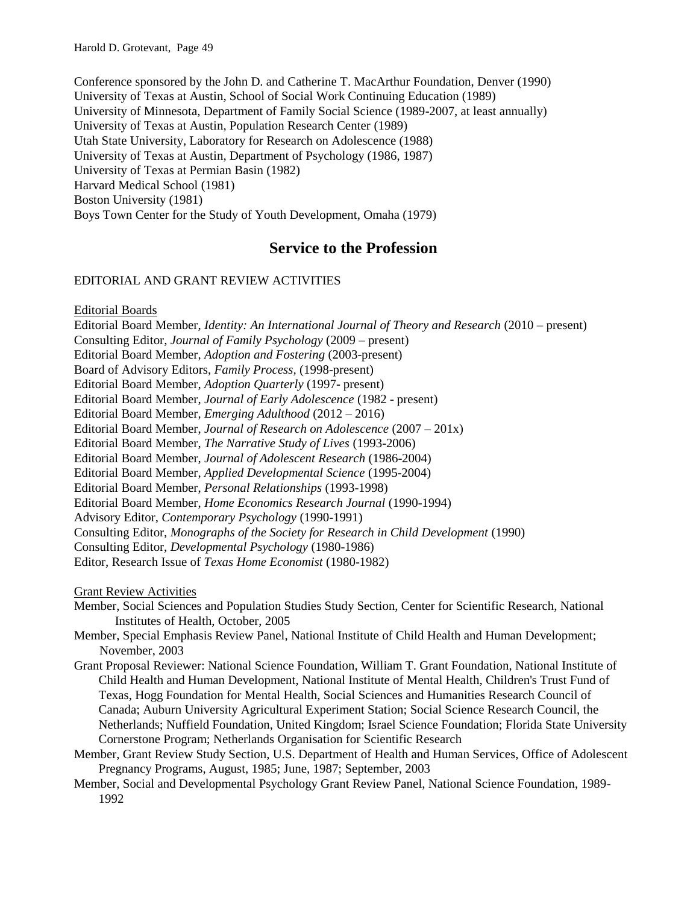Conference sponsored by the John D. and Catherine T. MacArthur Foundation, Denver (1990)
University of Texas at Austin, School of Social Work Continuing Education (1989)
University of Minnesota, Department of Family Social Science (1989-2007, at least annually)
University of Texas at Austin, Population Research Center (1989)
Utah State University, Laboratory for Research on Adolescence (1988)
University of Texas at Austin, Department of Psychology (1986, 1987)
University of Texas at Permian Basin (1982)
Harvard Medical School (1981)
Boston University (1981)
Boys Town Center for the Study of Youth Development, Omaha (1979)

## Service to the Profession

EDITORIAL AND GRANT REVIEW ACTIVITIES

Editorial Boards

Editorial Board Member, *Identity: An International Journal of Theory and Research* (2010 – present)
Consulting Editor, *Journal of Family Psychology* (2009 – present)
Editorial Board Member, *Adoption and Fostering* (2003-present)
Board of Advisory Editors, *Family Process*, (1998-present)
Editorial Board Member, *Adoption Quarterly* (1997- present)
Editorial Board Member, *Journal of Early Adolescence* (1982 - present)
Editorial Board Member, *Emerging Adulthood* (2012 – 2016)
Editorial Board Member, *Journal of Research on Adolescence* (2007 – 201x)
Editorial Board Member, *The Narrative Study of Lives* (1993-2006)
Editorial Board Member, *Journal of Adolescent Research* (1986-2004)
Editorial Board Member, *Applied Developmental Science* (1995-2004)
Editorial Board Member, *Personal Relationships* (1993-1998)
Editorial Board Member, *Home Economics Research Journal* (1990-1994)
Advisory Editor, *Contemporary Psychology* (1990-1991)
Consulting Editor, *Monographs of the Society for Research in Child Development* (1990)
Consulting Editor, *Developmental Psychology* (1980-1986)
Editor, Research Issue of *Texas Home Economist* (1980-1982)

Grant Review Activities

Member, Social Sciences and Population Studies Study Section, Center for Scientific Research, National Institutes of Health, October, 2005

Member, Special Emphasis Review Panel, National Institute of Child Health and Human Development; November, 2003

Grant Proposal Reviewer: National Science Foundation, William T. Grant Foundation, National Institute of Child Health and Human Development, National Institute of Mental Health, Children's Trust Fund of Texas, Hogg Foundation for Mental Health, Social Sciences and Humanities Research Council of Canada; Auburn University Agricultural Experiment Station; Social Science Research Council, the Netherlands; Nuffield Foundation, United Kingdom; Israel Science Foundation; Florida State University Cornerstone Program; Netherlands Organisation for Scientific Research

Member, Grant Review Study Section, U.S. Department of Health and Human Services, Office of Adolescent Pregnancy Programs, August, 1985; June, 1987; September, 2003

Member, Social and Developmental Psychology Grant Review Panel, National Science Foundation, 1989-1992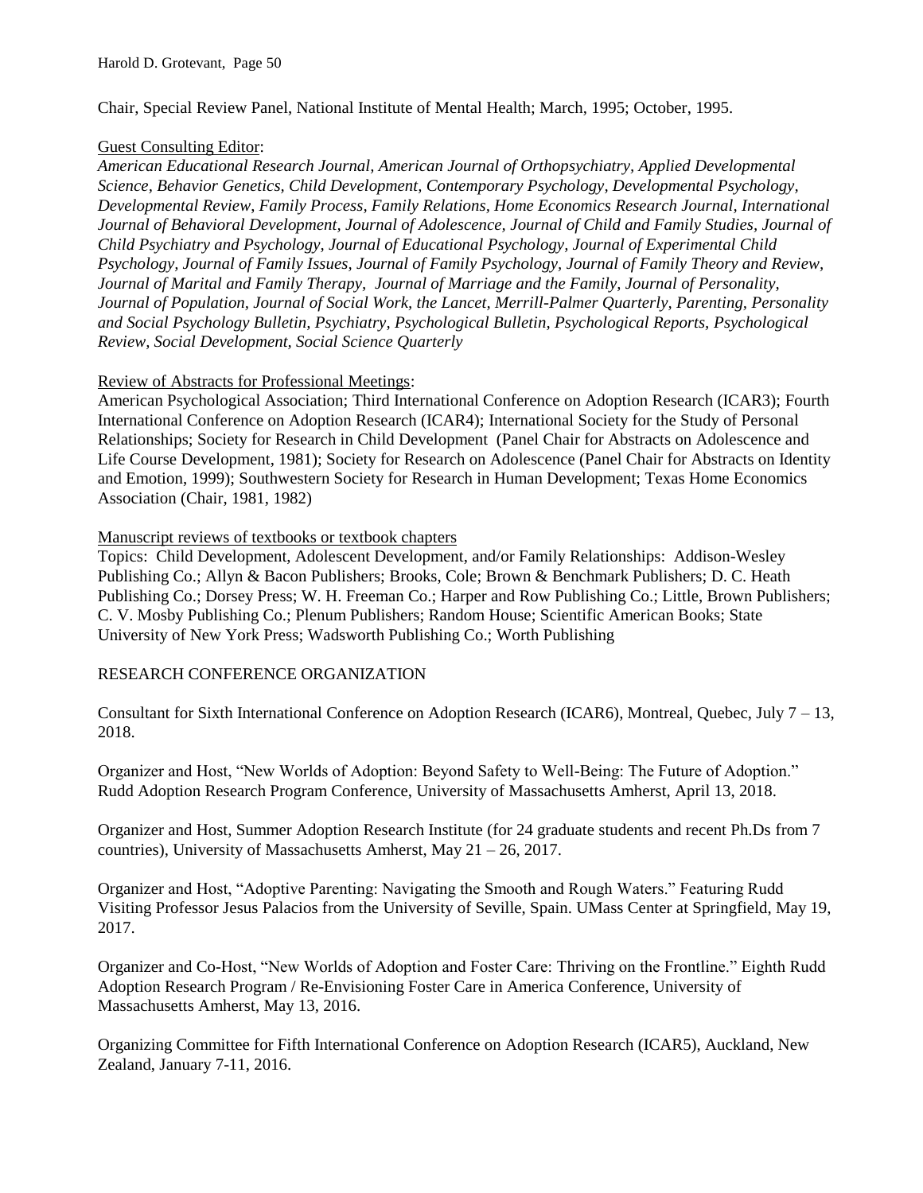Chair, Special Review Panel, National Institute of Mental Health; March, 1995; October, 1995.

<u>Guest Consulting Editor</u>:

*American Educational Research Journal, American Journal of Orthopsychiatry, Applied Developmental Science, Behavior Genetics, Child Development, Contemporary Psychology, Developmental Psychology, Developmental Review, Family Process, Family Relations, Home Economics Research Journal, International Journal of Behavioral Development, Journal of Adolescence, Journal of Child and Family Studies, Journal of Child Psychiatry and Psychology, Journal of Educational Psychology, Journal of Experimental Child Psychology, Journal of Family Issues, Journal of Family Psychology, Journal of Family Theory and Review, Journal of Marital and Family Therapy, Journal of Marriage and the Family, Journal of Personality, Journal of Population, Journal of Social Work, the Lancet, Merrill-Palmer Quarterly, Parenting, Personality and Social Psychology Bulletin, Psychiatry, Psychological Bulletin, Psychological Reports, Psychological Review, Social Development, Social Science Quarterly*

<u>Review of Abstracts for Professional Meetings</u>:

American Psychological Association; Third International Conference on Adoption Research (ICAR3); Fourth International Conference on Adoption Research (ICAR4); International Society for the Study of Personal Relationships; Society for Research in Child Development (Panel Chair for Abstracts on Adolescence and Life Course Development, 1981); Society for Research on Adolescence (Panel Chair for Abstracts on Identity and Emotion, 1999); Southwestern Society for Research in Human Development; Texas Home Economics Association (Chair, 1981, 1982)

<u>Manuscript reviews of textbooks or textbook chapters</u>

Topics: Child Development, Adolescent Development, and/or Family Relationships: Addison-Wesley Publishing Co.; Allyn & Bacon Publishers; Brooks, Cole; Brown & Benchmark Publishers; D. C. Heath Publishing Co.; Dorsey Press; W. H. Freeman Co.; Harper and Row Publishing Co.; Little, Brown Publishers; C. V. Mosby Publishing Co.; Plenum Publishers; Random House; Scientific American Books; State University of New York Press; Wadsworth Publishing Co.; Worth Publishing

## RESEARCH CONFERENCE ORGANIZATION

Consultant for Sixth International Conference on Adoption Research (ICAR6), Montreal, Quebec, July 7 – 13, 2018.

Organizer and Host, "New Worlds of Adoption: Beyond Safety to Well-Being: The Future of Adoption." Rudd Adoption Research Program Conference, University of Massachusetts Amherst, April 13, 2018.

Organizer and Host, Summer Adoption Research Institute (for 24 graduate students and recent Ph.Ds from 7 countries), University of Massachusetts Amherst, May 21 – 26, 2017.

Organizer and Host, "Adoptive Parenting: Navigating the Smooth and Rough Waters." Featuring Rudd Visiting Professor Jesus Palacios from the University of Seville, Spain. UMass Center at Springfield, May 19, 2017.

Organizer and Co-Host, "New Worlds of Adoption and Foster Care: Thriving on the Frontline." Eighth Rudd Adoption Research Program / Re-Envisioning Foster Care in America Conference, University of Massachusetts Amherst, May 13, 2016.

Organizing Committee for Fifth International Conference on Adoption Research (ICAR5), Auckland, New Zealand, January 7-11, 2016.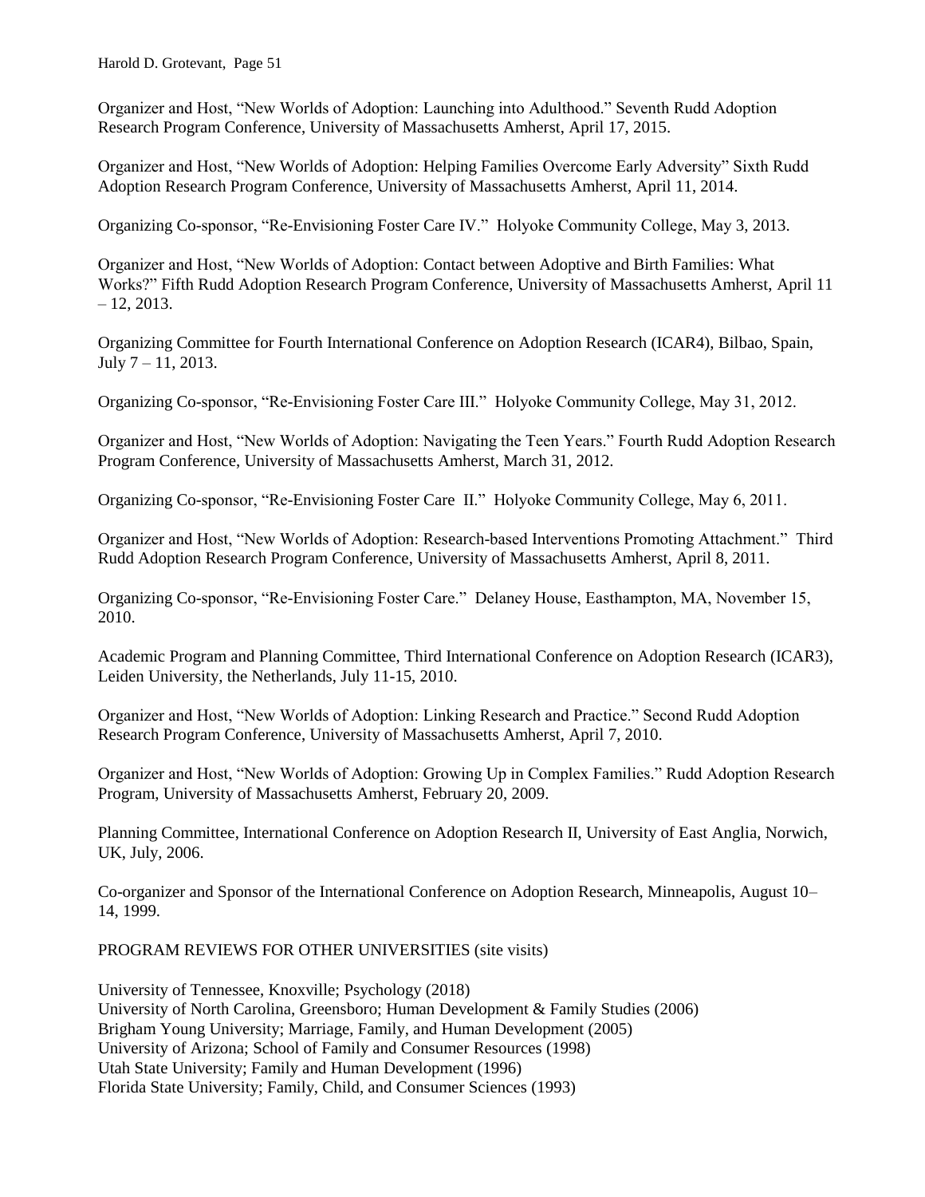Organizer and Host, "New Worlds of Adoption: Launching into Adulthood." Seventh Rudd Adoption Research Program Conference, University of Massachusetts Amherst, April 17, 2015.

Organizer and Host, "New Worlds of Adoption: Helping Families Overcome Early Adversity" Sixth Rudd Adoption Research Program Conference, University of Massachusetts Amherst, April 11, 2014.

Organizing Co-sponsor, "Re-Envisioning Foster Care IV." Holyoke Community College, May 3, 2013.

Organizer and Host, "New Worlds of Adoption: Contact between Adoptive and Birth Families: What Works?" Fifth Rudd Adoption Research Program Conference, University of Massachusetts Amherst, April 11 – 12, 2013.

Organizing Committee for Fourth International Conference on Adoption Research (ICAR4), Bilbao, Spain, July 7 – 11, 2013.

Organizing Co-sponsor, "Re-Envisioning Foster Care III." Holyoke Community College, May 31, 2012.

Organizer and Host, "New Worlds of Adoption: Navigating the Teen Years." Fourth Rudd Adoption Research Program Conference, University of Massachusetts Amherst, March 31, 2012.

Organizing Co-sponsor, "Re-Envisioning Foster Care II." Holyoke Community College, May 6, 2011.

Organizer and Host, "New Worlds of Adoption: Research-based Interventions Promoting Attachment." Third Rudd Adoption Research Program Conference, University of Massachusetts Amherst, April 8, 2011.

Organizing Co-sponsor, "Re-Envisioning Foster Care." Delaney House, Easthampton, MA, November 15, 2010.

Academic Program and Planning Committee, Third International Conference on Adoption Research (ICAR3), Leiden University, the Netherlands, July 11-15, 2010.

Organizer and Host, "New Worlds of Adoption: Linking Research and Practice." Second Rudd Adoption Research Program Conference, University of Massachusetts Amherst, April 7, 2010.

Organizer and Host, "New Worlds of Adoption: Growing Up in Complex Families." Rudd Adoption Research Program, University of Massachusetts Amherst, February 20, 2009.

Planning Committee, International Conference on Adoption Research II, University of East Anglia, Norwich, UK, July, 2006.

Co-organizer and Sponsor of the International Conference on Adoption Research, Minneapolis, August 10–14, 1999.

PROGRAM REVIEWS FOR OTHER UNIVERSITIES (site visits)

University of Tennessee, Knoxville; Psychology (2018)
University of North Carolina, Greensboro; Human Development & Family Studies (2006)
Brigham Young University; Marriage, Family, and Human Development (2005)
University of Arizona; School of Family and Consumer Resources (1998)
Utah State University; Family and Human Development (1996)
Florida State University; Family, Child, and Consumer Sciences (1993)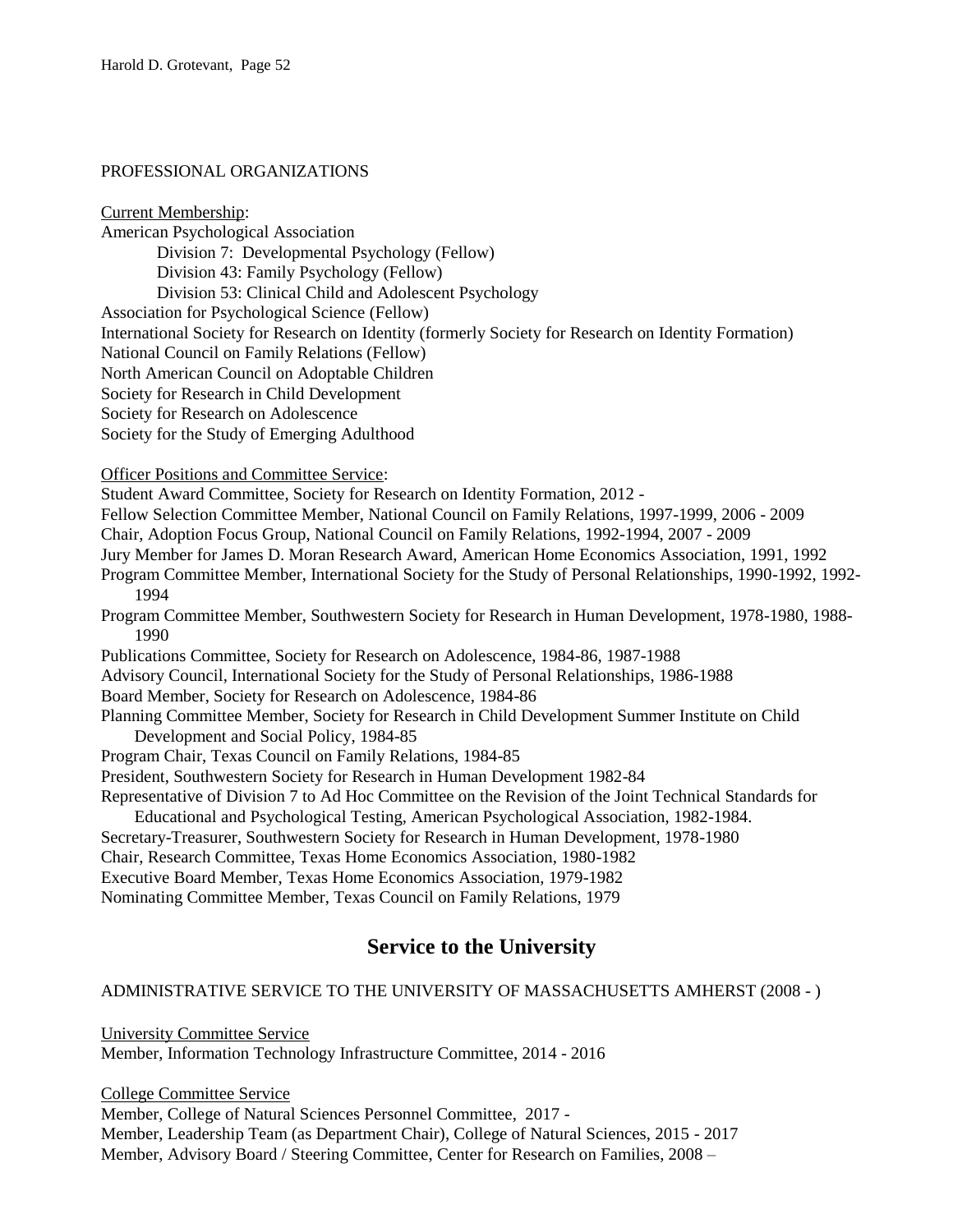PROFESSIONAL ORGANIZATIONS

Current Membership:

American Psychological Association
- Division 7: Developmental Psychology (Fellow)
- Division 43: Family Psychology (Fellow)
- Division 53: Clinical Child and Adolescent Psychology

Association for Psychological Science (Fellow)
International Society for Research on Identity (formerly Society for Research on Identity Formation)
National Council on Family Relations (Fellow)
North American Council on Adoptable Children
Society for Research in Child Development
Society for Research on Adolescence
Society for the Study of Emerging Adulthood

Officer Positions and Committee Service:

Student Award Committee, Society for Research on Identity Formation, 2012 -
Fellow Selection Committee Member, National Council on Family Relations, 1997-1999, 2006 - 2009
Chair, Adoption Focus Group, National Council on Family Relations, 1992-1994, 2007 - 2009
Jury Member for James D. Moran Research Award, American Home Economics Association, 1991, 1992
Program Committee Member, International Society for the Study of Personal Relationships, 1990-1992, 1992-1994
Program Committee Member, Southwestern Society for Research in Human Development, 1978-1980, 1988-1990
Publications Committee, Society for Research on Adolescence, 1984-86, 1987-1988
Advisory Council, International Society for the Study of Personal Relationships, 1986-1988
Board Member, Society for Research on Adolescence, 1984-86
Planning Committee Member, Society for Research in Child Development Summer Institute on Child Development and Social Policy, 1984-85
Program Chair, Texas Council on Family Relations, 1984-85
President, Southwestern Society for Research in Human Development 1982-84
Representative of Division 7 to Ad Hoc Committee on the Revision of the Joint Technical Standards for Educational and Psychological Testing, American Psychological Association, 1982-1984.
Secretary-Treasurer, Southwestern Society for Research in Human Development, 1978-1980
Chair, Research Committee, Texas Home Economics Association, 1980-1982
Executive Board Member, Texas Home Economics Association, 1979-1982
Nominating Committee Member, Texas Council on Family Relations, 1979

## Service to the University

ADMINISTRATIVE SERVICE TO THE UNIVERSITY OF MASSACHUSETTS AMHERST (2008 - )

University Committee Service

Member, Information Technology Infrastructure Committee, 2014 - 2016

College Committee Service

Member, College of Natural Sciences Personnel Committee, 2017 -
Member, Leadership Team (as Department Chair), College of Natural Sciences, 2015 - 2017
Member, Advisory Board / Steering Committee, Center for Research on Families, 2008 –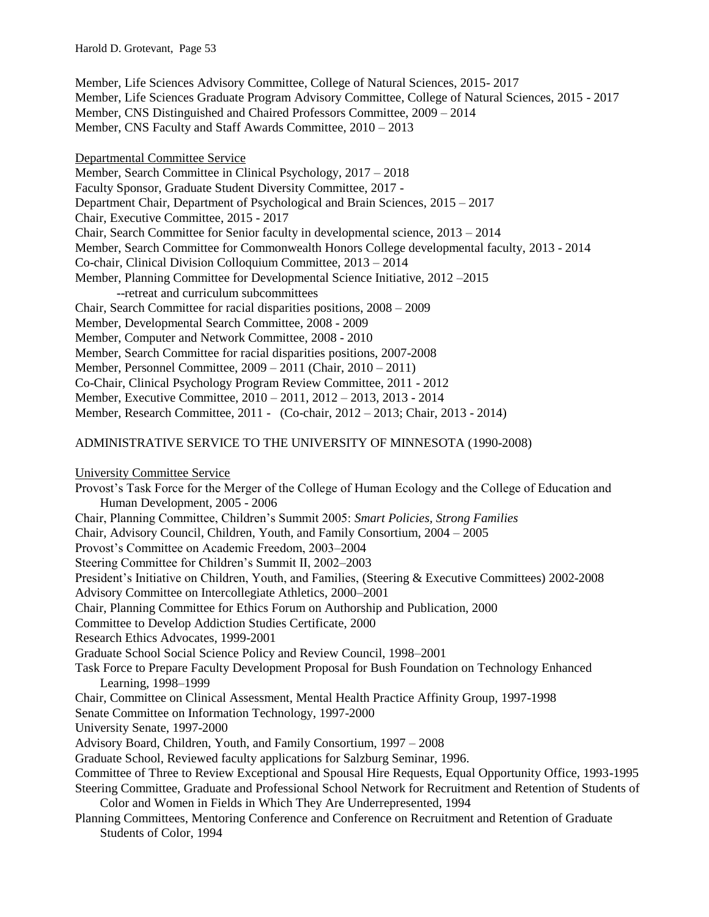Member, Life Sciences Advisory Committee, College of Natural Sciences, 2015- 2017
Member, Life Sciences Graduate Program Advisory Committee, College of Natural Sciences, 2015 - 2017
Member, CNS Distinguished and Chaired Professors Committee, 2009 – 2014
Member, CNS Faculty and Staff Awards Committee, 2010 – 2013

Departmental Committee Service

Member, Search Committee in Clinical Psychology, 2017 – 2018
Faculty Sponsor, Graduate Student Diversity Committee, 2017 -
Department Chair, Department of Psychological and Brain Sciences, 2015 – 2017
Chair, Executive Committee, 2015 - 2017
Chair, Search Committee for Senior faculty in developmental science, 2013 – 2014
Member, Search Committee for Commonwealth Honors College developmental faculty, 2013 - 2014
Co-chair, Clinical Division Colloquium Committee, 2013 – 2014
Member, Planning Committee for Developmental Science Initiative, 2012 –2015
 --retreat and curriculum subcommittees
Chair, Search Committee for racial disparities positions, 2008 – 2009
Member, Developmental Search Committee, 2008 - 2009
Member, Computer and Network Committee, 2008 - 2010
Member, Search Committee for racial disparities positions, 2007-2008
Member, Personnel Committee, 2009 – 2011 (Chair, 2010 – 2011)
Co-Chair, Clinical Psychology Program Review Committee, 2011 - 2012
Member, Executive Committee, 2010 – 2011, 2012 – 2013, 2013 - 2014
Member, Research Committee, 2011 - (Co-chair, 2012 – 2013; Chair, 2013 - 2014)

ADMINISTRATIVE SERVICE TO THE UNIVERSITY OF MINNESOTA (1990-2008)

University Committee Service

Provost's Task Force for the Merger of the College of Human Ecology and the College of Education and Human Development, 2005 - 2006
Chair, Planning Committee, Children's Summit 2005: *Smart Policies, Strong Families*
Chair, Advisory Council, Children, Youth, and Family Consortium, 2004 – 2005
Provost's Committee on Academic Freedom, 2003–2004
Steering Committee for Children's Summit II, 2002–2003
President's Initiative on Children, Youth, and Families, (Steering & Executive Committees) 2002-2008
Advisory Committee on Intercollegiate Athletics, 2000–2001
Chair, Planning Committee for Ethics Forum on Authorship and Publication, 2000
Committee to Develop Addiction Studies Certificate, 2000
Research Ethics Advocates, 1999-2001
Graduate School Social Science Policy and Review Council, 1998–2001
Task Force to Prepare Faculty Development Proposal for Bush Foundation on Technology Enhanced Learning, 1998–1999
Chair, Committee on Clinical Assessment, Mental Health Practice Affinity Group, 1997-1998
Senate Committee on Information Technology, 1997-2000
University Senate, 1997-2000
Advisory Board, Children, Youth, and Family Consortium, 1997 – 2008
Graduate School, Reviewed faculty applications for Salzburg Seminar, 1996.
Committee of Three to Review Exceptional and Spousal Hire Requests, Equal Opportunity Office, 1993-1995
Steering Committee, Graduate and Professional School Network for Recruitment and Retention of Students of Color and Women in Fields in Which They Are Underrepresented, 1994
Planning Committees, Mentoring Conference and Conference on Recruitment and Retention of Graduate Students of Color, 1994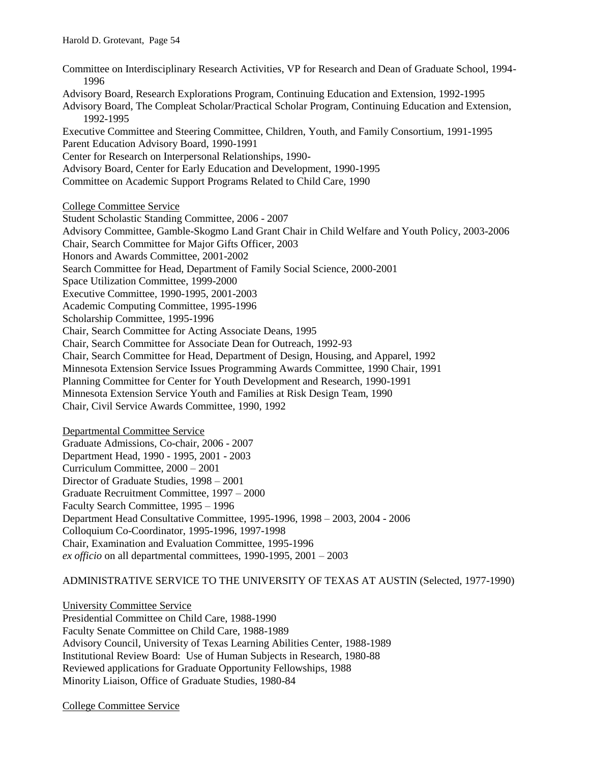Committee on Interdisciplinary Research Activities, VP for Research and Dean of Graduate School, 1994-1996

Advisory Board, Research Explorations Program, Continuing Education and Extension, 1992-1995

Advisory Board, The Compleat Scholar/Practical Scholar Program, Continuing Education and Extension, 1992-1995

Executive Committee and Steering Committee, Children, Youth, and Family Consortium, 1991-1995

Parent Education Advisory Board, 1990-1991

Center for Research on Interpersonal Relationships, 1990-

Advisory Board, Center for Early Education and Development, 1990-1995

Committee on Academic Support Programs Related to Child Care, 1990

<u>College Committee Service</u>

Student Scholastic Standing Committee, 2006 - 2007

Advisory Committee, Gamble-Skogmo Land Grant Chair in Child Welfare and Youth Policy, 2003-2006

Chair, Search Committee for Major Gifts Officer, 2003

Honors and Awards Committee, 2001-2002

Search Committee for Head, Department of Family Social Science, 2000-2001

Space Utilization Committee, 1999-2000

Executive Committee, 1990-1995, 2001-2003

Academic Computing Committee, 1995-1996

Scholarship Committee, 1995-1996

Chair, Search Committee for Acting Associate Deans, 1995

Chair, Search Committee for Associate Dean for Outreach, 1992-93

Chair, Search Committee for Head, Department of Design, Housing, and Apparel, 1992

Minnesota Extension Service Issues Programming Awards Committee, 1990 Chair, 1991

Planning Committee for Center for Youth Development and Research, 1990-1991

Minnesota Extension Service Youth and Families at Risk Design Team, 1990

Chair, Civil Service Awards Committee, 1990, 1992

<u>Departmental Committee Service</u>

Graduate Admissions, Co-chair, 2006 - 2007

Department Head, 1990 - 1995, 2001 - 2003

Curriculum Committee, 2000 – 2001

Director of Graduate Studies, 1998 – 2001

Graduate Recruitment Committee, 1997 – 2000

Faculty Search Committee, 1995 – 1996

Department Head Consultative Committee, 1995-1996, 1998 – 2003, 2004 - 2006

Colloquium Co-Coordinator, 1995-1996, 1997-1998

Chair, Examination and Evaluation Committee, 1995-1996

*ex officio* on all departmental committees, 1990-1995, 2001 – 2003

ADMINISTRATIVE SERVICE TO THE UNIVERSITY OF TEXAS AT AUSTIN (Selected, 1977-1990)

<u>University Committee Service</u>

Presidential Committee on Child Care, 1988-1990

Faculty Senate Committee on Child Care, 1988-1989

Advisory Council, University of Texas Learning Abilities Center, 1988-1989

Institutional Review Board: Use of Human Subjects in Research, 1980-88

Reviewed applications for Graduate Opportunity Fellowships, 1988

Minority Liaison, Office of Graduate Studies, 1980-84

<u>College Committee Service</u>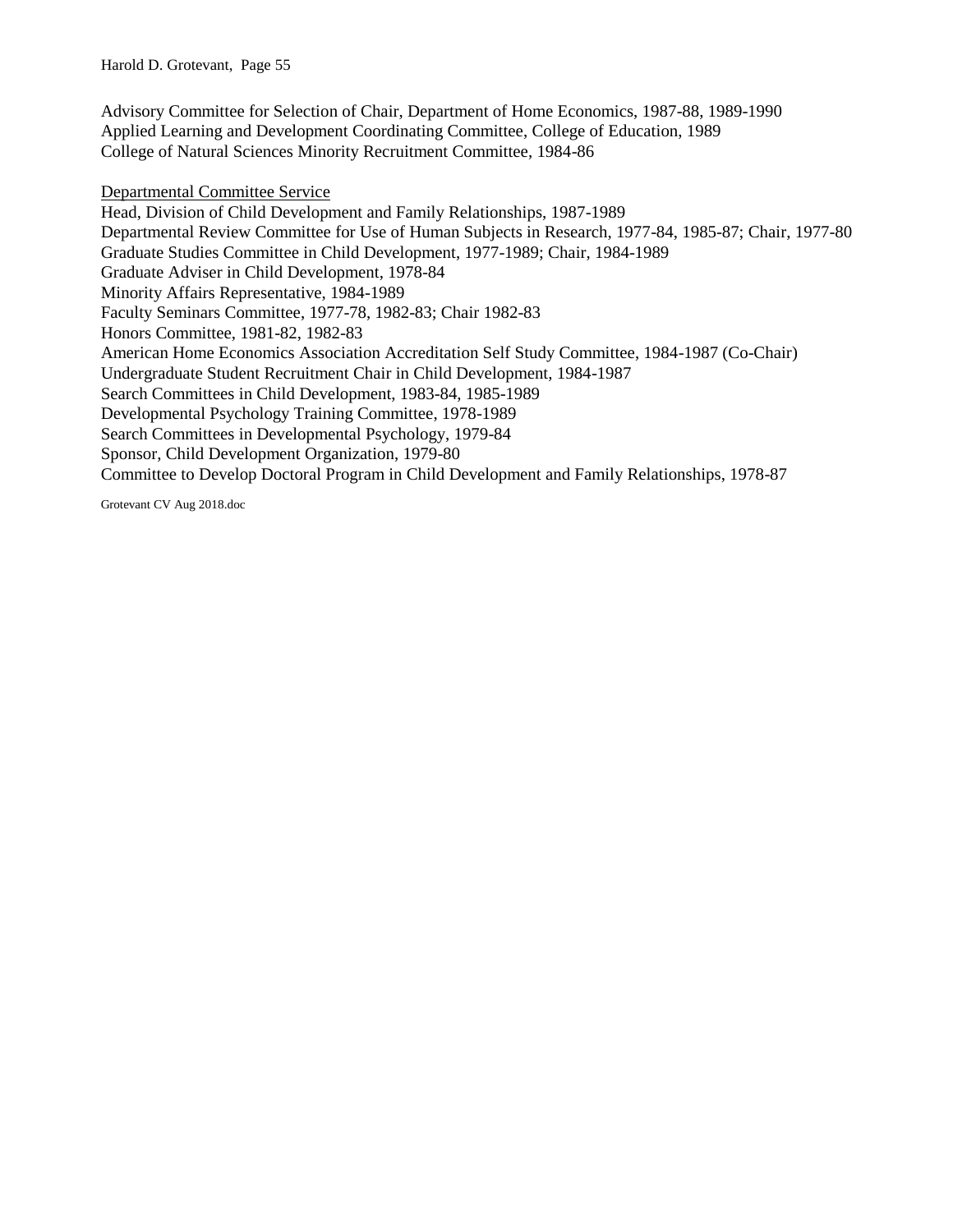Advisory Committee for Selection of Chair, Department of Home Economics, 1987-88, 1989-1990
Applied Learning and Development Coordinating Committee, College of Education, 1989
College of Natural Sciences Minority Recruitment Committee, 1984-86

Departmental Committee Service

Head, Division of Child Development and Family Relationships, 1987-1989
Departmental Review Committee for Use of Human Subjects in Research, 1977-84, 1985-87; Chair, 1977-80
Graduate Studies Committee in Child Development, 1977-1989; Chair, 1984-1989
Graduate Adviser in Child Development, 1978-84
Minority Affairs Representative, 1984-1989
Faculty Seminars Committee, 1977-78, 1982-83; Chair 1982-83
Honors Committee, 1981-82, 1982-83
American Home Economics Association Accreditation Self Study Committee, 1984-1987 (Co-Chair)
Undergraduate Student Recruitment Chair in Child Development, 1984-1987
Search Committees in Child Development, 1983-84, 1985-1989
Developmental Psychology Training Committee, 1978-1989
Search Committees in Developmental Psychology, 1979-84
Sponsor, Child Development Organization, 1979-80
Committee to Develop Doctoral Program in Child Development and Family Relationships, 1978-87